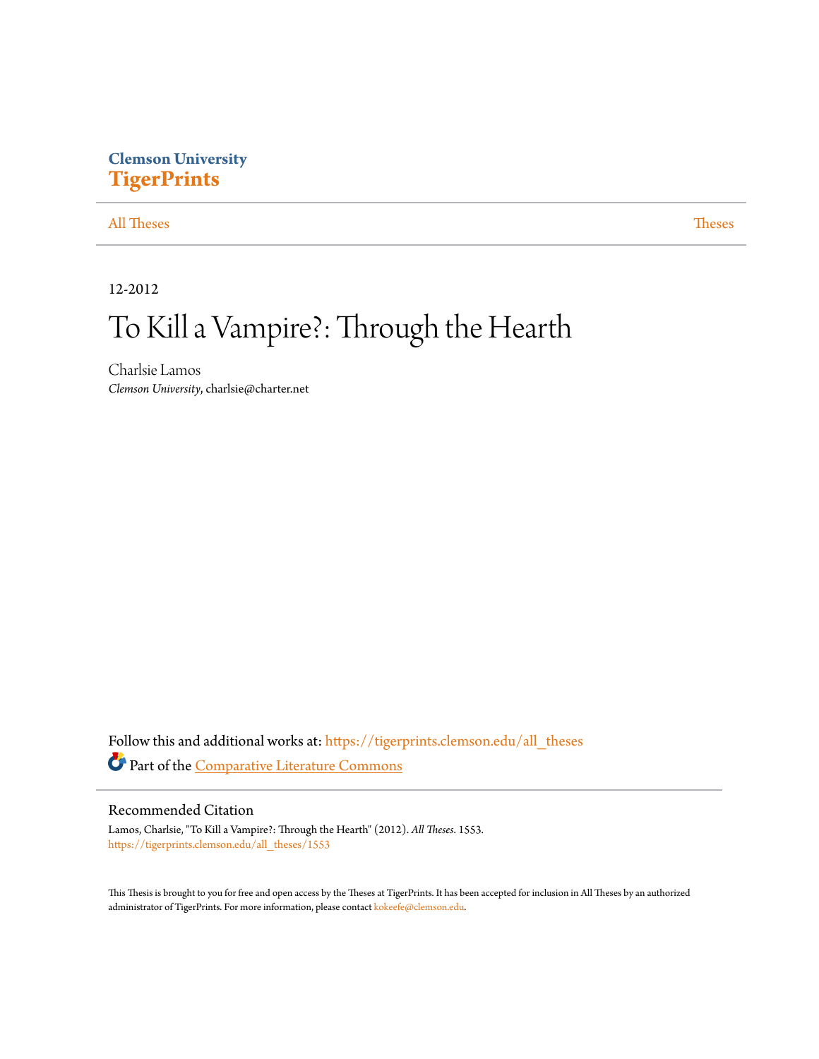Clemson University

**TigerPrints**

All Theses | Theses

12-2012

# To Kill a Vampire?: Through the Hearth

Charlsie Lamos

*Clemson University*, charlsie@charter.net

Follow this and additional works at: https://tigerprints.clemson.edu/all_theses

Part of the Comparative Literature Commons

## Recommended Citation

Lamos, Charlsie, "To Kill a Vampire?: Through the Hearth" (2012). *All Theses*. 1553.
https://tigerprints.clemson.edu/all_theses/1553

This Thesis is brought to you for free and open access by the Theses at TigerPrints. It has been accepted for inclusion in All Theses by an authorized administrator of TigerPrints. For more information, please contact kokeefe@clemson.edu.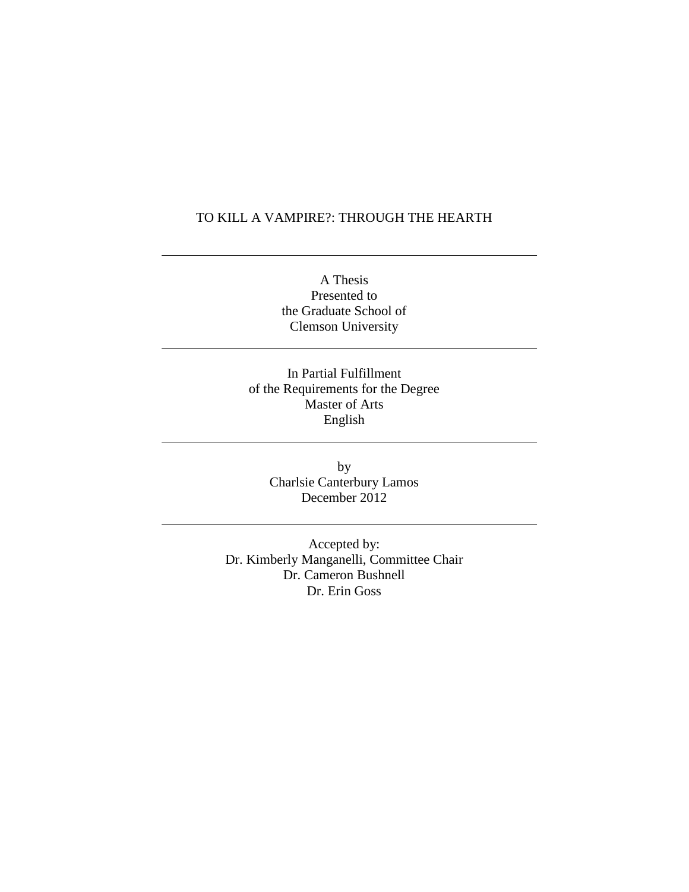# TO KILL A VAMPIRE?: THROUGH THE HEARTH

---

A Thesis
Presented to
the Graduate School of
Clemson University

---

In Partial Fulfillment
of the Requirements for the Degree
Master of Arts
English

---

by
Charlsie Canterbury Lamos
December 2012

---

Accepted by:
Dr. Kimberly Manganelli, Committee Chair
Dr. Cameron Bushnell
Dr. Erin Goss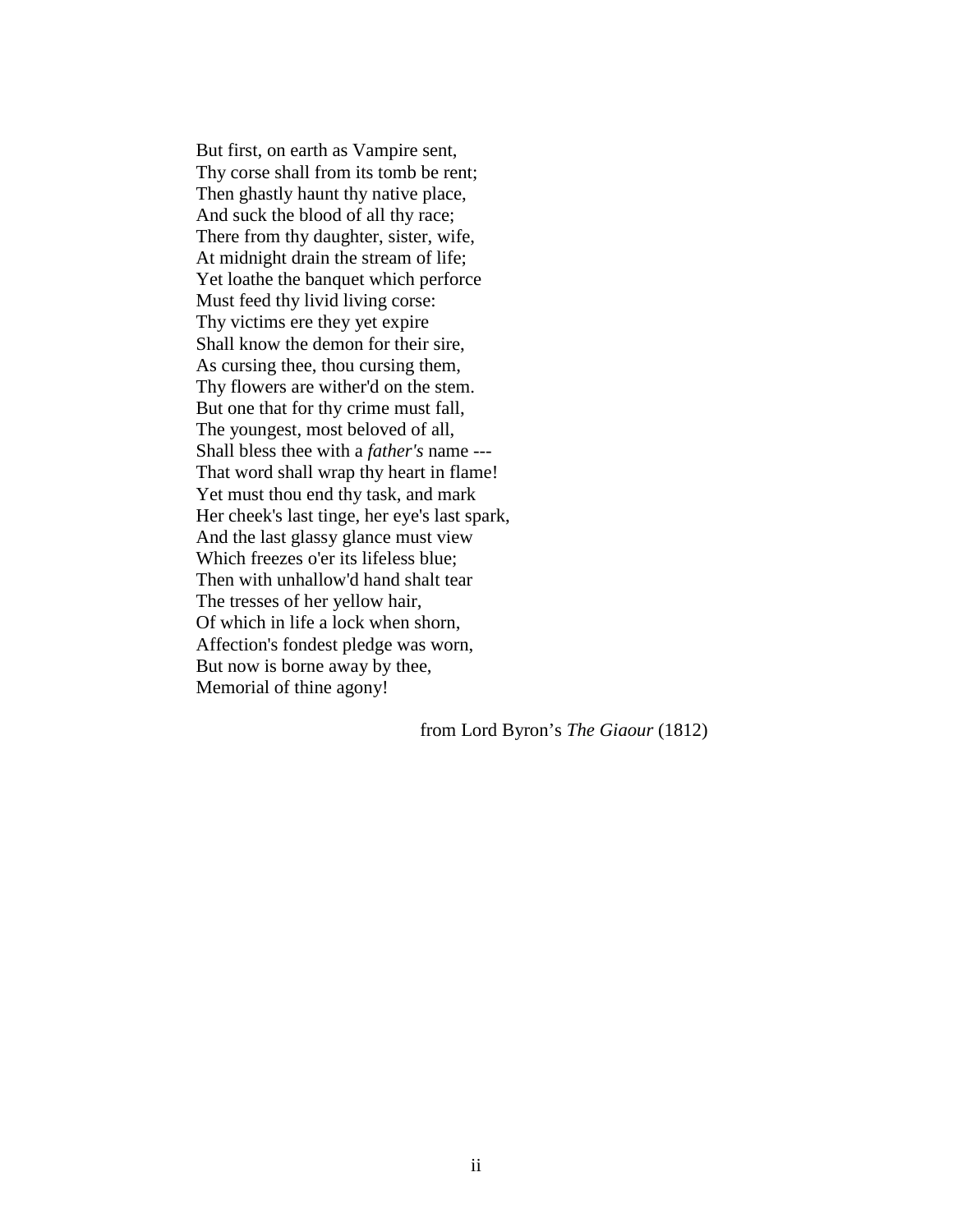But first, on earth as Vampire sent,  
Thy corse shall from its tomb be rent;  
Then ghastly haunt thy native place,  
And suck the blood of all thy race;  
There from thy daughter, sister, wife,  
At midnight drain the stream of life;  
Yet loathe the banquet which perforce  
Must feed thy livid living corse:  
Thy victims ere they yet expire  
Shall know the demon for their sire,  
As cursing thee, thou cursing them,  
Thy flowers are wither'd on the stem.  
But one that for thy crime must fall,  
The youngest, most beloved of all,  
Shall bless thee with a *father's* name ---  
That word shall wrap thy heart in flame!  
Yet must thou end thy task, and mark  
Her cheek's last tinge, her eye's last spark,  
And the last glassy glance must view  
Which freezes o'er its lifeless blue;  
Then with unhallow'd hand shalt tear  
The tresses of her yellow hair,  
Of which in life a lock when shorn,  
Affection's fondest pledge was worn,  
But now is borne away by thee,  
Memorial of thine agony!

from Lord Byron's *The Giaour* (1812)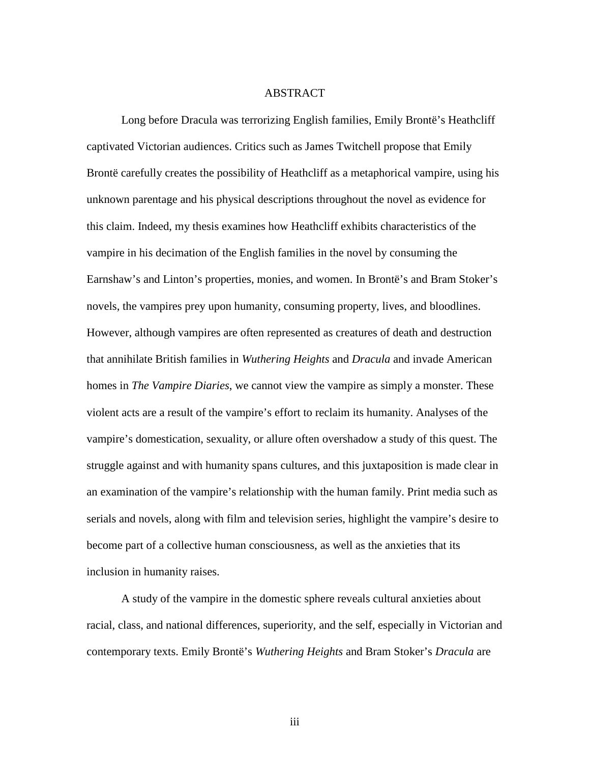# ABSTRACT

Long before Dracula was terrorizing English families, Emily Brontë's Heathcliff captivated Victorian audiences. Critics such as James Twitchell propose that Emily Brontë carefully creates the possibility of Heathcliff as a metaphorical vampire, using his unknown parentage and his physical descriptions throughout the novel as evidence for this claim. Indeed, my thesis examines how Heathcliff exhibits characteristics of the vampire in his decimation of the English families in the novel by consuming the Earnshaw's and Linton's properties, monies, and women. In Brontë's and Bram Stoker's novels, the vampires prey upon humanity, consuming property, lives, and bloodlines. However, although vampires are often represented as creatures of death and destruction that annihilate British families in *Wuthering Heights* and *Dracula* and invade American homes in *The Vampire Diaries*, we cannot view the vampire as simply a monster. These violent acts are a result of the vampire's effort to reclaim its humanity. Analyses of the vampire's domestication, sexuality, or allure often overshadow a study of this quest. The struggle against and with humanity spans cultures, and this juxtaposition is made clear in an examination of the vampire's relationship with the human family. Print media such as serials and novels, along with film and television series, highlight the vampire's desire to become part of a collective human consciousness, as well as the anxieties that its inclusion in humanity raises.

A study of the vampire in the domestic sphere reveals cultural anxieties about racial, class, and national differences, superiority, and the self, especially in Victorian and contemporary texts. Emily Brontë's *Wuthering Heights* and Bram Stoker's *Dracula* are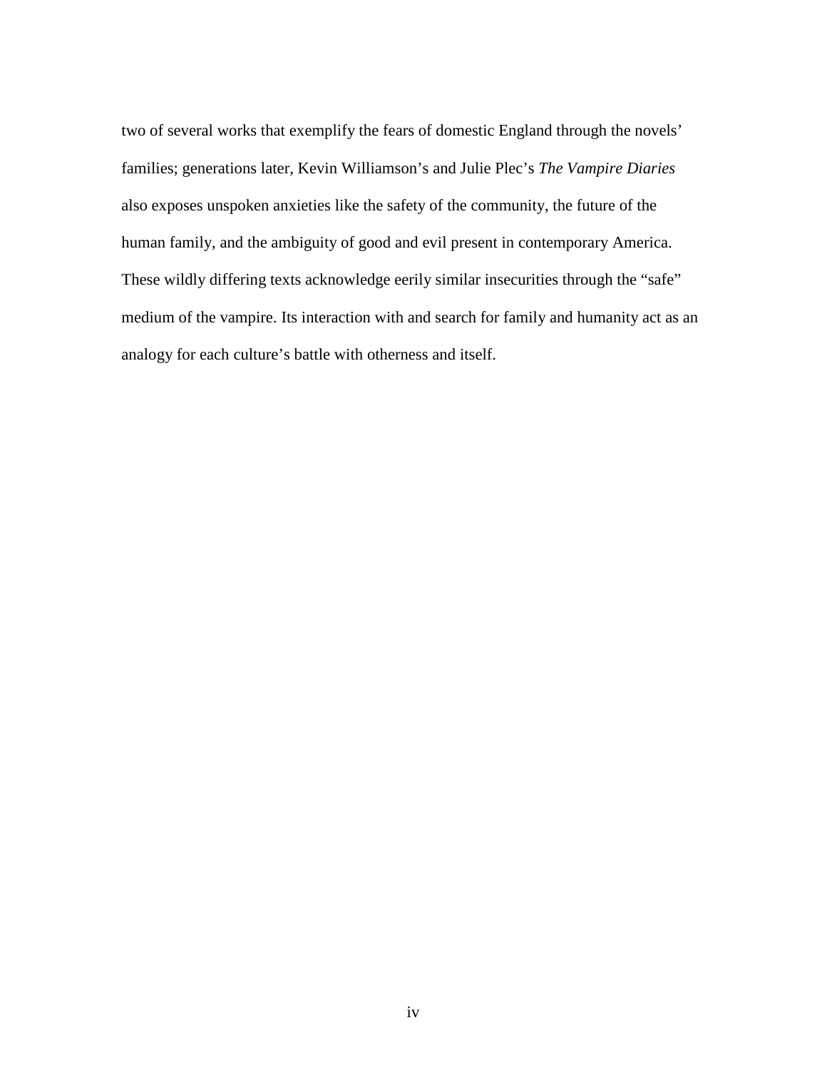two of several works that exemplify the fears of domestic England through the novels' families; generations later, Kevin Williamson's and Julie Plec's *The Vampire Diaries* also exposes unspoken anxieties like the safety of the community, the future of the human family, and the ambiguity of good and evil present in contemporary America. These wildly differing texts acknowledge eerily similar insecurities through the "safe" medium of the vampire. Its interaction with and search for family and humanity act as an analogy for each culture's battle with otherness and itself.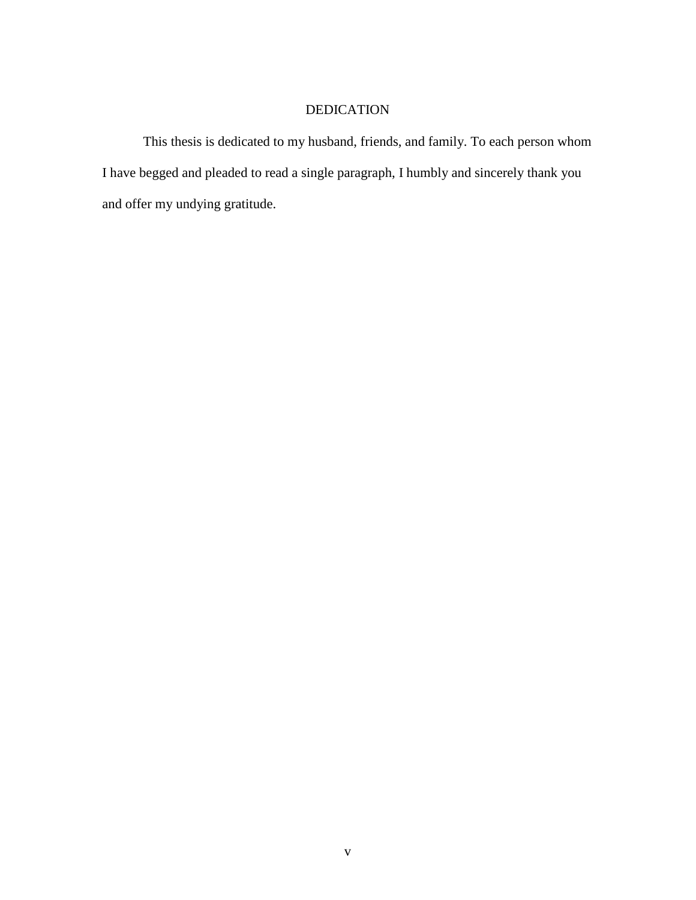# DEDICATION

This thesis is dedicated to my husband, friends, and family. To each person whom I have begged and pleaded to read a single paragraph, I humbly and sincerely thank you and offer my undying gratitude.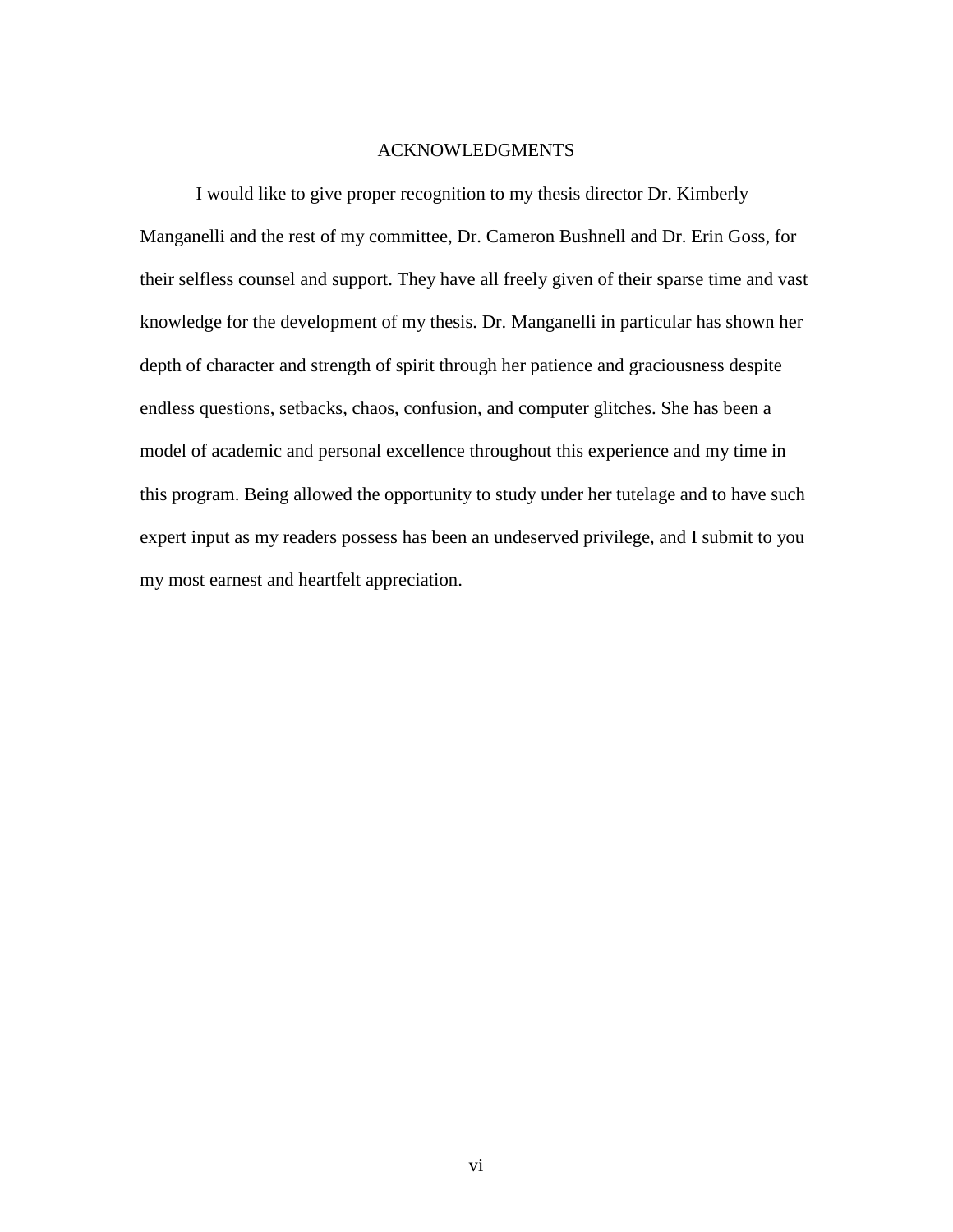# ACKNOWLEDGMENTS

I would like to give proper recognition to my thesis director Dr. Kimberly Manganelli and the rest of my committee, Dr. Cameron Bushnell and Dr. Erin Goss, for their selfless counsel and support. They have all freely given of their sparse time and vast knowledge for the development of my thesis. Dr. Manganelli in particular has shown her depth of character and strength of spirit through her patience and graciousness despite endless questions, setbacks, chaos, confusion, and computer glitches. She has been a model of academic and personal excellence throughout this experience and my time in this program. Being allowed the opportunity to study under her tutelage and to have such expert input as my readers possess has been an undeserved privilege, and I submit to you my most earnest and heartfelt appreciation.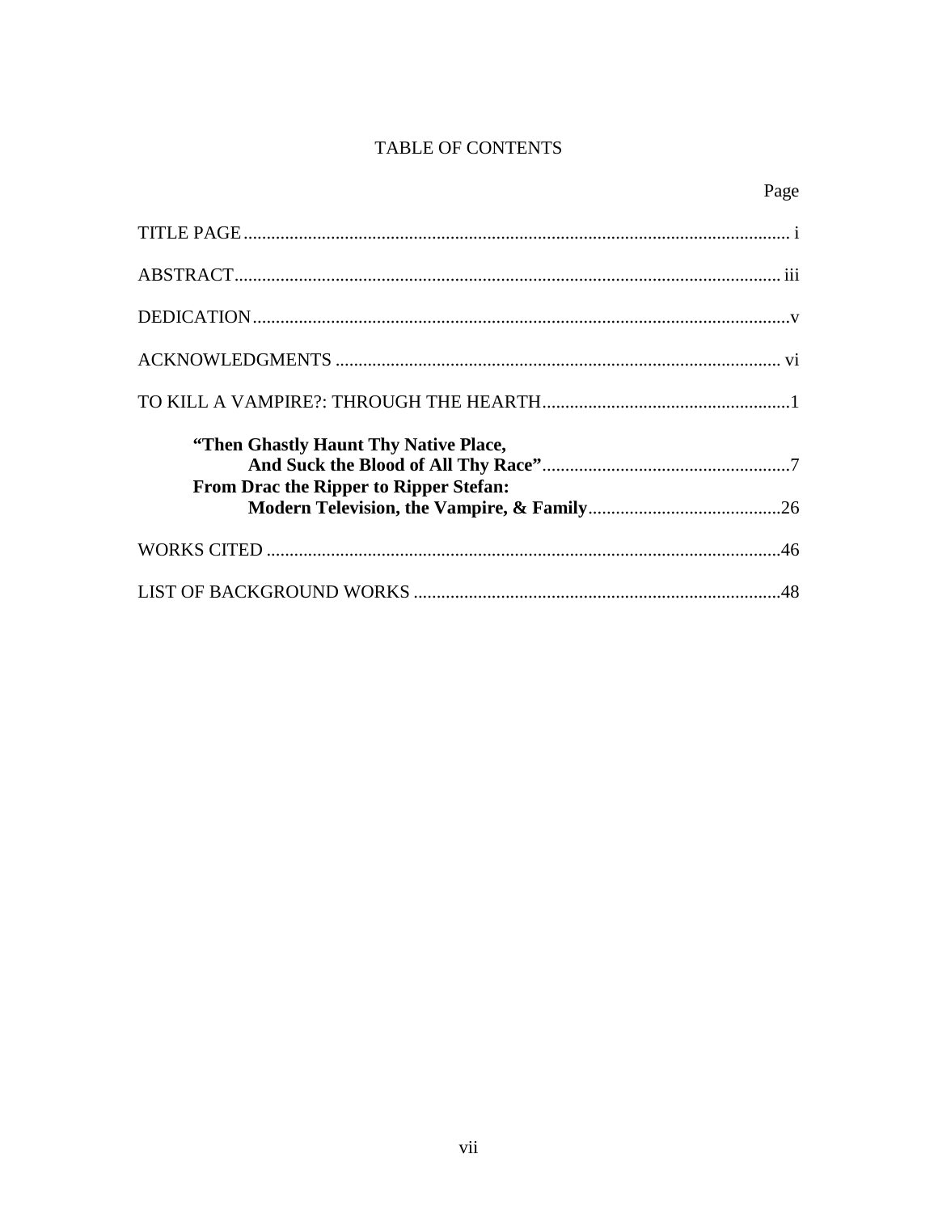# TABLE OF CONTENTS

Page

TITLE PAGE ........................................................................................................ i

ABSTRACT ........................................................................................................ iii

DEDICATION ........................................................................................................ v

ACKNOWLEDGMENTS ........................................................................................ vi

TO KILL A VAMPIRE?: THROUGH THE HEARTH ........................................................ 1

**"Then Ghastly Haunt Thy Native Place,**
**And Suck the Blood of All Thy Race"** ........................................................ 7

**From Drac the Ripper to Ripper Stefan:**
**Modern Television, the Vampire, & Family** .................................................. 26

WORKS CITED ........................................................................................................ 46

LIST OF BACKGROUND WORKS ................................................................................ 48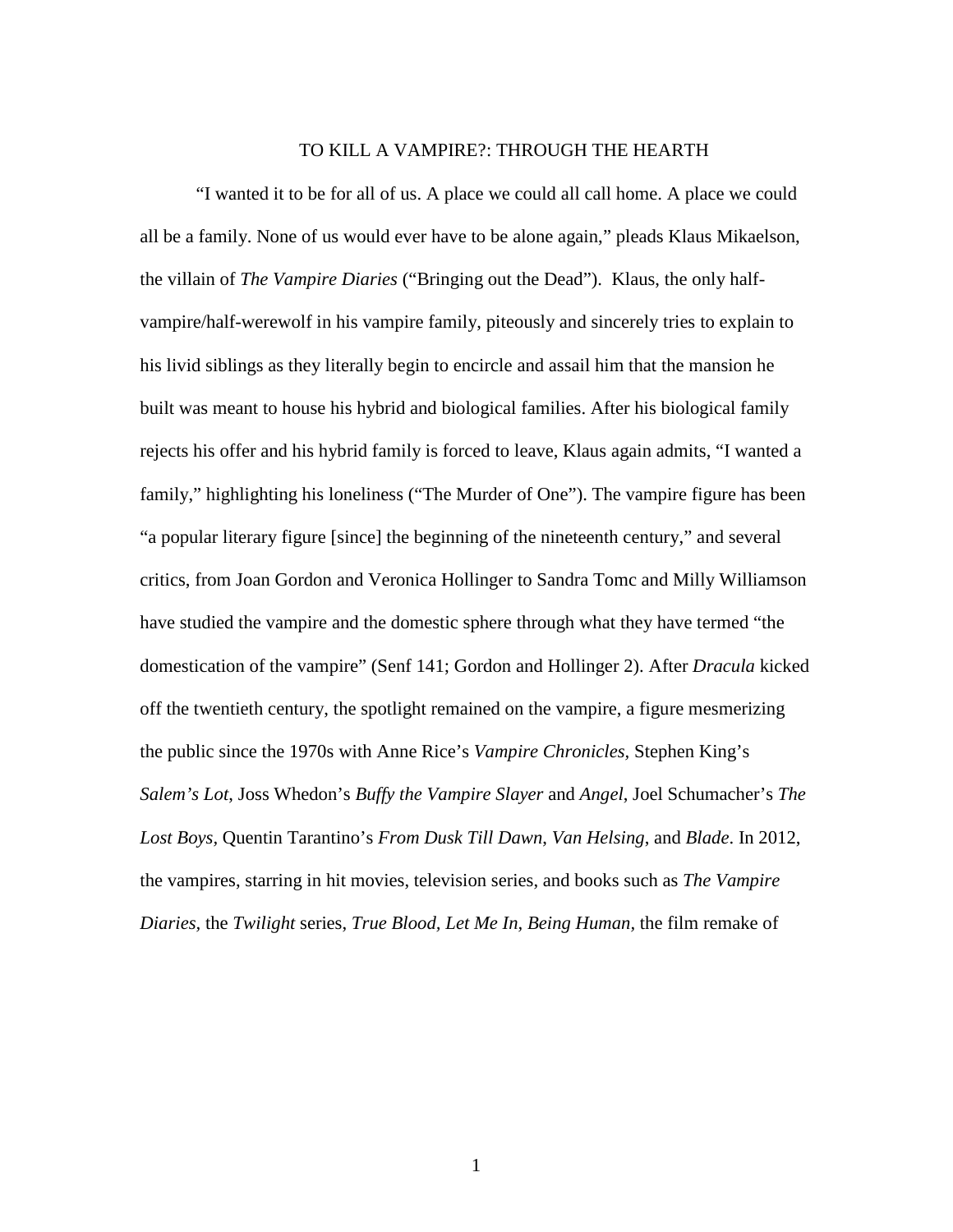TO KILL A VAMPIRE?: THROUGH THE HEARTH

"I wanted it to be for all of us. A place we could all call home. A place we could all be a family. None of us would ever have to be alone again," pleads Klaus Mikaelson, the villain of *The Vampire Diaries* ("Bringing out the Dead"). Klaus, the only half-vampire/half-werewolf in his vampire family, piteously and sincerely tries to explain to his livid siblings as they literally begin to encircle and assail him that the mansion he built was meant to house his hybrid and biological families. After his biological family rejects his offer and his hybrid family is forced to leave, Klaus again admits, "I wanted a family," highlighting his loneliness ("The Murder of One"). The vampire figure has been "a popular literary figure [since] the beginning of the nineteenth century," and several critics, from Joan Gordon and Veronica Hollinger to Sandra Tomc and Milly Williamson have studied the vampire and the domestic sphere through what they have termed "the domestication of the vampire" (Senf 141; Gordon and Hollinger 2). After *Dracula* kicked off the twentieth century, the spotlight remained on the vampire, a figure mesmerizing the public since the 1970s with Anne Rice's *Vampire Chronicles*, Stephen King's *Salem's Lot*, Joss Whedon's *Buffy the Vampire Slayer* and *Angel*, Joel Schumacher's *The Lost Boys,* Quentin Tarantino's *From Dusk Till Dawn*, *Van Helsing*, and *Blade*. In 2012, the vampires, starring in hit movies, television series, and books such as *The Vampire Diaries*, the *Twilight* series, *True Blood, Let Me In, Being Human,* the film remake of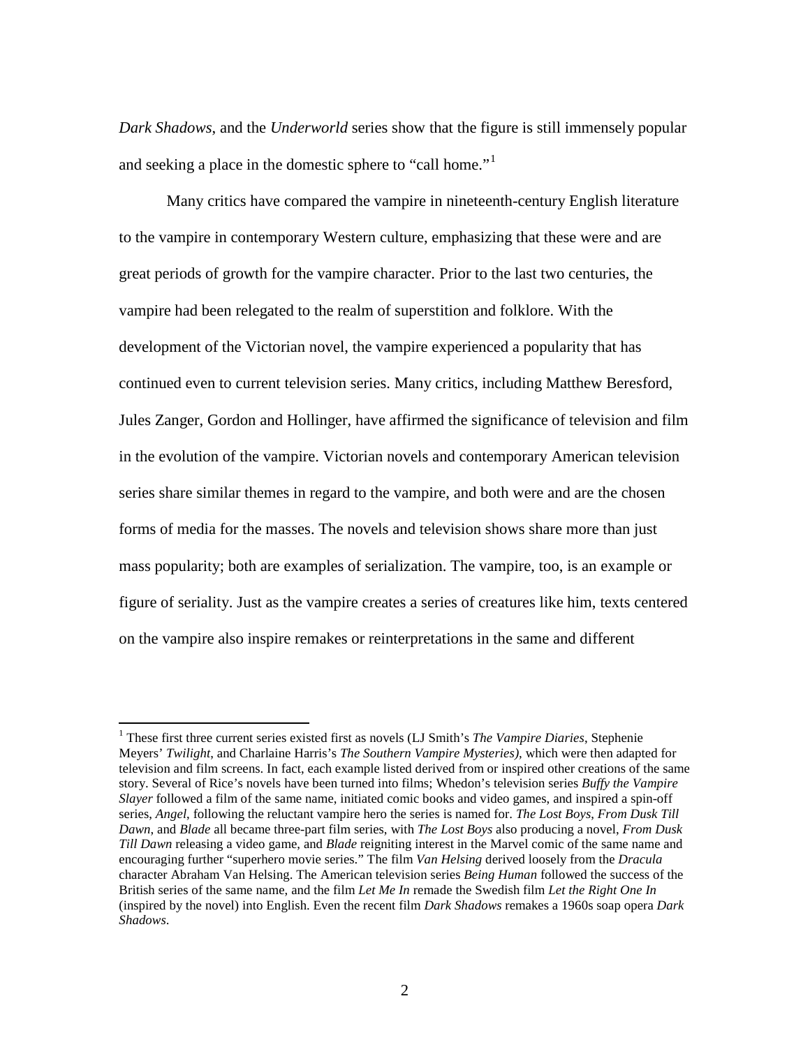*Dark Shadows*, and the *Underworld* series show that the figure is still immensely popular and seeking a place in the domestic sphere to "call home."[1]

Many critics have compared the vampire in nineteenth-century English literature to the vampire in contemporary Western culture, emphasizing that these were and are great periods of growth for the vampire character. Prior to the last two centuries, the vampire had been relegated to the realm of superstition and folklore. With the development of the Victorian novel, the vampire experienced a popularity that has continued even to current television series. Many critics, including Matthew Beresford, Jules Zanger, Gordon and Hollinger, have affirmed the significance of television and film in the evolution of the vampire. Victorian novels and contemporary American television series share similar themes in regard to the vampire, and both were and are the chosen forms of media for the masses. The novels and television shows share more than just mass popularity; both are examples of serialization. The vampire, too, is an example or figure of seriality. Just as the vampire creates a series of creatures like him, texts centered on the vampire also inspire remakes or reinterpretations in the same and different

---

[1] These first three current series existed first as novels (LJ Smith's *The Vampire Diaries*, Stephenie Meyers' *Twilight*, and Charlaine Harris's *The Southern Vampire Mysteries),* which were then adapted for television and film screens. In fact, each example listed derived from or inspired other creations of the same story. Several of Rice's novels have been turned into films; Whedon's television series *Buffy the Vampire Slayer* followed a film of the same name, initiated comic books and video games, and inspired a spin-off series, *Angel*, following the reluctant vampire hero the series is named for. *The Lost Boys*, *From Dusk Till Dawn*, and *Blade* all became three-part film series, with *The Lost Boys* also producing a novel, *From Dusk Till Dawn* releasing a video game, and *Blade* reigniting interest in the Marvel comic of the same name and encouraging further "superhero movie series." The film *Van Helsing* derived loosely from the *Dracula* character Abraham Van Helsing. The American television series *Being Human* followed the success of the British series of the same name, and the film *Let Me In* remade the Swedish film *Let the Right One In* (inspired by the novel) into English. Even the recent film *Dark Shadows* remakes a 1960s soap opera *Dark Shadows*.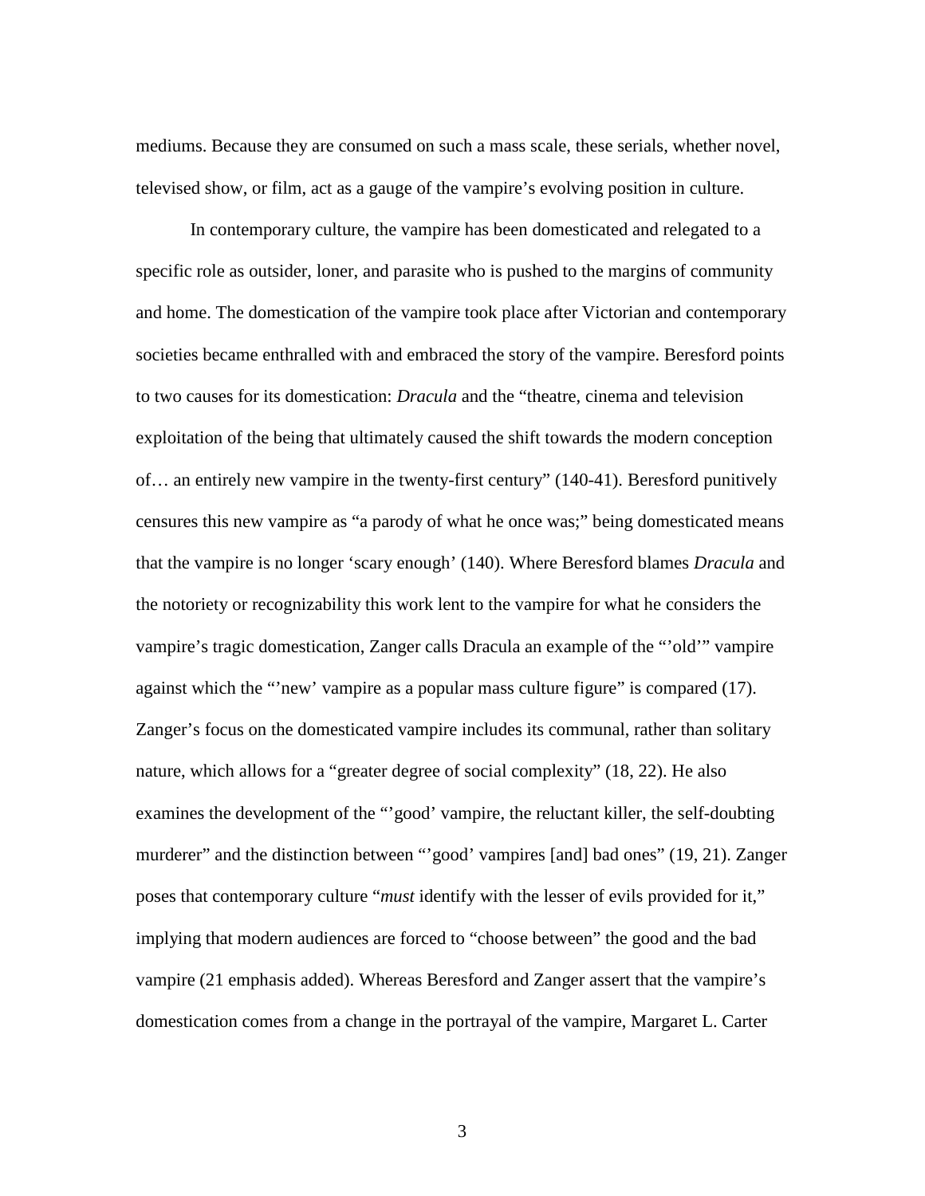mediums. Because they are consumed on such a mass scale, these serials, whether novel, televised show, or film, act as a gauge of the vampire's evolving position in culture.

In contemporary culture, the vampire has been domesticated and relegated to a specific role as outsider, loner, and parasite who is pushed to the margins of community and home. The domestication of the vampire took place after Victorian and contemporary societies became enthralled with and embraced the story of the vampire. Beresford points to two causes for its domestication: *Dracula* and the "theatre, cinema and television exploitation of the being that ultimately caused the shift towards the modern conception of… an entirely new vampire in the twenty-first century" (140-41). Beresford punitively censures this new vampire as "a parody of what he once was;" being domesticated means that the vampire is no longer 'scary enough' (140). Where Beresford blames *Dracula* and the notoriety or recognizability this work lent to the vampire for what he considers the vampire's tragic domestication, Zanger calls Dracula an example of the "'old'" vampire against which the "'new' vampire as a popular mass culture figure" is compared (17). Zanger's focus on the domesticated vampire includes its communal, rather than solitary nature, which allows for a "greater degree of social complexity" (18, 22). He also examines the development of the "'good' vampire, the reluctant killer, the self-doubting murderer" and the distinction between "'good' vampires [and] bad ones" (19, 21). Zanger poses that contemporary culture "*must* identify with the lesser of evils provided for it," implying that modern audiences are forced to "choose between" the good and the bad vampire (21 emphasis added). Whereas Beresford and Zanger assert that the vampire's domestication comes from a change in the portrayal of the vampire, Margaret L. Carter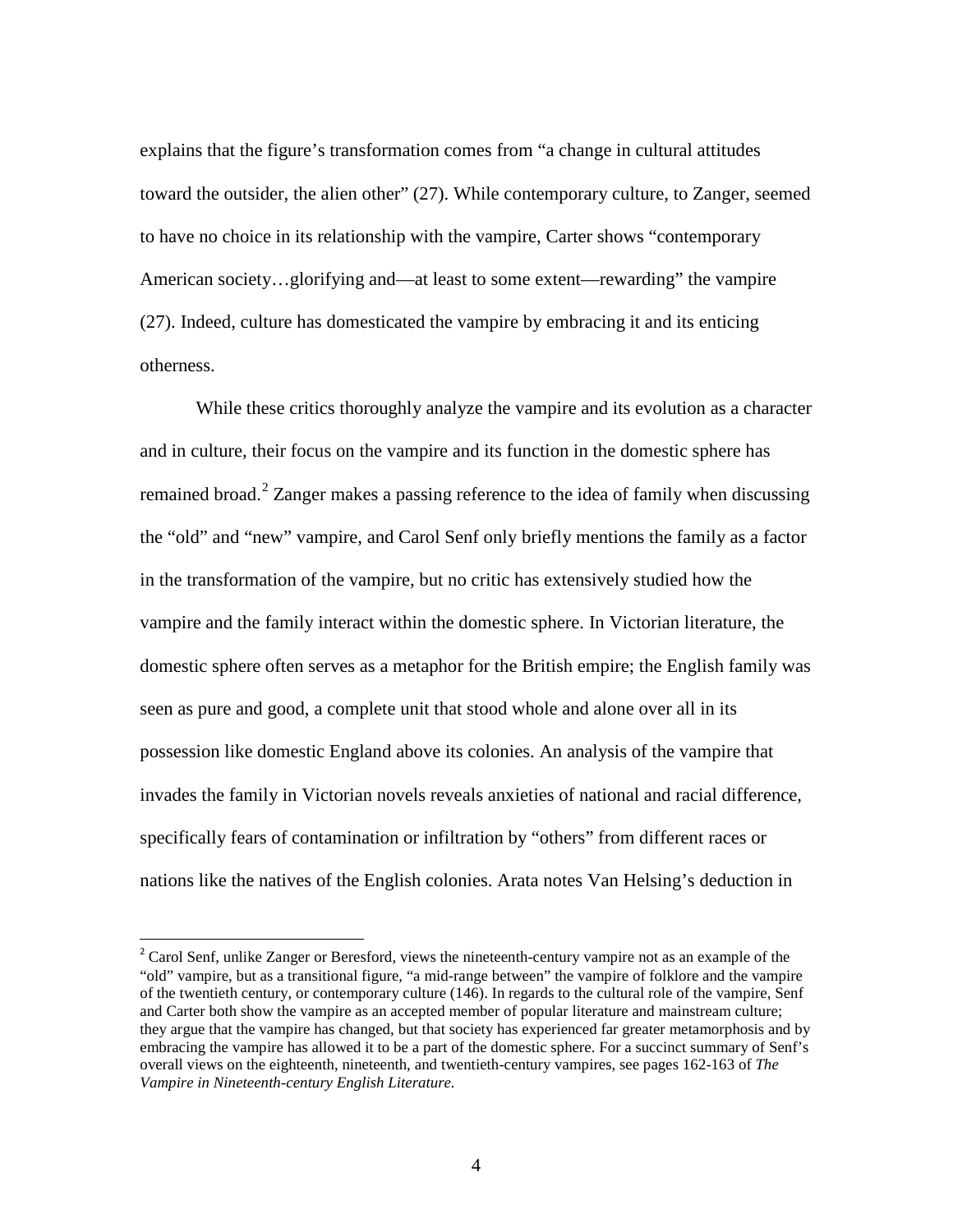explains that the figure's transformation comes from "a change in cultural attitudes toward the outsider, the alien other" (27). While contemporary culture, to Zanger, seemed to have no choice in its relationship with the vampire, Carter shows "contemporary American society…glorifying and—at least to some extent—rewarding" the vampire (27). Indeed, culture has domesticated the vampire by embracing it and its enticing otherness.

While these critics thoroughly analyze the vampire and its evolution as a character and in culture, their focus on the vampire and its function in the domestic sphere has remained broad.[2] Zanger makes a passing reference to the idea of family when discussing the "old" and "new" vampire, and Carol Senf only briefly mentions the family as a factor in the transformation of the vampire, but no critic has extensively studied how the vampire and the family interact within the domestic sphere. In Victorian literature, the domestic sphere often serves as a metaphor for the British empire; the English family was seen as pure and good, a complete unit that stood whole and alone over all in its possession like domestic England above its colonies. An analysis of the vampire that invades the family in Victorian novels reveals anxieties of national and racial difference, specifically fears of contamination or infiltration by "others" from different races or nations like the natives of the English colonies. Arata notes Van Helsing's deduction in

[2] Carol Senf, unlike Zanger or Beresford, views the nineteenth-century vampire not as an example of the "old" vampire, but as a transitional figure, "a mid-range between" the vampire of folklore and the vampire of the twentieth century, or contemporary culture (146). In regards to the cultural role of the vampire, Senf and Carter both show the vampire as an accepted member of popular literature and mainstream culture; they argue that the vampire has changed, but that society has experienced far greater metamorphosis and by embracing the vampire has allowed it to be a part of the domestic sphere. For a succinct summary of Senf's overall views on the eighteenth, nineteenth, and twentieth-century vampires, see pages 162-163 of *The Vampire in Nineteenth-century English Literature.*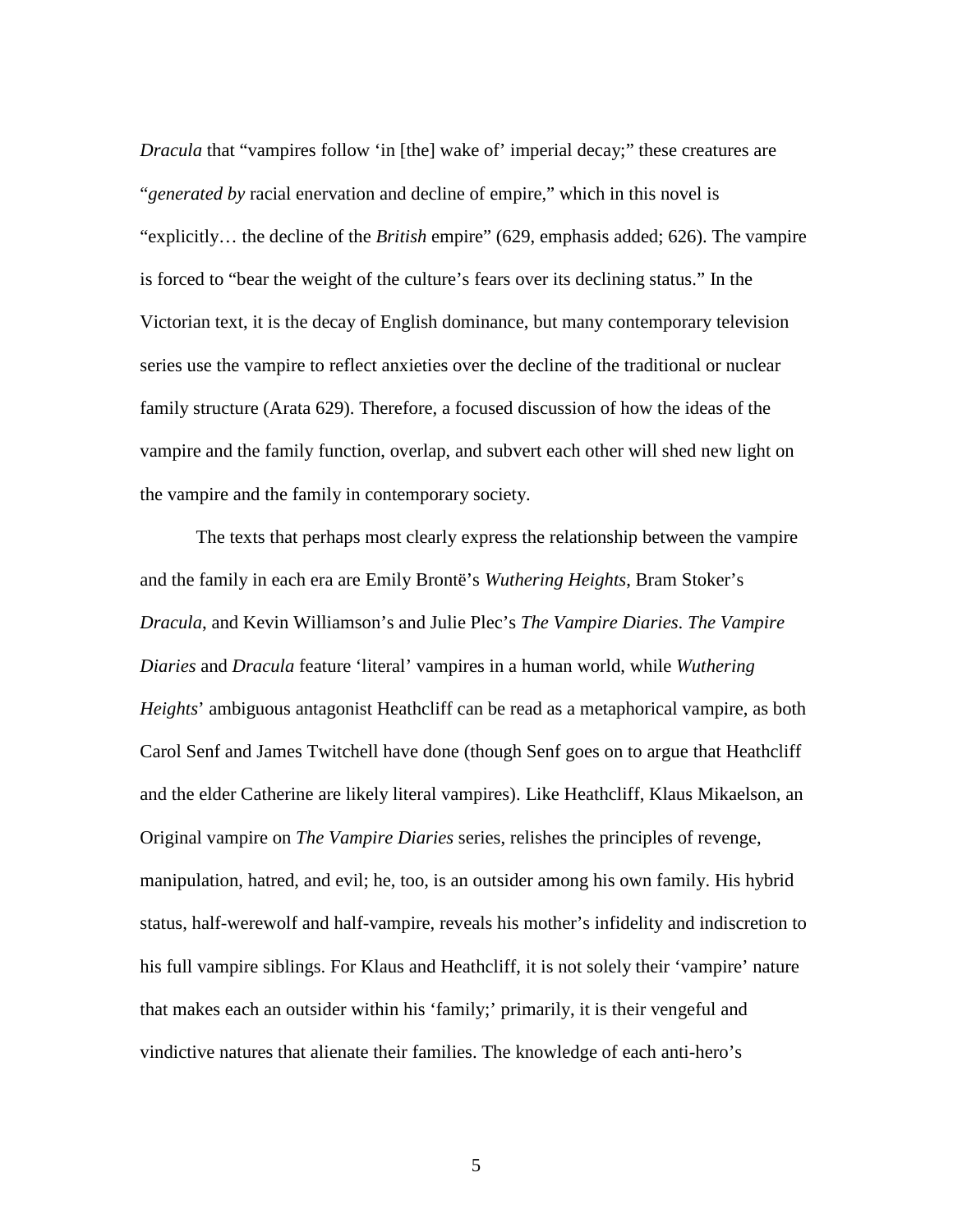*Dracula* that "vampires follow 'in [the] wake of' imperial decay;" these creatures are "*generated by* racial enervation and decline of empire," which in this novel is "explicitly… the decline of the *British* empire" (629, emphasis added; 626). The vampire is forced to "bear the weight of the culture's fears over its declining status." In the Victorian text, it is the decay of English dominance, but many contemporary television series use the vampire to reflect anxieties over the decline of the traditional or nuclear family structure (Arata 629). Therefore, a focused discussion of how the ideas of the vampire and the family function, overlap, and subvert each other will shed new light on the vampire and the family in contemporary society.

The texts that perhaps most clearly express the relationship between the vampire and the family in each era are Emily Brontë's *Wuthering Heights*, Bram Stoker's *Dracula*, and Kevin Williamson's and Julie Plec's *The Vampire Diaries*. *The Vampire Diaries* and *Dracula* feature 'literal' vampires in a human world, while *Wuthering Heights*' ambiguous antagonist Heathcliff can be read as a metaphorical vampire, as both Carol Senf and James Twitchell have done (though Senf goes on to argue that Heathcliff and the elder Catherine are likely literal vampires). Like Heathcliff, Klaus Mikaelson, an Original vampire on *The Vampire Diaries* series, relishes the principles of revenge, manipulation, hatred, and evil; he, too, is an outsider among his own family. His hybrid status, half-werewolf and half-vampire, reveals his mother's infidelity and indiscretion to his full vampire siblings. For Klaus and Heathcliff, it is not solely their 'vampire' nature that makes each an outsider within his 'family;' primarily, it is their vengeful and vindictive natures that alienate their families. The knowledge of each anti-hero's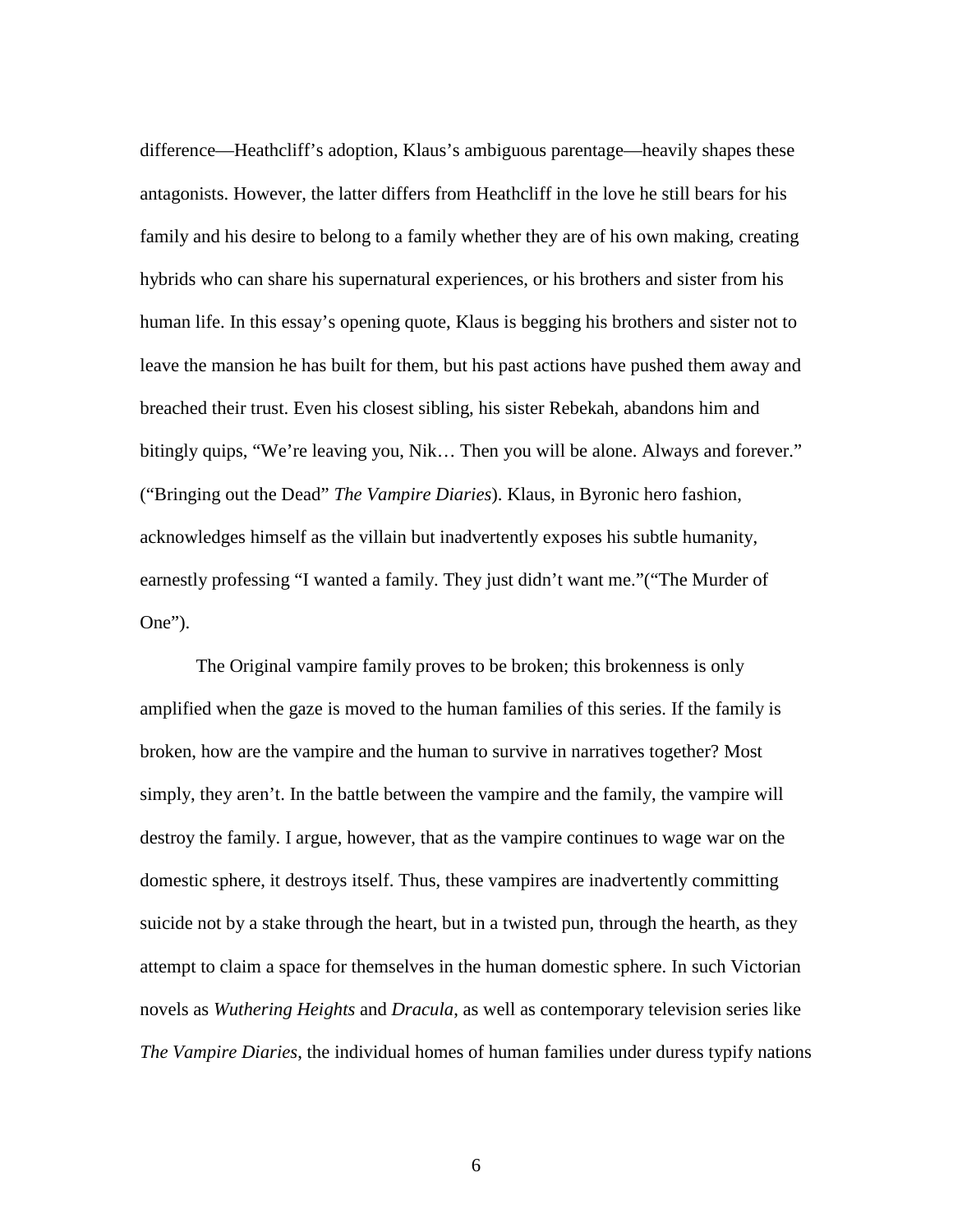difference—Heathcliff's adoption, Klaus's ambiguous parentage—heavily shapes these antagonists. However, the latter differs from Heathcliff in the love he still bears for his family and his desire to belong to a family whether they are of his own making, creating hybrids who can share his supernatural experiences, or his brothers and sister from his human life. In this essay's opening quote, Klaus is begging his brothers and sister not to leave the mansion he has built for them, but his past actions have pushed them away and breached their trust. Even his closest sibling, his sister Rebekah, abandons him and bitingly quips, "We're leaving you, Nik… Then you will be alone. Always and forever." ("Bringing out the Dead" *The Vampire Diaries*). Klaus, in Byronic hero fashion, acknowledges himself as the villain but inadvertently exposes his subtle humanity, earnestly professing "I wanted a family. They just didn't want me."("The Murder of One").

The Original vampire family proves to be broken; this brokenness is only amplified when the gaze is moved to the human families of this series. If the family is broken, how are the vampire and the human to survive in narratives together? Most simply, they aren't. In the battle between the vampire and the family, the vampire will destroy the family. I argue, however, that as the vampire continues to wage war on the domestic sphere, it destroys itself. Thus, these vampires are inadvertently committing suicide not by a stake through the heart, but in a twisted pun, through the hearth, as they attempt to claim a space for themselves in the human domestic sphere. In such Victorian novels as *Wuthering Heights* and *Dracula*, as well as contemporary television series like *The Vampire Diaries*, the individual homes of human families under duress typify nations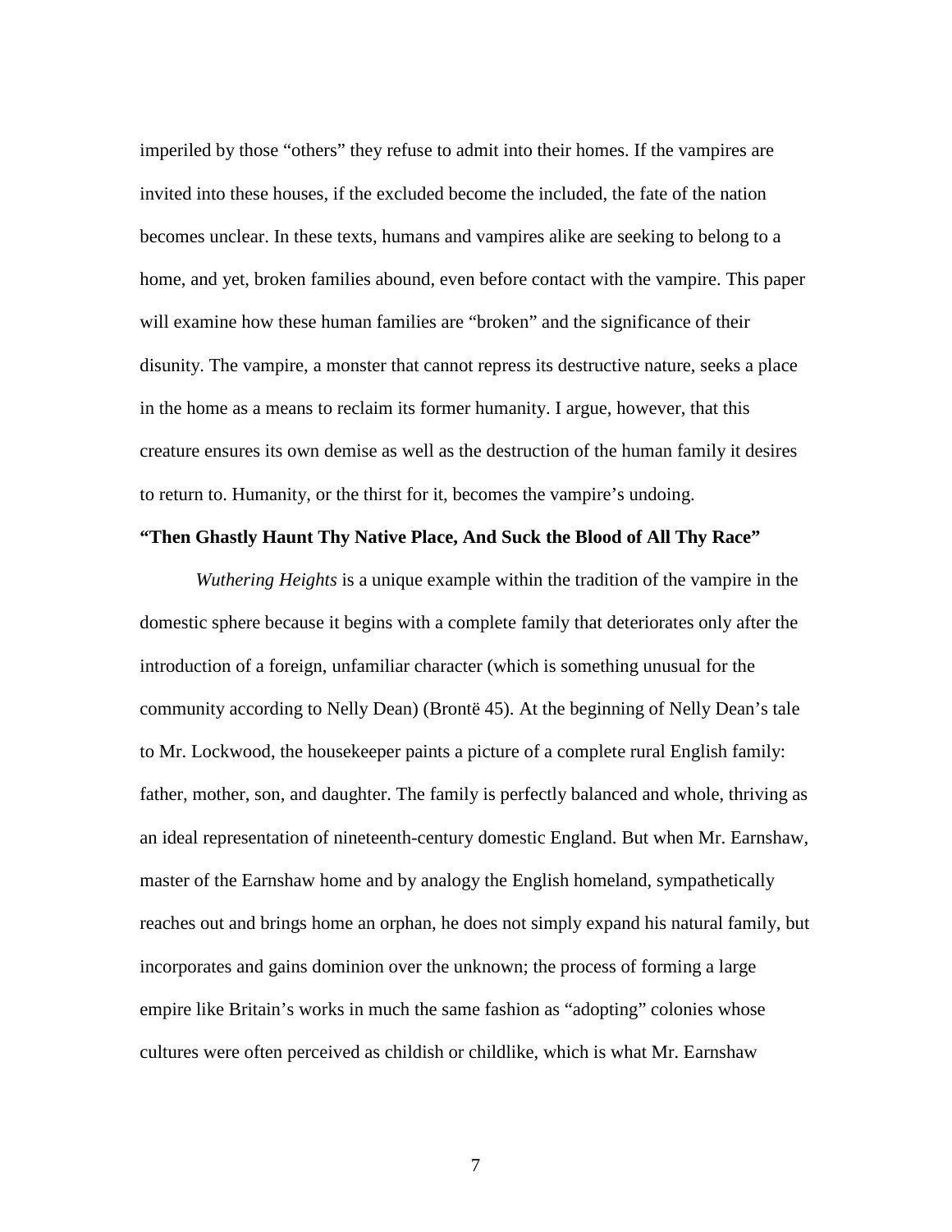imperiled by those "others" they refuse to admit into their homes. If the vampires are invited into these houses, if the excluded become the included, the fate of the nation becomes unclear. In these texts, humans and vampires alike are seeking to belong to a home, and yet, broken families abound, even before contact with the vampire. This paper will examine how these human families are "broken" and the significance of their disunity. The vampire, a monster that cannot repress its destructive nature, seeks a place in the home as a means to reclaim its former humanity. I argue, however, that this creature ensures its own demise as well as the destruction of the human family it desires to return to. Humanity, or the thirst for it, becomes the vampire's undoing.

**"Then Ghastly Haunt Thy Native Place, And Suck the Blood of All Thy Race"**

*Wuthering Heights* is a unique example within the tradition of the vampire in the domestic sphere because it begins with a complete family that deteriorates only after the introduction of a foreign, unfamiliar character (which is something unusual for the community according to Nelly Dean) (Brontë 45). At the beginning of Nelly Dean's tale to Mr. Lockwood, the housekeeper paints a picture of a complete rural English family: father, mother, son, and daughter. The family is perfectly balanced and whole, thriving as an ideal representation of nineteenth-century domestic England. But when Mr. Earnshaw, master of the Earnshaw home and by analogy the English homeland, sympathetically reaches out and brings home an orphan, he does not simply expand his natural family, but incorporates and gains dominion over the unknown; the process of forming a large empire like Britain's works in much the same fashion as "adopting" colonies whose cultures were often perceived as childish or childlike, which is what Mr. Earnshaw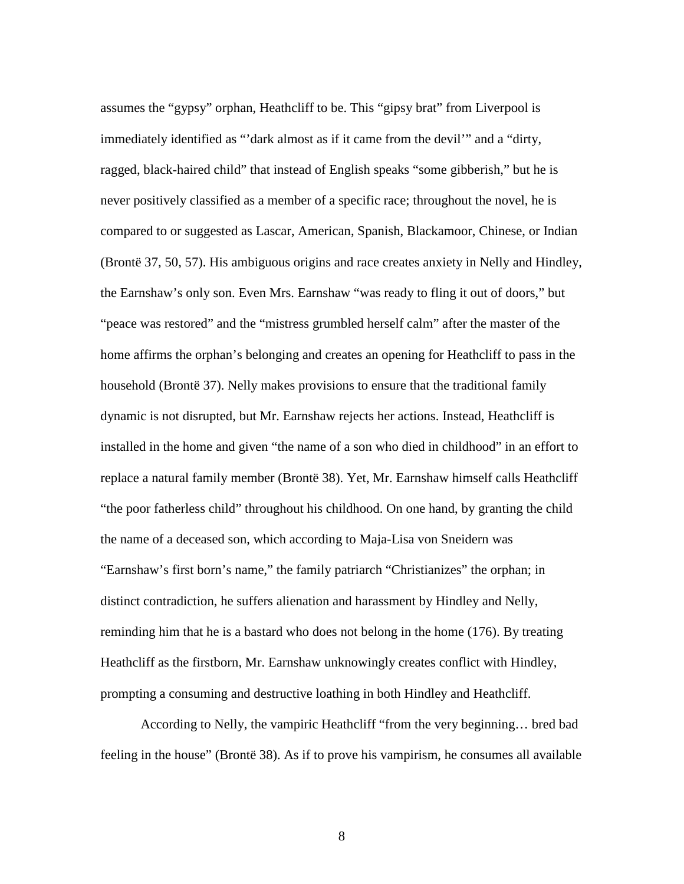assumes the "gypsy" orphan, Heathcliff to be. This "gipsy brat" from Liverpool is immediately identified as "'dark almost as if it came from the devil'" and a "dirty, ragged, black-haired child" that instead of English speaks "some gibberish," but he is never positively classified as a member of a specific race; throughout the novel, he is compared to or suggested as Lascar, American, Spanish, Blackamoor, Chinese, or Indian (Brontë 37, 50, 57). His ambiguous origins and race creates anxiety in Nelly and Hindley, the Earnshaw's only son. Even Mrs. Earnshaw "was ready to fling it out of doors," but "peace was restored" and the "mistress grumbled herself calm" after the master of the home affirms the orphan's belonging and creates an opening for Heathcliff to pass in the household (Brontë 37). Nelly makes provisions to ensure that the traditional family dynamic is not disrupted, but Mr. Earnshaw rejects her actions. Instead, Heathcliff is installed in the home and given "the name of a son who died in childhood" in an effort to replace a natural family member (Brontë 38). Yet, Mr. Earnshaw himself calls Heathcliff "the poor fatherless child" throughout his childhood. On one hand, by granting the child the name of a deceased son, which according to Maja-Lisa von Sneidern was "Earnshaw's first born's name," the family patriarch "Christianizes" the orphan; in distinct contradiction, he suffers alienation and harassment by Hindley and Nelly, reminding him that he is a bastard who does not belong in the home (176). By treating Heathcliff as the firstborn, Mr. Earnshaw unknowingly creates conflict with Hindley, prompting a consuming and destructive loathing in both Hindley and Heathcliff.

According to Nelly, the vampiric Heathcliff "from the very beginning… bred bad feeling in the house" (Brontë 38). As if to prove his vampirism, he consumes all available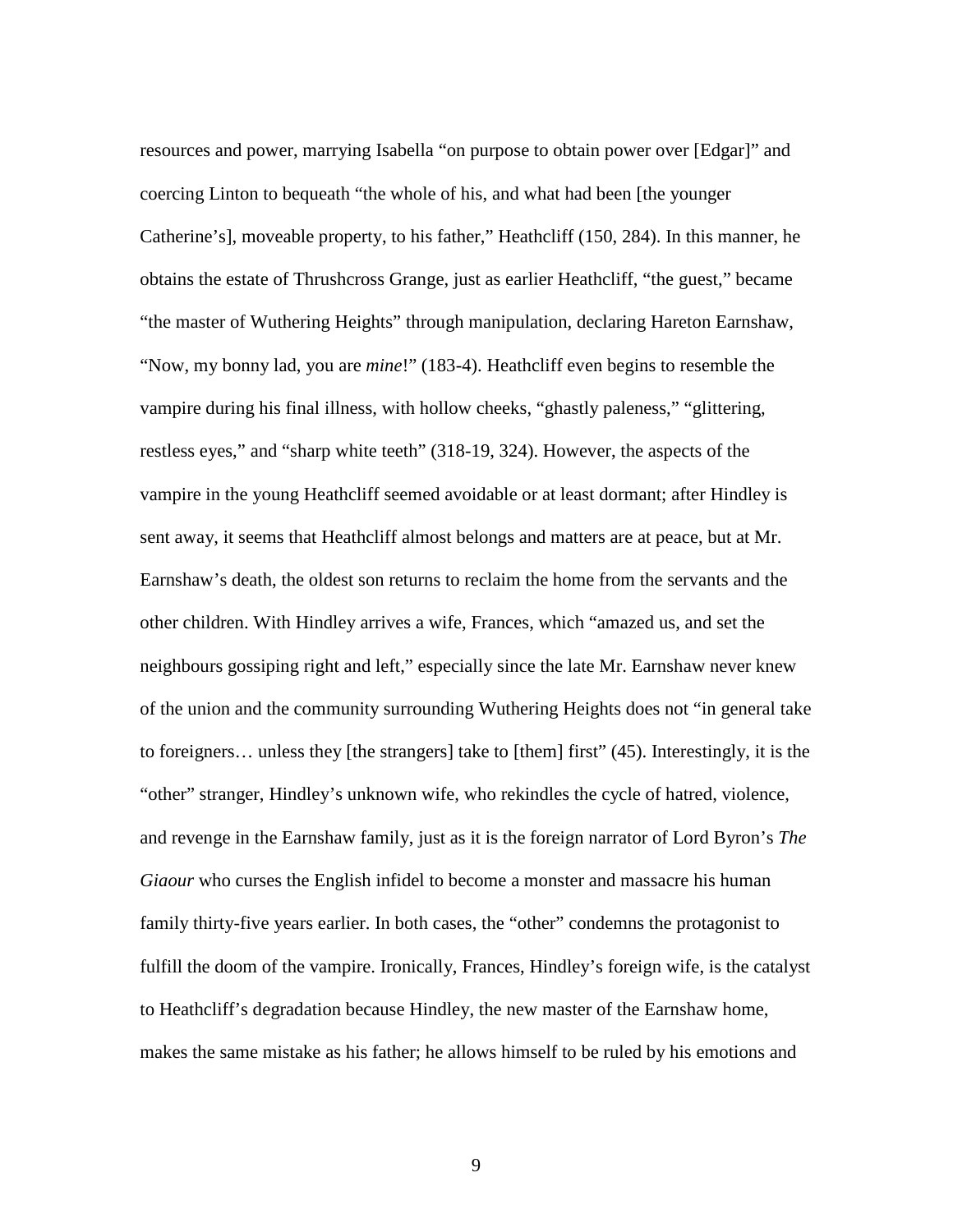resources and power, marrying Isabella "on purpose to obtain power over [Edgar]" and coercing Linton to bequeath "the whole of his, and what had been [the younger Catherine's], moveable property, to his father," Heathcliff (150, 284). In this manner, he obtains the estate of Thrushcross Grange, just as earlier Heathcliff, "the guest," became "the master of Wuthering Heights" through manipulation, declaring Hareton Earnshaw, "Now, my bonny lad, you are *mine*!" (183-4). Heathcliff even begins to resemble the vampire during his final illness, with hollow cheeks, "ghastly paleness," "glittering, restless eyes," and "sharp white teeth" (318-19, 324). However, the aspects of the vampire in the young Heathcliff seemed avoidable or at least dormant; after Hindley is sent away, it seems that Heathcliff almost belongs and matters are at peace, but at Mr. Earnshaw's death, the oldest son returns to reclaim the home from the servants and the other children. With Hindley arrives a wife, Frances, which "amazed us, and set the neighbours gossiping right and left," especially since the late Mr. Earnshaw never knew of the union and the community surrounding Wuthering Heights does not "in general take to foreigners… unless they [the strangers] take to [them] first" (45). Interestingly, it is the "other" stranger, Hindley's unknown wife, who rekindles the cycle of hatred, violence, and revenge in the Earnshaw family, just as it is the foreign narrator of Lord Byron's *The Giaour* who curses the English infidel to become a monster and massacre his human family thirty-five years earlier. In both cases, the "other" condemns the protagonist to fulfill the doom of the vampire. Ironically, Frances, Hindley's foreign wife, is the catalyst to Heathcliff's degradation because Hindley, the new master of the Earnshaw home, makes the same mistake as his father; he allows himself to be ruled by his emotions and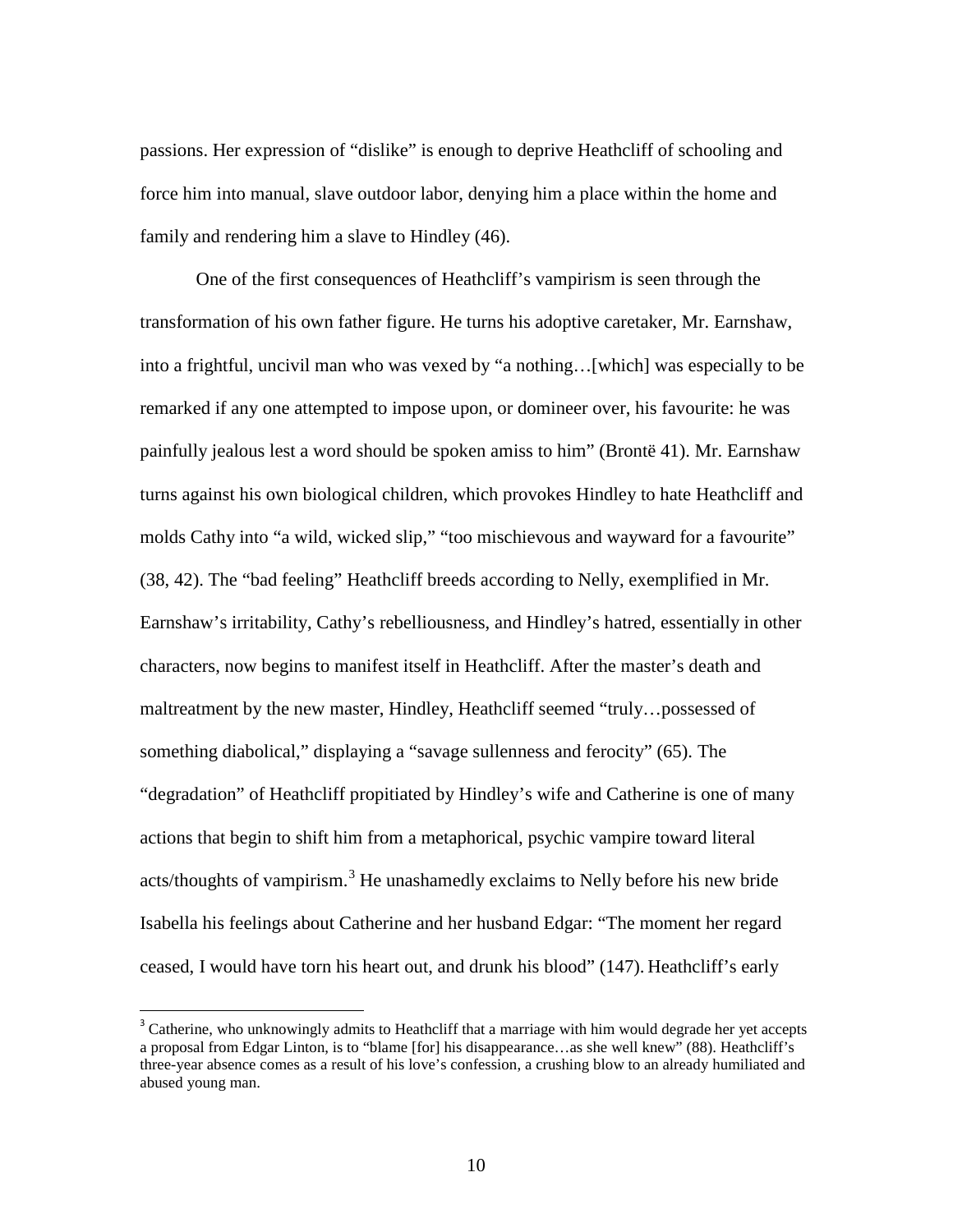passions. Her expression of "dislike" is enough to deprive Heathcliff of schooling and force him into manual, slave outdoor labor, denying him a place within the home and family and rendering him a slave to Hindley (46).

One of the first consequences of Heathcliff's vampirism is seen through the transformation of his own father figure. He turns his adoptive caretaker, Mr. Earnshaw, into a frightful, uncivil man who was vexed by "a nothing…[which] was especially to be remarked if any one attempted to impose upon, or domineer over, his favourite: he was painfully jealous lest a word should be spoken amiss to him" (Brontë 41). Mr. Earnshaw turns against his own biological children, which provokes Hindley to hate Heathcliff and molds Cathy into "a wild, wicked slip," "too mischievous and wayward for a favourite" (38, 42). The "bad feeling" Heathcliff breeds according to Nelly, exemplified in Mr. Earnshaw's irritability, Cathy's rebelliousness, and Hindley's hatred, essentially in other characters, now begins to manifest itself in Heathcliff. After the master's death and maltreatment by the new master, Hindley, Heathcliff seemed "truly…possessed of something diabolical," displaying a "savage sullenness and ferocity" (65). The "degradation" of Heathcliff propitiated by Hindley's wife and Catherine is one of many actions that begin to shift him from a metaphorical, psychic vampire toward literal acts/thoughts of vampirism.[3] He unashamedly exclaims to Nelly before his new bride Isabella his feelings about Catherine and her husband Edgar: "The moment her regard ceased, I would have torn his heart out, and drunk his blood" (147). Heathcliff's early

[3] Catherine, who unknowingly admits to Heathcliff that a marriage with him would degrade her yet accepts a proposal from Edgar Linton, is to "blame [for] his disappearance…as she well knew" (88). Heathcliff's three-year absence comes as a result of his love's confession, a crushing blow to an already humiliated and abused young man.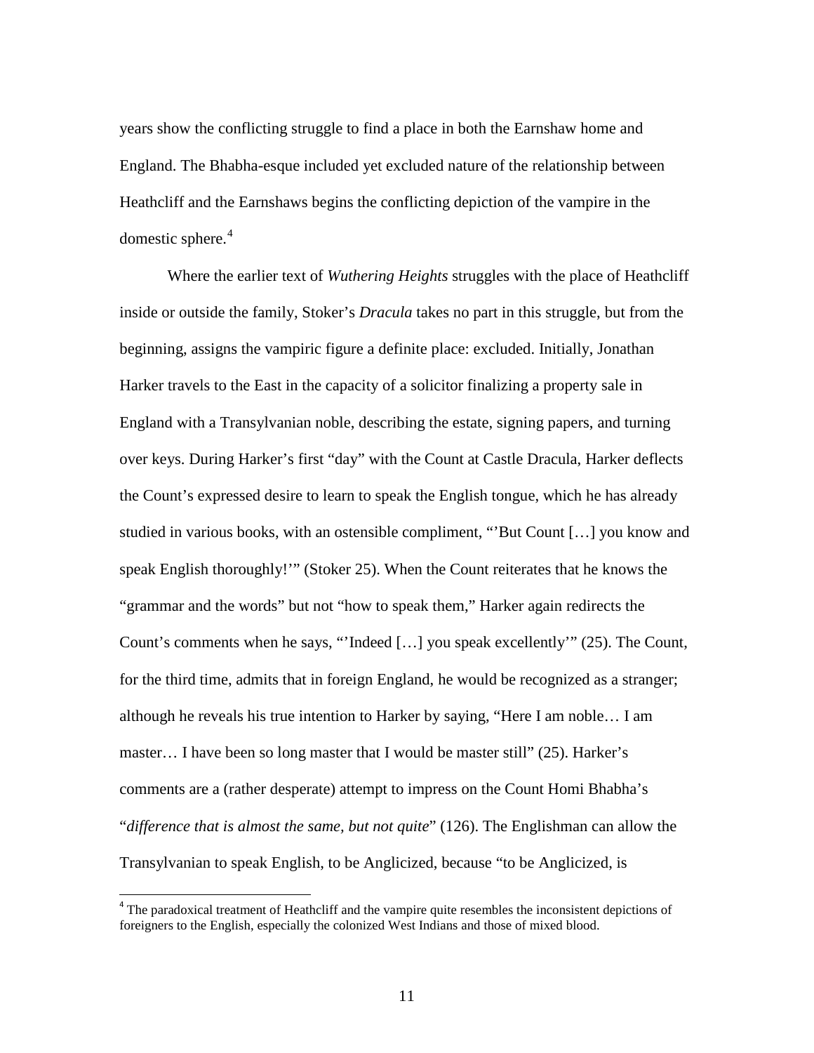years show the conflicting struggle to find a place in both the Earnshaw home and England. The Bhabha-esque included yet excluded nature of the relationship between Heathcliff and the Earnshaws begins the conflicting depiction of the vampire in the domestic sphere.[4]

Where the earlier text of *Wuthering Heights* struggles with the place of Heathcliff inside or outside the family, Stoker's *Dracula* takes no part in this struggle, but from the beginning, assigns the vampiric figure a definite place: excluded. Initially, Jonathan Harker travels to the East in the capacity of a solicitor finalizing a property sale in England with a Transylvanian noble, describing the estate, signing papers, and turning over keys. During Harker's first "day" with the Count at Castle Dracula, Harker deflects the Count's expressed desire to learn to speak the English tongue, which he has already studied in various books, with an ostensible compliment, "'But Count […] you know and speak English thoroughly!'" (Stoker 25). When the Count reiterates that he knows the "grammar and the words" but not "how to speak them," Harker again redirects the Count's comments when he says, "'Indeed […] you speak excellently'" (25). The Count, for the third time, admits that in foreign England, he would be recognized as a stranger; although he reveals his true intention to Harker by saying, "Here I am noble… I am master… I have been so long master that I would be master still" (25). Harker's comments are a (rather desperate) attempt to impress on the Count Homi Bhabha's "*difference that is almost the same, but not quite*" (126). The Englishman can allow the Transylvanian to speak English, to be Anglicized, because "to be Anglicized, is

[4] The paradoxical treatment of Heathcliff and the vampire quite resembles the inconsistent depictions of foreigners to the English, especially the colonized West Indians and those of mixed blood.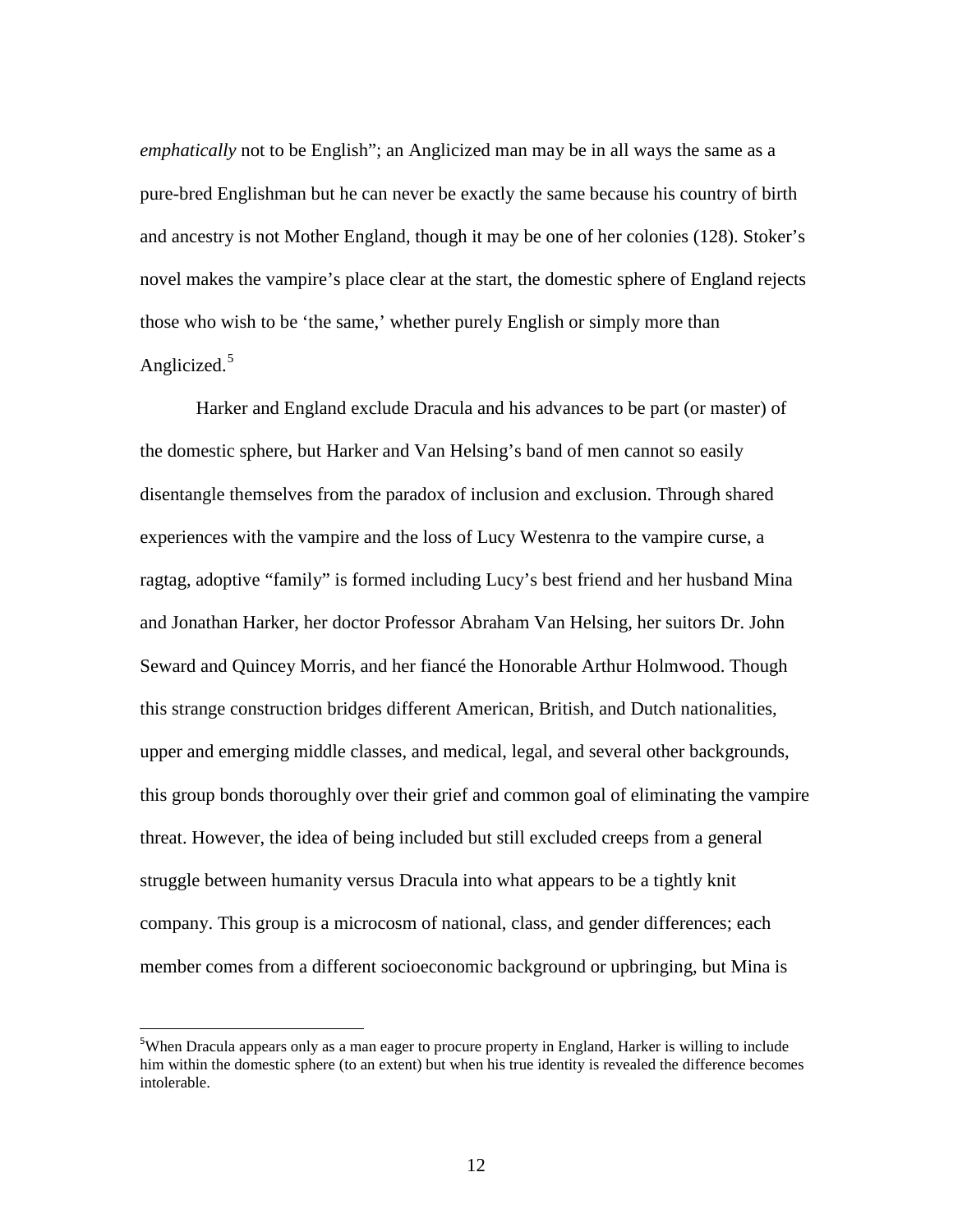*emphatically* not to be English"; an Anglicized man may be in all ways the same as a pure-bred Englishman but he can never be exactly the same because his country of birth and ancestry is not Mother England, though it may be one of her colonies (128). Stoker's novel makes the vampire's place clear at the start, the domestic sphere of England rejects those who wish to be 'the same,' whether purely English or simply more than Anglicized.[5]

Harker and England exclude Dracula and his advances to be part (or master) of the domestic sphere, but Harker and Van Helsing's band of men cannot so easily disentangle themselves from the paradox of inclusion and exclusion. Through shared experiences with the vampire and the loss of Lucy Westenra to the vampire curse, a ragtag, adoptive "family" is formed including Lucy's best friend and her husband Mina and Jonathan Harker, her doctor Professor Abraham Van Helsing, her suitors Dr. John Seward and Quincey Morris, and her fiancé the Honorable Arthur Holmwood. Though this strange construction bridges different American, British, and Dutch nationalities, upper and emerging middle classes, and medical, legal, and several other backgrounds, this group bonds thoroughly over their grief and common goal of eliminating the vampire threat. However, the idea of being included but still excluded creeps from a general struggle between humanity versus Dracula into what appears to be a tightly knit company. This group is a microcosm of national, class, and gender differences; each member comes from a different socioeconomic background or upbringing, but Mina is

[5]When Dracula appears only as a man eager to procure property in England, Harker is willing to include him within the domestic sphere (to an extent) but when his true identity is revealed the difference becomes intolerable.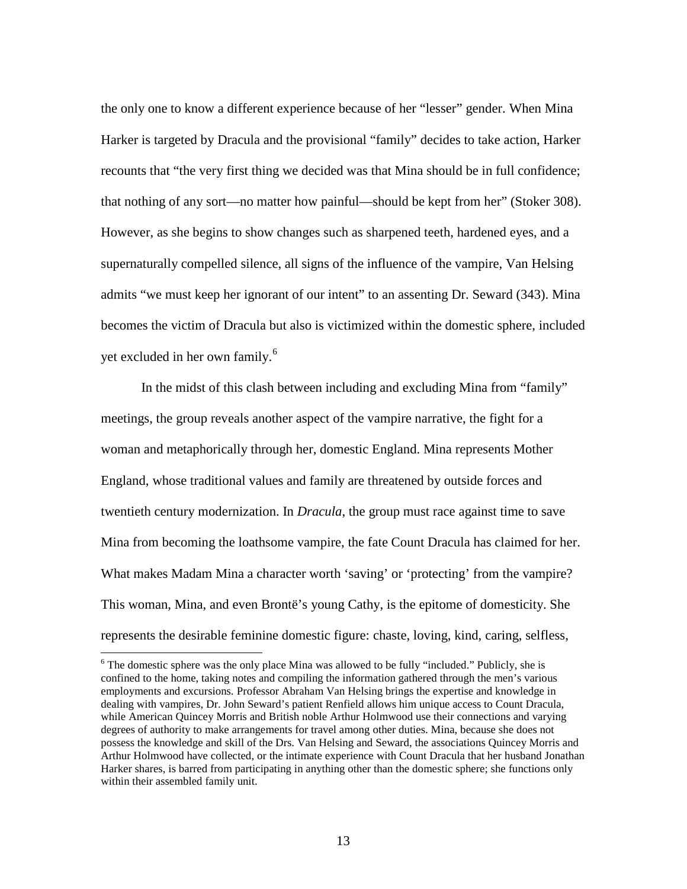the only one to know a different experience because of her "lesser" gender. When Mina Harker is targeted by Dracula and the provisional "family" decides to take action, Harker recounts that "the very first thing we decided was that Mina should be in full confidence; that nothing of any sort—no matter how painful—should be kept from her" (Stoker 308). However, as she begins to show changes such as sharpened teeth, hardened eyes, and a supernaturally compelled silence, all signs of the influence of the vampire, Van Helsing admits "we must keep her ignorant of our intent" to an assenting Dr. Seward (343). Mina becomes the victim of Dracula but also is victimized within the domestic sphere, included yet excluded in her own family.[6]

In the midst of this clash between including and excluding Mina from "family" meetings, the group reveals another aspect of the vampire narrative, the fight for a woman and metaphorically through her, domestic England. Mina represents Mother England, whose traditional values and family are threatened by outside forces and twentieth century modernization. In *Dracula*, the group must race against time to save Mina from becoming the loathsome vampire, the fate Count Dracula has claimed for her. What makes Madam Mina a character worth 'saving' or 'protecting' from the vampire? This woman, Mina, and even Brontë's young Cathy, is the epitome of domesticity. She represents the desirable feminine domestic figure: chaste, loving, kind, caring, selfless,

[6] The domestic sphere was the only place Mina was allowed to be fully "included." Publicly, she is confined to the home, taking notes and compiling the information gathered through the men's various employments and excursions. Professor Abraham Van Helsing brings the expertise and knowledge in dealing with vampires, Dr. John Seward's patient Renfield allows him unique access to Count Dracula, while American Quincey Morris and British noble Arthur Holmwood use their connections and varying degrees of authority to make arrangements for travel among other duties. Mina, because she does not possess the knowledge and skill of the Drs. Van Helsing and Seward, the associations Quincey Morris and Arthur Holmwood have collected, or the intimate experience with Count Dracula that her husband Jonathan Harker shares, is barred from participating in anything other than the domestic sphere; she functions only within their assembled family unit.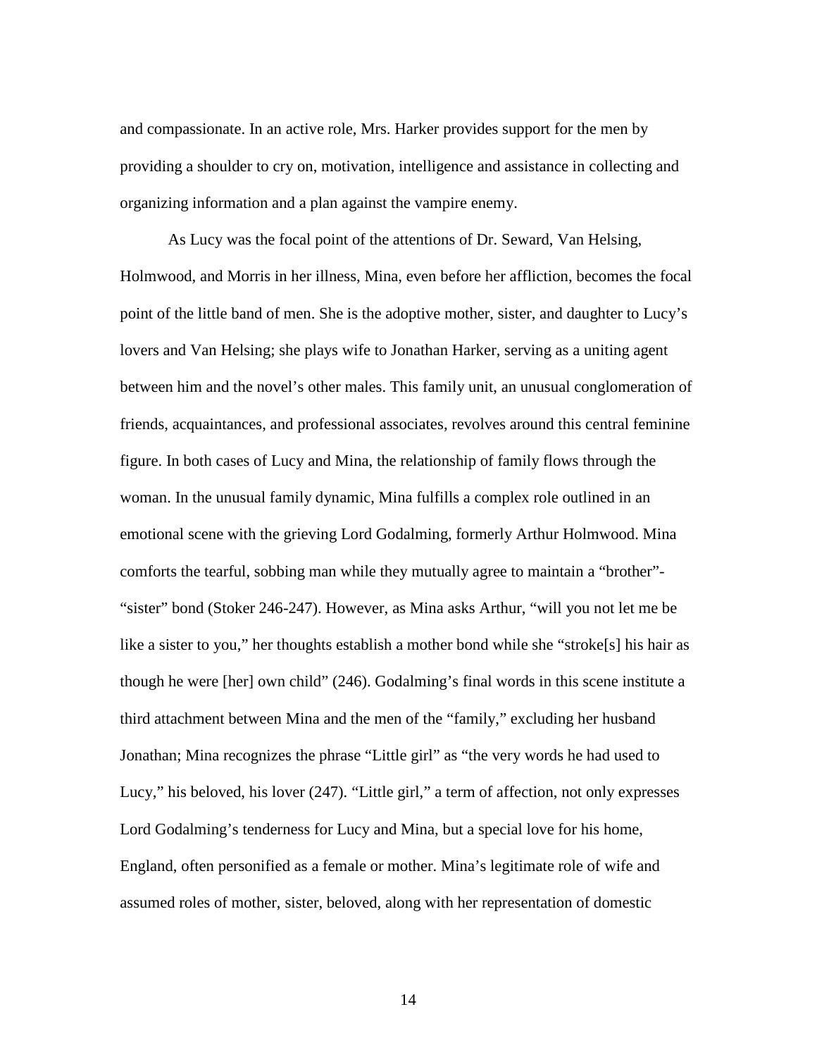and compassionate. In an active role, Mrs. Harker provides support for the men by providing a shoulder to cry on, motivation, intelligence and assistance in collecting and organizing information and a plan against the vampire enemy.

As Lucy was the focal point of the attentions of Dr. Seward, Van Helsing, Holmwood, and Morris in her illness, Mina, even before her affliction, becomes the focal point of the little band of men. She is the adoptive mother, sister, and daughter to Lucy's lovers and Van Helsing; she plays wife to Jonathan Harker, serving as a uniting agent between him and the novel's other males. This family unit, an unusual conglomeration of friends, acquaintances, and professional associates, revolves around this central feminine figure. In both cases of Lucy and Mina, the relationship of family flows through the woman. In the unusual family dynamic, Mina fulfills a complex role outlined in an emotional scene with the grieving Lord Godalming, formerly Arthur Holmwood. Mina comforts the tearful, sobbing man while they mutually agree to maintain a "brother"-"sister" bond (Stoker 246-247). However, as Mina asks Arthur, "will you not let me be like a sister to you," her thoughts establish a mother bond while she "stroke[s] his hair as though he were [her] own child" (246). Godalming's final words in this scene institute a third attachment between Mina and the men of the "family," excluding her husband Jonathan; Mina recognizes the phrase "Little girl" as "the very words he had used to Lucy," his beloved, his lover (247). "Little girl," a term of affection, not only expresses Lord Godalming's tenderness for Lucy and Mina, but a special love for his home, England, often personified as a female or mother. Mina's legitimate role of wife and assumed roles of mother, sister, beloved, along with her representation of domestic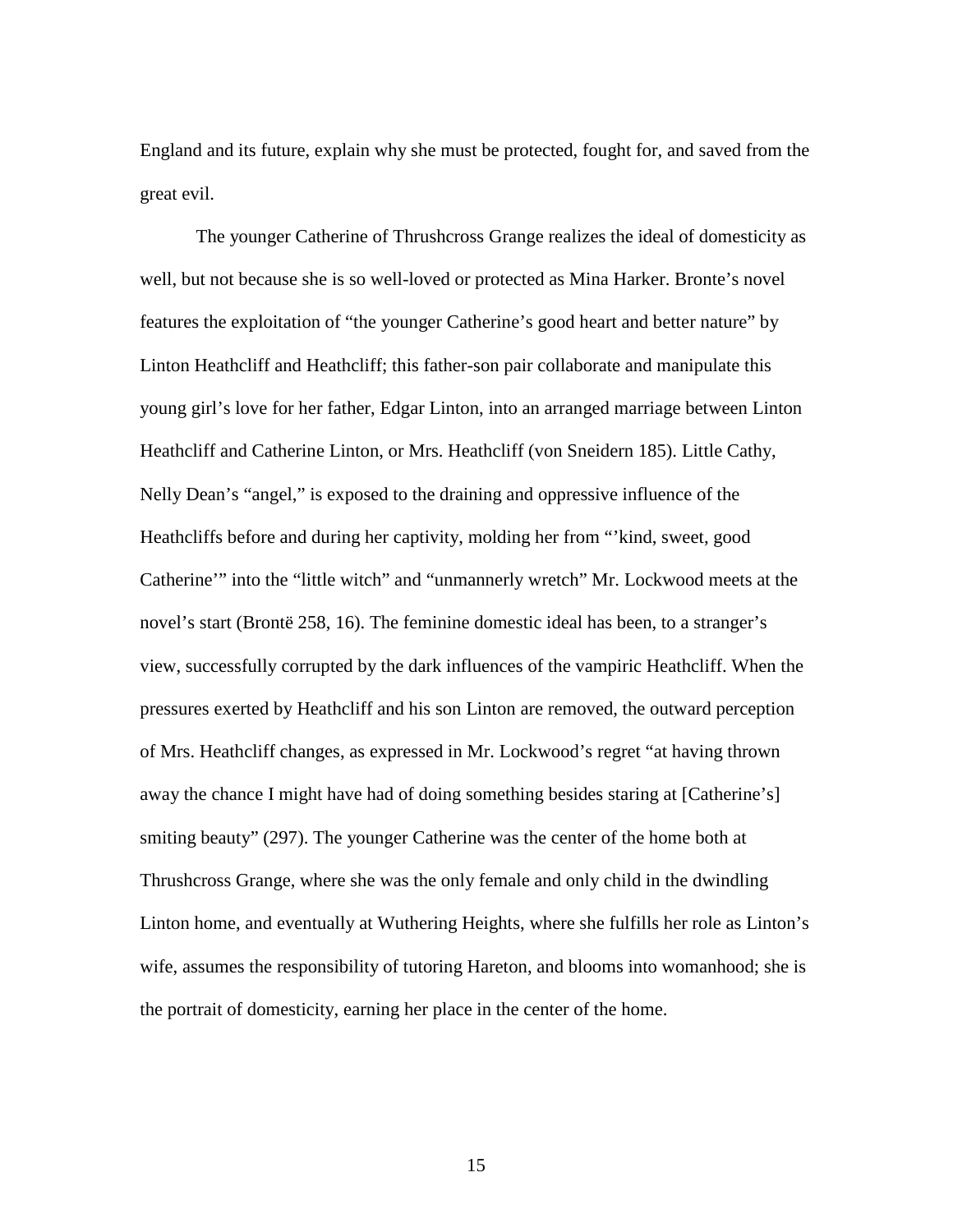England and its future, explain why she must be protected, fought for, and saved from the great evil.

The younger Catherine of Thrushcross Grange realizes the ideal of domesticity as well, but not because she is so well-loved or protected as Mina Harker. Bronte's novel features the exploitation of "the younger Catherine's good heart and better nature" by Linton Heathcliff and Heathcliff; this father-son pair collaborate and manipulate this young girl's love for her father, Edgar Linton, into an arranged marriage between Linton Heathcliff and Catherine Linton, or Mrs. Heathcliff (von Sneidern 185). Little Cathy, Nelly Dean's "angel," is exposed to the draining and oppressive influence of the Heathcliffs before and during her captivity, molding her from "'kind, sweet, good Catherine'" into the "little witch" and "unmannerly wretch" Mr. Lockwood meets at the novel's start (Brontë 258, 16). The feminine domestic ideal has been, to a stranger's view, successfully corrupted by the dark influences of the vampiric Heathcliff. When the pressures exerted by Heathcliff and his son Linton are removed, the outward perception of Mrs. Heathcliff changes, as expressed in Mr. Lockwood's regret "at having thrown away the chance I might have had of doing something besides staring at [Catherine's] smiting beauty" (297). The younger Catherine was the center of the home both at Thrushcross Grange, where she was the only female and only child in the dwindling Linton home, and eventually at Wuthering Heights, where she fulfills her role as Linton's wife, assumes the responsibility of tutoring Hareton, and blooms into womanhood; she is the portrait of domesticity, earning her place in the center of the home.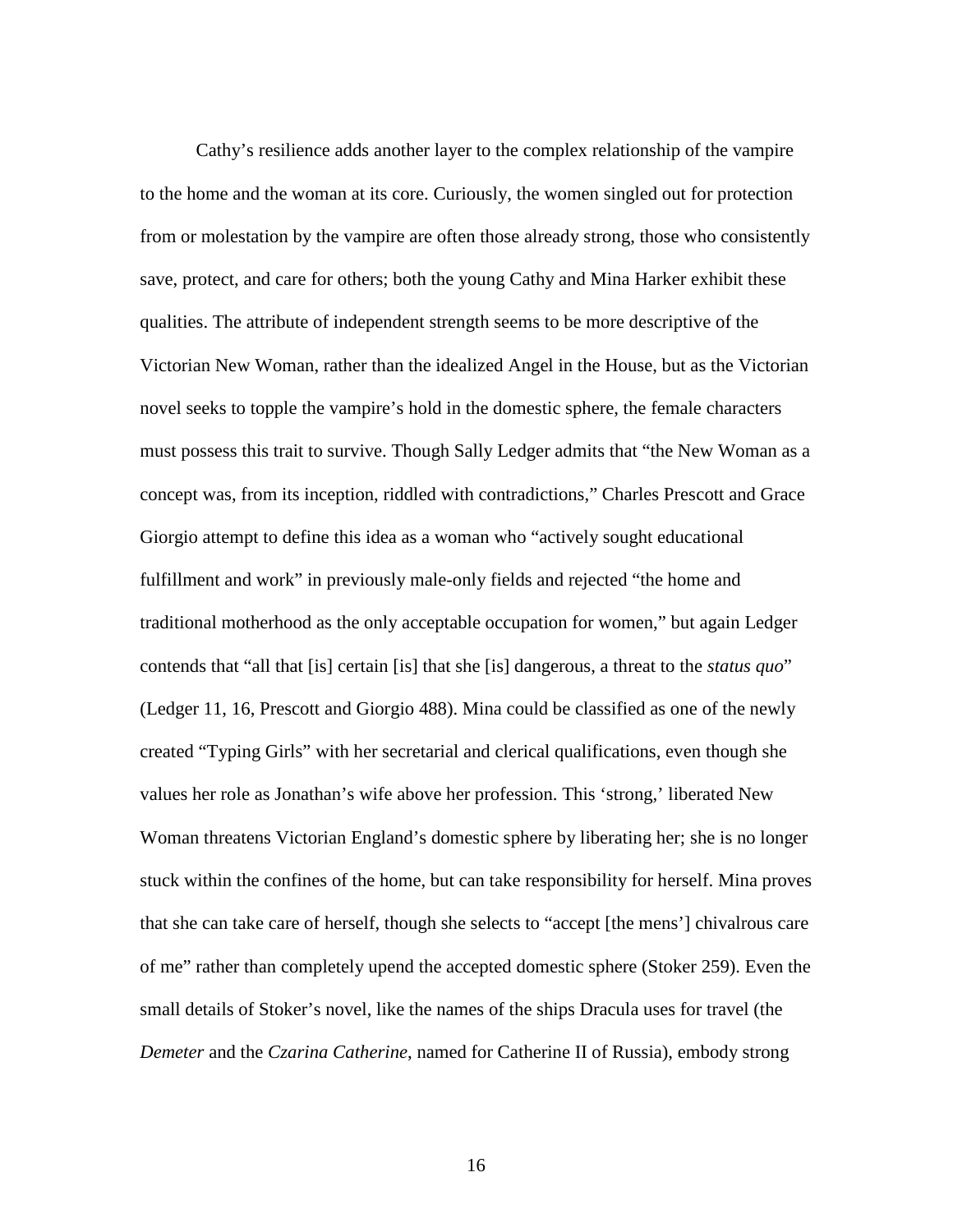Cathy's resilience adds another layer to the complex relationship of the vampire to the home and the woman at its core. Curiously, the women singled out for protection from or molestation by the vampire are often those already strong, those who consistently save, protect, and care for others; both the young Cathy and Mina Harker exhibit these qualities. The attribute of independent strength seems to be more descriptive of the Victorian New Woman, rather than the idealized Angel in the House, but as the Victorian novel seeks to topple the vampire's hold in the domestic sphere, the female characters must possess this trait to survive. Though Sally Ledger admits that "the New Woman as a concept was, from its inception, riddled with contradictions," Charles Prescott and Grace Giorgio attempt to define this idea as a woman who "actively sought educational fulfillment and work" in previously male-only fields and rejected "the home and traditional motherhood as the only acceptable occupation for women," but again Ledger contends that "all that [is] certain [is] that she [is] dangerous, a threat to the *status quo*" (Ledger 11, 16, Prescott and Giorgio 488). Mina could be classified as one of the newly created "Typing Girls" with her secretarial and clerical qualifications, even though she values her role as Jonathan's wife above her profession. This 'strong,' liberated New Woman threatens Victorian England's domestic sphere by liberating her; she is no longer stuck within the confines of the home, but can take responsibility for herself. Mina proves that she can take care of herself, though she selects to "accept [the mens'] chivalrous care of me" rather than completely upend the accepted domestic sphere (Stoker 259). Even the small details of Stoker's novel, like the names of the ships Dracula uses for travel (the *Demeter* and the *Czarina Catherine*, named for Catherine II of Russia), embody strong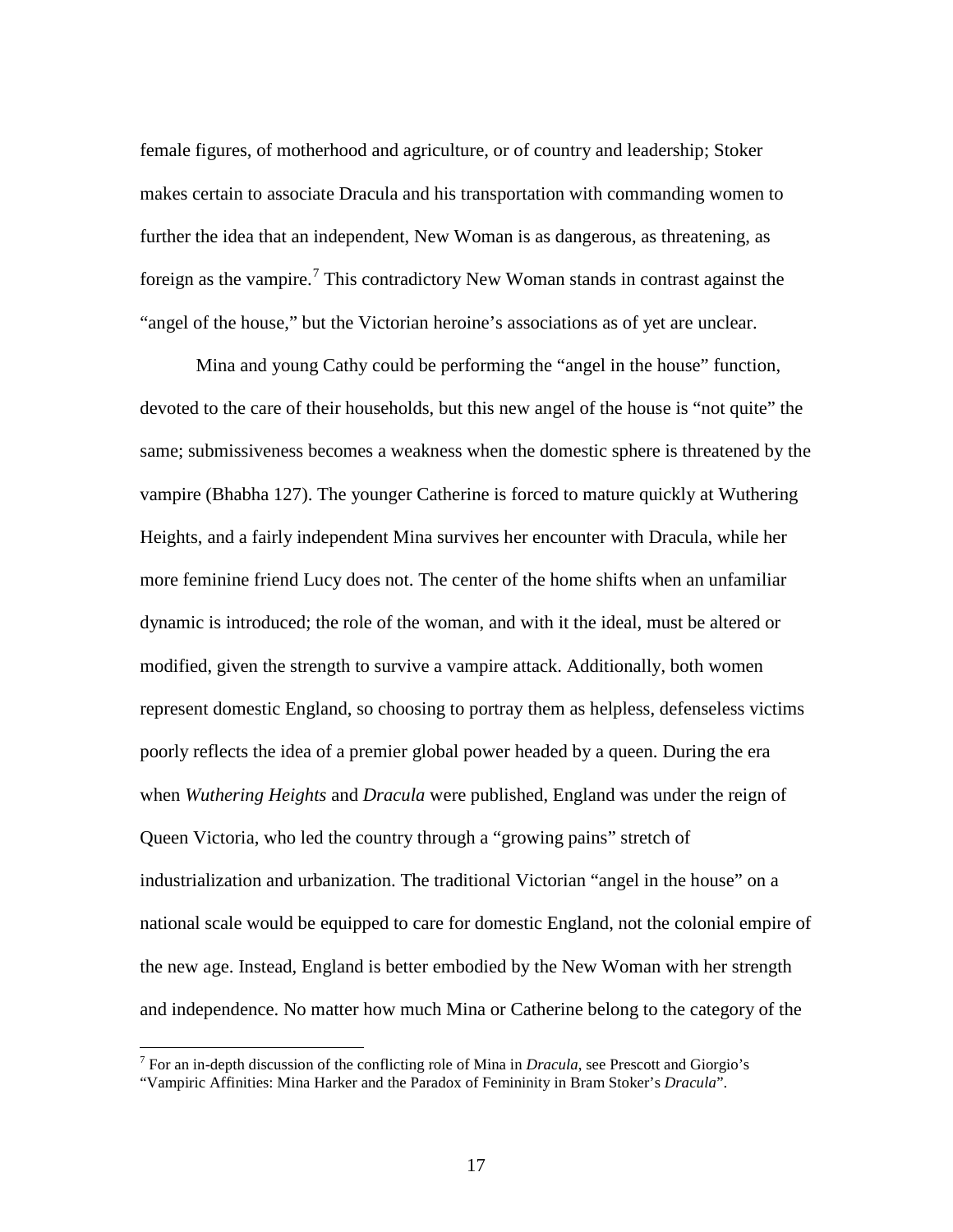female figures, of motherhood and agriculture, or of country and leadership; Stoker makes certain to associate Dracula and his transportation with commanding women to further the idea that an independent, New Woman is as dangerous, as threatening, as foreign as the vampire.[7] This contradictory New Woman stands in contrast against the "angel of the house," but the Victorian heroine's associations as of yet are unclear.

Mina and young Cathy could be performing the "angel in the house" function, devoted to the care of their households, but this new angel of the house is "not quite" the same; submissiveness becomes a weakness when the domestic sphere is threatened by the vampire (Bhabha 127). The younger Catherine is forced to mature quickly at Wuthering Heights, and a fairly independent Mina survives her encounter with Dracula, while her more feminine friend Lucy does not. The center of the home shifts when an unfamiliar dynamic is introduced; the role of the woman, and with it the ideal, must be altered or modified, given the strength to survive a vampire attack. Additionally, both women represent domestic England, so choosing to portray them as helpless, defenseless victims poorly reflects the idea of a premier global power headed by a queen. During the era when *Wuthering Heights* and *Dracula* were published, England was under the reign of Queen Victoria, who led the country through a "growing pains" stretch of industrialization and urbanization. The traditional Victorian "angel in the house" on a national scale would be equipped to care for domestic England, not the colonial empire of the new age. Instead, England is better embodied by the New Woman with her strength and independence. No matter how much Mina or Catherine belong to the category of the

---

[7] For an in-depth discussion of the conflicting role of Mina in *Dracula*, see Prescott and Giorgio's "Vampiric Affinities: Mina Harker and the Paradox of Femininity in Bram Stoker's *Dracula*".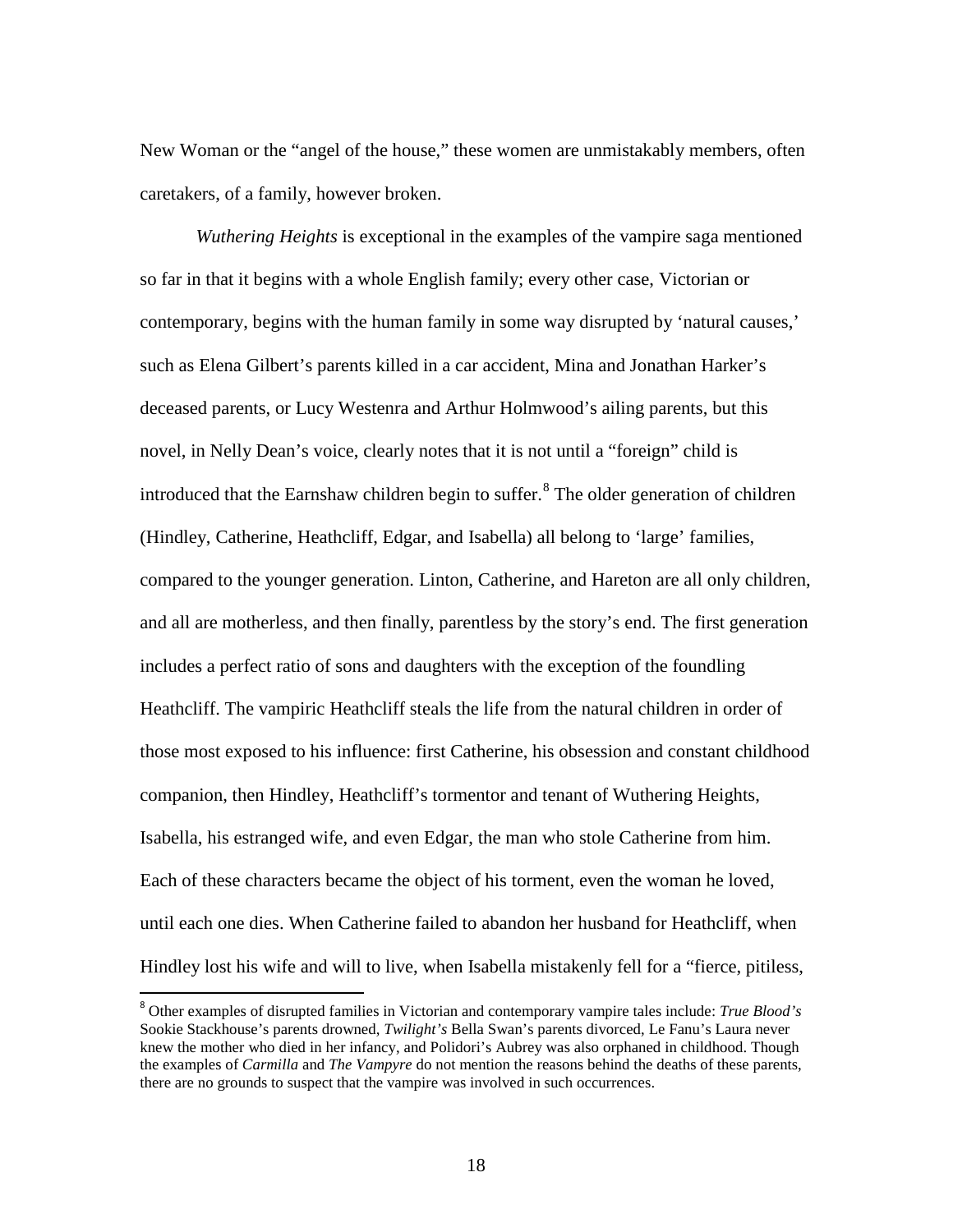New Woman or the "angel of the house," these women are unmistakably members, often caretakers, of a family, however broken.

*Wuthering Heights* is exceptional in the examples of the vampire saga mentioned so far in that it begins with a whole English family; every other case, Victorian or contemporary, begins with the human family in some way disrupted by 'natural causes,' such as Elena Gilbert's parents killed in a car accident, Mina and Jonathan Harker's deceased parents, or Lucy Westenra and Arthur Holmwood's ailing parents, but this novel, in Nelly Dean's voice, clearly notes that it is not until a "foreign" child is introduced that the Earnshaw children begin to suffer.[8] The older generation of children (Hindley, Catherine, Heathcliff, Edgar, and Isabella) all belong to 'large' families, compared to the younger generation. Linton, Catherine, and Hareton are all only children, and all are motherless, and then finally, parentless by the story's end. The first generation includes a perfect ratio of sons and daughters with the exception of the foundling Heathcliff. The vampiric Heathcliff steals the life from the natural children in order of those most exposed to his influence: first Catherine, his obsession and constant childhood companion, then Hindley, Heathcliff's tormentor and tenant of Wuthering Heights, Isabella, his estranged wife, and even Edgar, the man who stole Catherine from him. Each of these characters became the object of his torment, even the woman he loved, until each one dies. When Catherine failed to abandon her husband for Heathcliff, when Hindley lost his wife and will to live, when Isabella mistakenly fell for a "fierce, pitiless,

[8] Other examples of disrupted families in Victorian and contemporary vampire tales include: *True Blood's* Sookie Stackhouse's parents drowned, *Twilight's* Bella Swan's parents divorced, Le Fanu's Laura never knew the mother who died in her infancy, and Polidori's Aubrey was also orphaned in childhood. Though the examples of *Carmilla* and *The Vampyre* do not mention the reasons behind the deaths of these parents, there are no grounds to suspect that the vampire was involved in such occurrences.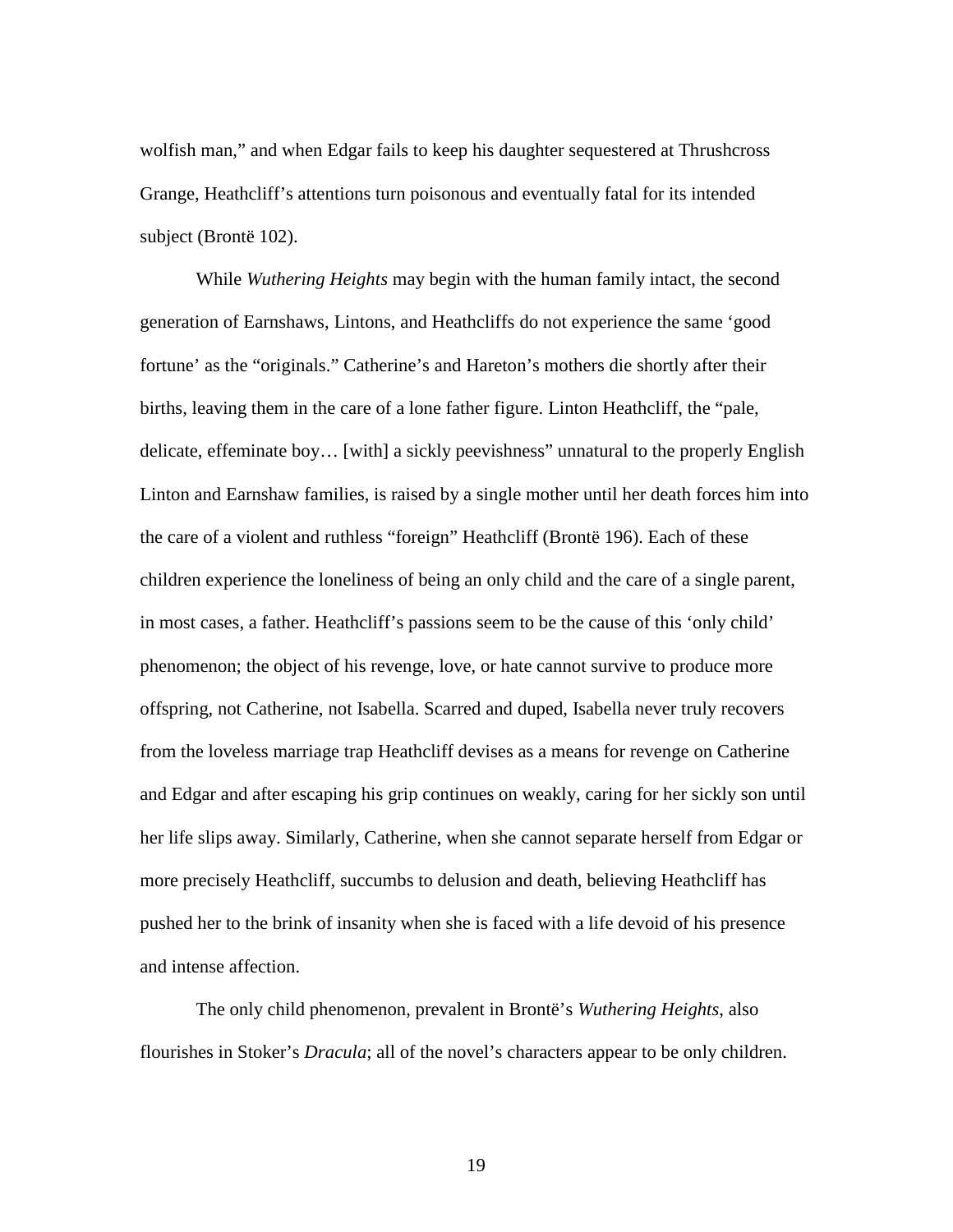wolfish man," and when Edgar fails to keep his daughter sequestered at Thrushcross Grange, Heathcliff's attentions turn poisonous and eventually fatal for its intended subject (Brontë 102).

While *Wuthering Heights* may begin with the human family intact, the second generation of Earnshaws, Lintons, and Heathcliffs do not experience the same 'good fortune' as the "originals." Catherine's and Hareton's mothers die shortly after their births, leaving them in the care of a lone father figure. Linton Heathcliff, the "pale, delicate, effeminate boy… [with] a sickly peevishness" unnatural to the properly English Linton and Earnshaw families, is raised by a single mother until her death forces him into the care of a violent and ruthless "foreign" Heathcliff (Brontë 196). Each of these children experience the loneliness of being an only child and the care of a single parent, in most cases, a father. Heathcliff's passions seem to be the cause of this 'only child' phenomenon; the object of his revenge, love, or hate cannot survive to produce more offspring, not Catherine, not Isabella. Scarred and duped, Isabella never truly recovers from the loveless marriage trap Heathcliff devises as a means for revenge on Catherine and Edgar and after escaping his grip continues on weakly, caring for her sickly son until her life slips away. Similarly, Catherine, when she cannot separate herself from Edgar or more precisely Heathcliff, succumbs to delusion and death, believing Heathcliff has pushed her to the brink of insanity when she is faced with a life devoid of his presence and intense affection.

The only child phenomenon, prevalent in Brontë's *Wuthering Heights*, also flourishes in Stoker's *Dracula*; all of the novel's characters appear to be only children.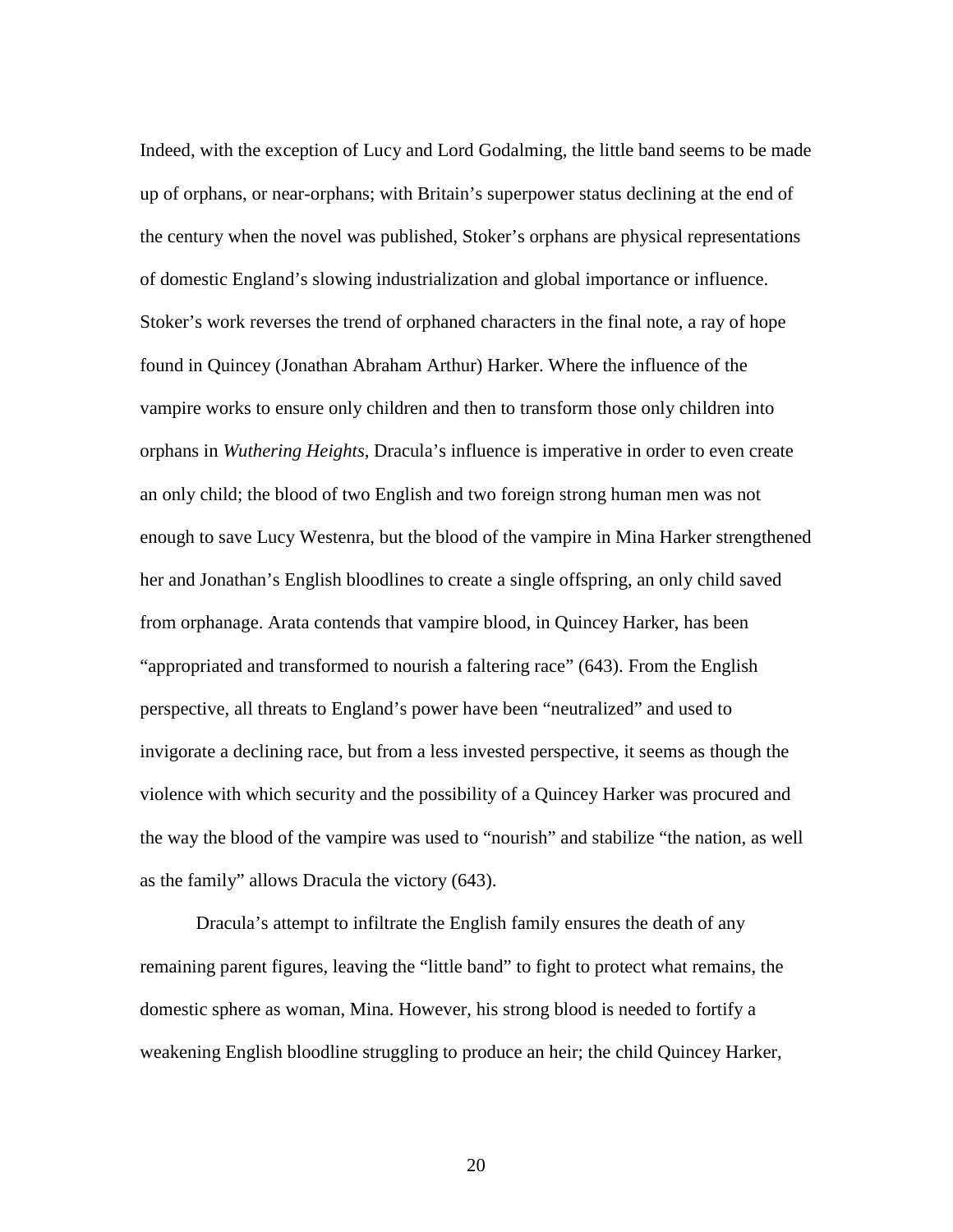Indeed, with the exception of Lucy and Lord Godalming, the little band seems to be made up of orphans, or near-orphans; with Britain's superpower status declining at the end of the century when the novel was published, Stoker's orphans are physical representations of domestic England's slowing industrialization and global importance or influence. Stoker's work reverses the trend of orphaned characters in the final note, a ray of hope found in Quincey (Jonathan Abraham Arthur) Harker. Where the influence of the vampire works to ensure only children and then to transform those only children into orphans in *Wuthering Heights*, Dracula's influence is imperative in order to even create an only child; the blood of two English and two foreign strong human men was not enough to save Lucy Westenra, but the blood of the vampire in Mina Harker strengthened her and Jonathan's English bloodlines to create a single offspring, an only child saved from orphanage. Arata contends that vampire blood, in Quincey Harker, has been "appropriated and transformed to nourish a faltering race" (643). From the English perspective, all threats to England's power have been "neutralized" and used to invigorate a declining race, but from a less invested perspective, it seems as though the violence with which security and the possibility of a Quincey Harker was procured and the way the blood of the vampire was used to "nourish" and stabilize "the nation, as well as the family" allows Dracula the victory (643).

Dracula's attempt to infiltrate the English family ensures the death of any remaining parent figures, leaving the "little band" to fight to protect what remains, the domestic sphere as woman, Mina. However, his strong blood is needed to fortify a weakening English bloodline struggling to produce an heir; the child Quincey Harker,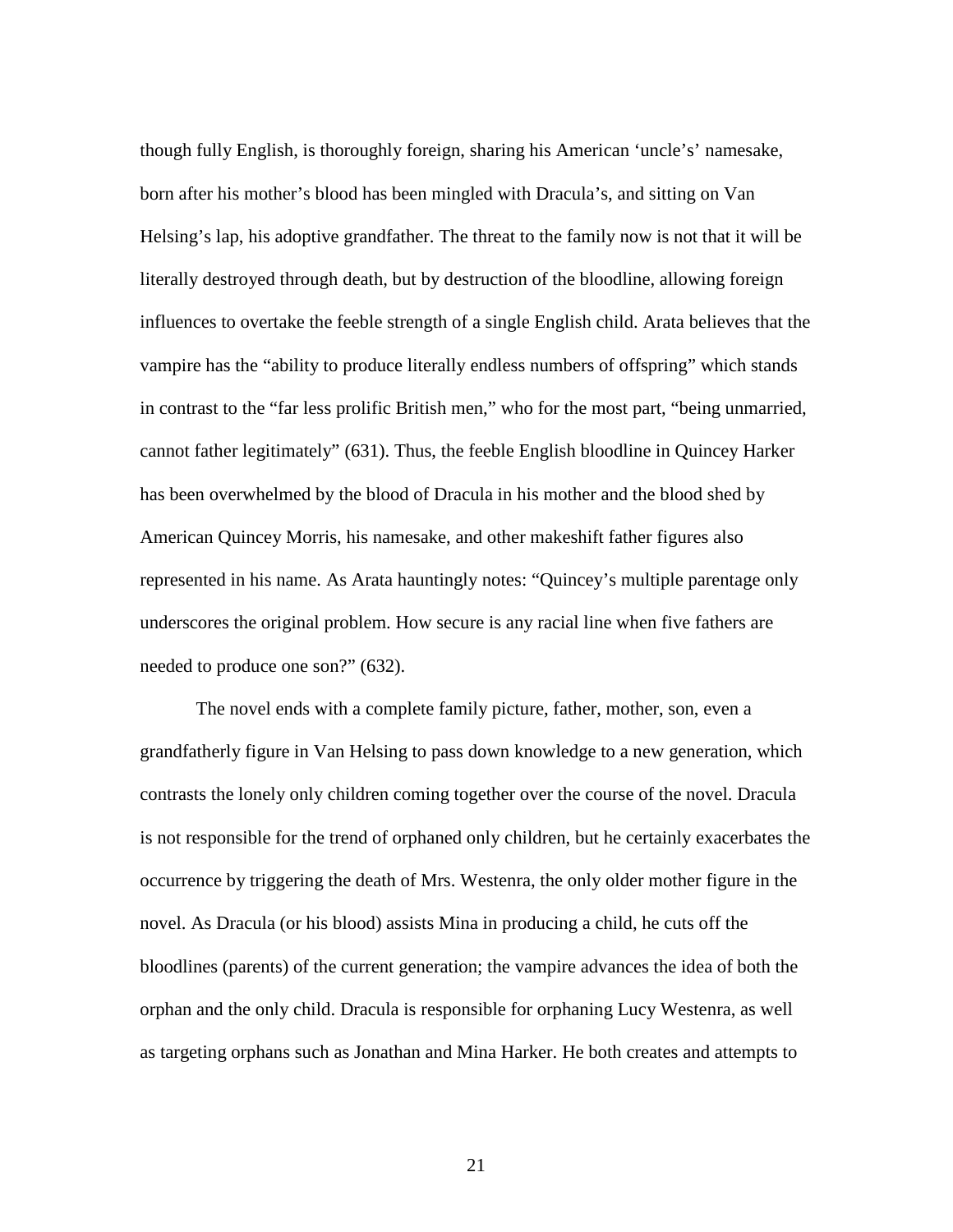though fully English, is thoroughly foreign, sharing his American 'uncle's' namesake, born after his mother's blood has been mingled with Dracula's, and sitting on Van Helsing's lap, his adoptive grandfather. The threat to the family now is not that it will be literally destroyed through death, but by destruction of the bloodline, allowing foreign influences to overtake the feeble strength of a single English child. Arata believes that the vampire has the "ability to produce literally endless numbers of offspring" which stands in contrast to the "far less prolific British men," who for the most part, "being unmarried, cannot father legitimately" (631). Thus, the feeble English bloodline in Quincey Harker has been overwhelmed by the blood of Dracula in his mother and the blood shed by American Quincey Morris, his namesake, and other makeshift father figures also represented in his name. As Arata hauntingly notes: "Quincey's multiple parentage only underscores the original problem. How secure is any racial line when five fathers are needed to produce one son?" (632).

The novel ends with a complete family picture, father, mother, son, even a grandfatherly figure in Van Helsing to pass down knowledge to a new generation, which contrasts the lonely only children coming together over the course of the novel. Dracula is not responsible for the trend of orphaned only children, but he certainly exacerbates the occurrence by triggering the death of Mrs. Westenra, the only older mother figure in the novel. As Dracula (or his blood) assists Mina in producing a child, he cuts off the bloodlines (parents) of the current generation; the vampire advances the idea of both the orphan and the only child. Dracula is responsible for orphaning Lucy Westenra, as well as targeting orphans such as Jonathan and Mina Harker. He both creates and attempts to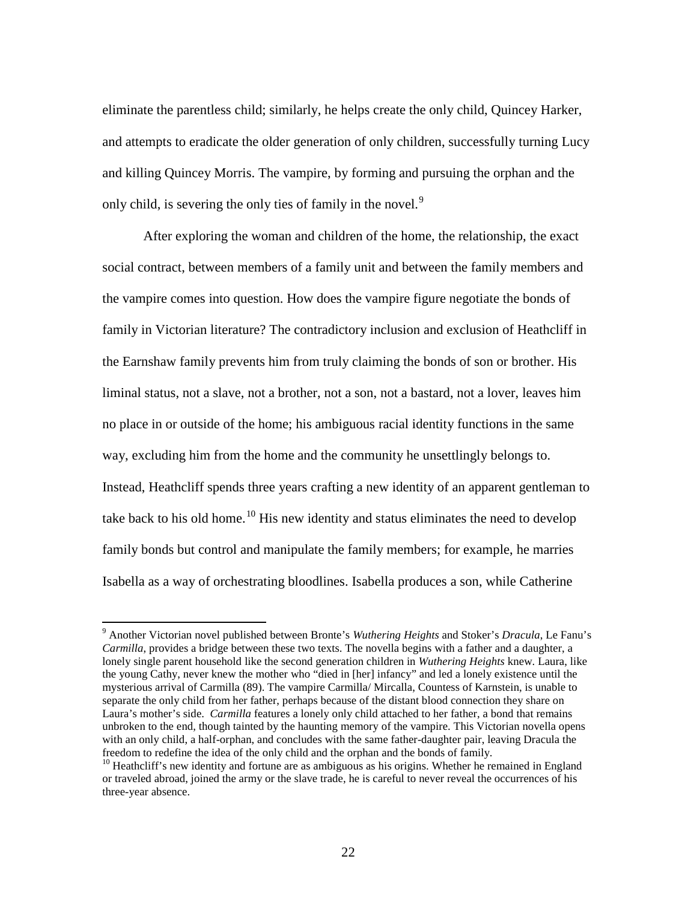eliminate the parentless child; similarly, he helps create the only child, Quincey Harker, and attempts to eradicate the older generation of only children, successfully turning Lucy and killing Quincey Morris. The vampire, by forming and pursuing the orphan and the only child, is severing the only ties of family in the novel.[9]

After exploring the woman and children of the home, the relationship, the exact social contract, between members of a family unit and between the family members and the vampire comes into question. How does the vampire figure negotiate the bonds of family in Victorian literature? The contradictory inclusion and exclusion of Heathcliff in the Earnshaw family prevents him from truly claiming the bonds of son or brother. His liminal status, not a slave, not a brother, not a son, not a bastard, not a lover, leaves him no place in or outside of the home; his ambiguous racial identity functions in the same way, excluding him from the home and the community he unsettlingly belongs to. Instead, Heathcliff spends three years crafting a new identity of an apparent gentleman to take back to his old home.[10] His new identity and status eliminates the need to develop family bonds but control and manipulate the family members; for example, he marries Isabella as a way of orchestrating bloodlines. Isabella produces a son, while Catherine

---

[9] Another Victorian novel published between Bronte's *Wuthering Heights* and Stoker's *Dracula*, Le Fanu's *Carmilla*, provides a bridge between these two texts. The novella begins with a father and a daughter, a lonely single parent household like the second generation children in *Wuthering Heights* knew. Laura, like the young Cathy, never knew the mother who "died in [her] infancy" and led a lonely existence until the mysterious arrival of Carmilla (89). The vampire Carmilla/ Mircalla, Countess of Karnstein, is unable to separate the only child from her father, perhaps because of the distant blood connection they share on Laura's mother's side. *Carmilla* features a lonely only child attached to her father, a bond that remains unbroken to the end, though tainted by the haunting memory of the vampire. This Victorian novella opens with an only child, a half-orphan, and concludes with the same father-daughter pair, leaving Dracula the freedom to redefine the idea of the only child and the orphan and the bonds of family.

[10] Heathcliff's new identity and fortune are as ambiguous as his origins. Whether he remained in England or traveled abroad, joined the army or the slave trade, he is careful to never reveal the occurrences of his three-year absence.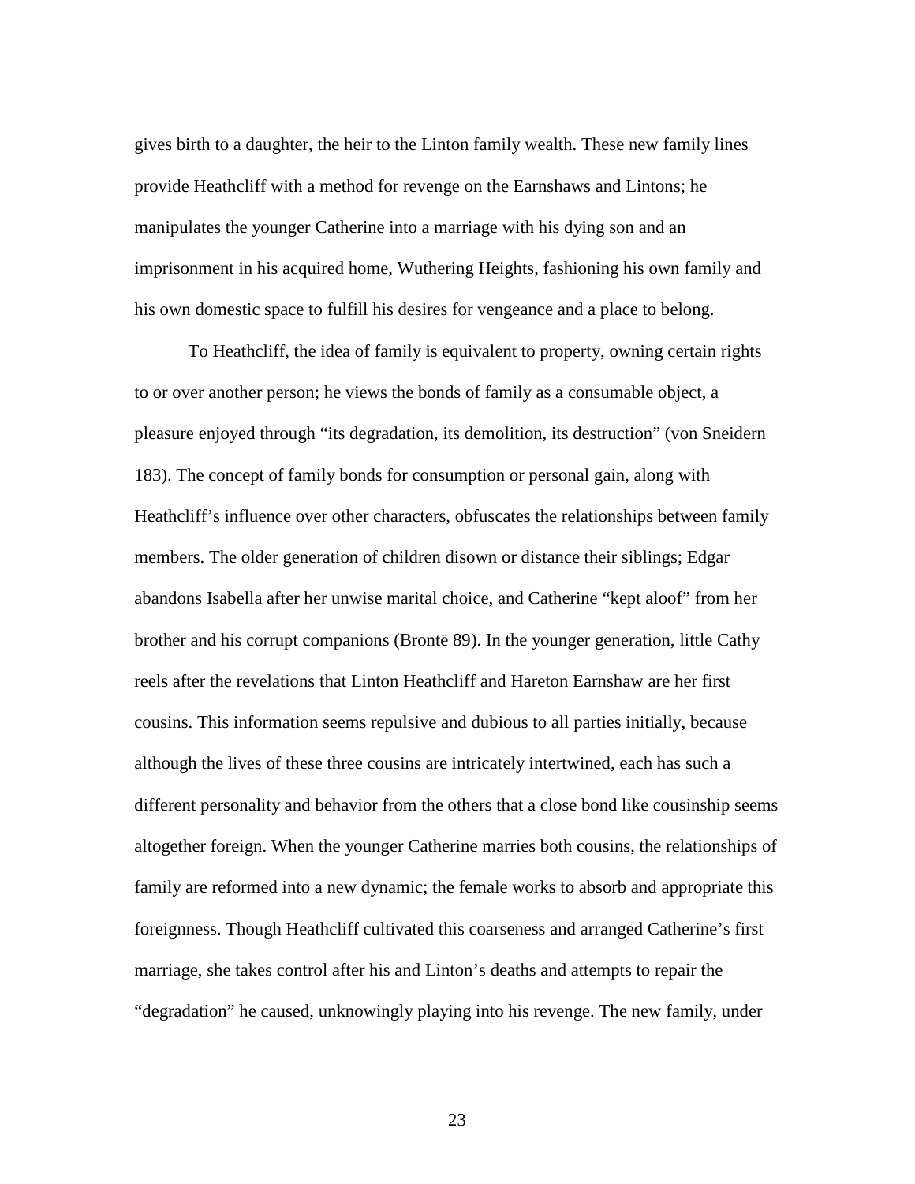gives birth to a daughter, the heir to the Linton family wealth. These new family lines provide Heathcliff with a method for revenge on the Earnshaws and Lintons; he manipulates the younger Catherine into a marriage with his dying son and an imprisonment in his acquired home, Wuthering Heights, fashioning his own family and his own domestic space to fulfill his desires for vengeance and a place to belong.

To Heathcliff, the idea of family is equivalent to property, owning certain rights to or over another person; he views the bonds of family as a consumable object, a pleasure enjoyed through "its degradation, its demolition, its destruction" (von Sneidern 183). The concept of family bonds for consumption or personal gain, along with Heathcliff's influence over other characters, obfuscates the relationships between family members. The older generation of children disown or distance their siblings; Edgar abandons Isabella after her unwise marital choice, and Catherine "kept aloof" from her brother and his corrupt companions (Brontë 89). In the younger generation, little Cathy reels after the revelations that Linton Heathcliff and Hareton Earnshaw are her first cousins. This information seems repulsive and dubious to all parties initially, because although the lives of these three cousins are intricately intertwined, each has such a different personality and behavior from the others that a close bond like cousinship seems altogether foreign. When the younger Catherine marries both cousins, the relationships of family are reformed into a new dynamic; the female works to absorb and appropriate this foreignness. Though Heathcliff cultivated this coarseness and arranged Catherine's first marriage, she takes control after his and Linton's deaths and attempts to repair the "degradation" he caused, unknowingly playing into his revenge. The new family, under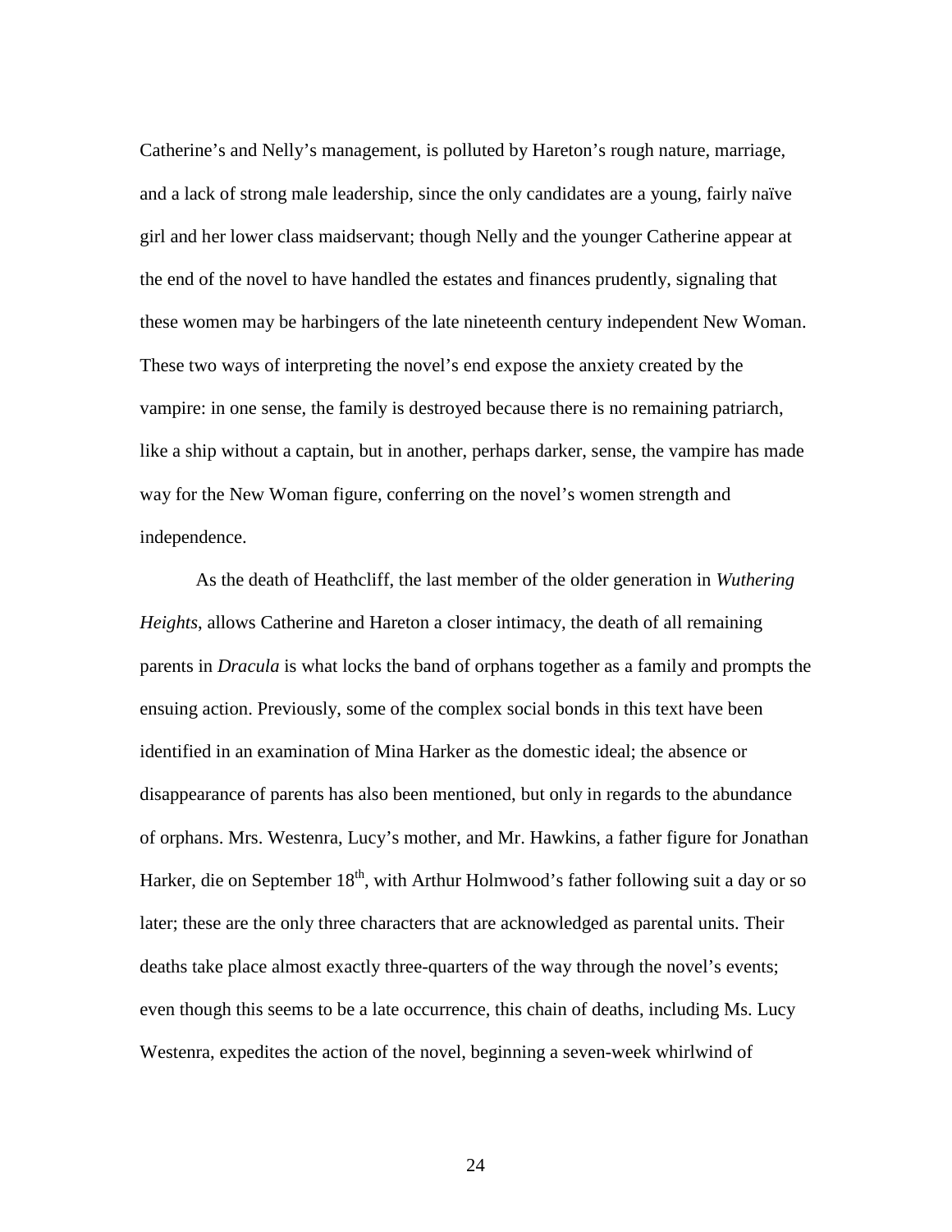Catherine's and Nelly's management, is polluted by Hareton's rough nature, marriage, and a lack of strong male leadership, since the only candidates are a young, fairly naïve girl and her lower class maidservant; though Nelly and the younger Catherine appear at the end of the novel to have handled the estates and finances prudently, signaling that these women may be harbingers of the late nineteenth century independent New Woman. These two ways of interpreting the novel's end expose the anxiety created by the vampire: in one sense, the family is destroyed because there is no remaining patriarch, like a ship without a captain, but in another, perhaps darker, sense, the vampire has made way for the New Woman figure, conferring on the novel's women strength and independence.

As the death of Heathcliff, the last member of the older generation in *Wuthering Heights*, allows Catherine and Hareton a closer intimacy, the death of all remaining parents in *Dracula* is what locks the band of orphans together as a family and prompts the ensuing action. Previously, some of the complex social bonds in this text have been identified in an examination of Mina Harker as the domestic ideal; the absence or disappearance of parents has also been mentioned, but only in regards to the abundance of orphans. Mrs. Westenra, Lucy's mother, and Mr. Hawkins, a father figure for Jonathan Harker, die on September 18th, with Arthur Holmwood's father following suit a day or so later; these are the only three characters that are acknowledged as parental units. Their deaths take place almost exactly three-quarters of the way through the novel's events; even though this seems to be a late occurrence, this chain of deaths, including Ms. Lucy Westenra, expedites the action of the novel, beginning a seven-week whirlwind of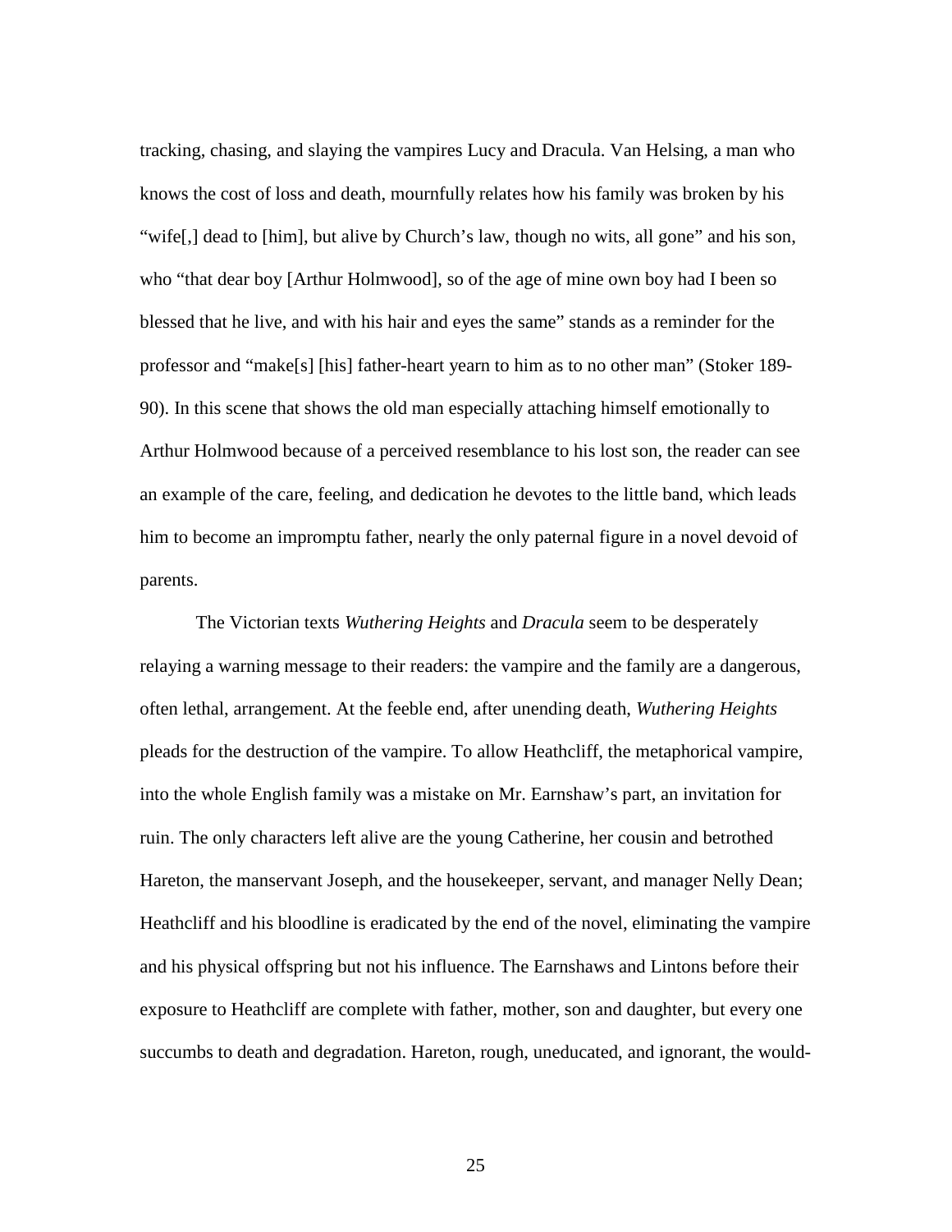tracking, chasing, and slaying the vampires Lucy and Dracula. Van Helsing, a man who knows the cost of loss and death, mournfully relates how his family was broken by his "wife[,] dead to [him], but alive by Church's law, though no wits, all gone" and his son, who "that dear boy [Arthur Holmwood], so of the age of mine own boy had I been so blessed that he live, and with his hair and eyes the same" stands as a reminder for the professor and "make[s] [his] father-heart yearn to him as to no other man" (Stoker 189-90). In this scene that shows the old man especially attaching himself emotionally to Arthur Holmwood because of a perceived resemblance to his lost son, the reader can see an example of the care, feeling, and dedication he devotes to the little band, which leads him to become an impromptu father, nearly the only paternal figure in a novel devoid of parents.

The Victorian texts *Wuthering Heights* and *Dracula* seem to be desperately relaying a warning message to their readers: the vampire and the family are a dangerous, often lethal, arrangement. At the feeble end, after unending death, *Wuthering Heights* pleads for the destruction of the vampire. To allow Heathcliff, the metaphorical vampire, into the whole English family was a mistake on Mr. Earnshaw's part, an invitation for ruin. The only characters left alive are the young Catherine, her cousin and betrothed Hareton, the manservant Joseph, and the housekeeper, servant, and manager Nelly Dean; Heathcliff and his bloodline is eradicated by the end of the novel, eliminating the vampire and his physical offspring but not his influence. The Earnshaws and Lintons before their exposure to Heathcliff are complete with father, mother, son and daughter, but every one succumbs to death and degradation. Hareton, rough, uneducated, and ignorant, the would-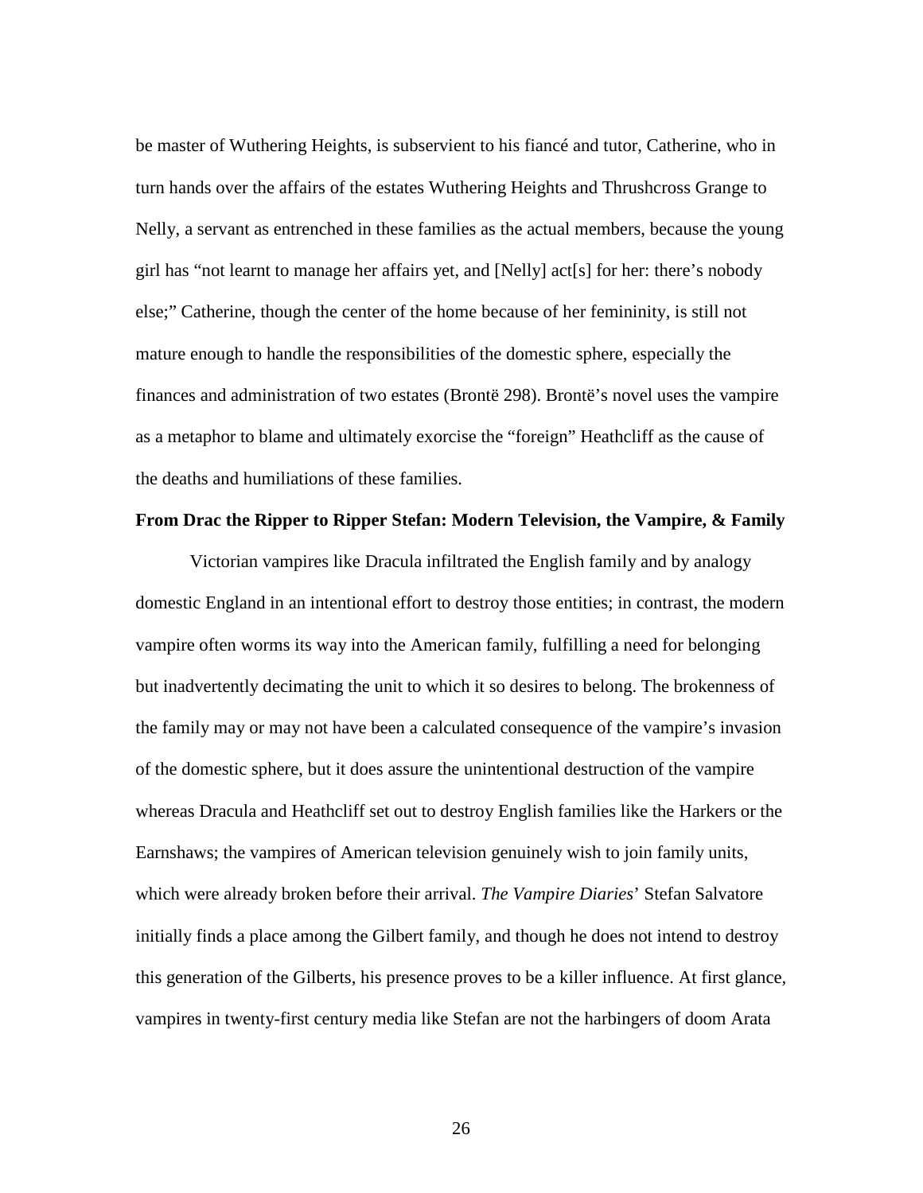be master of Wuthering Heights, is subservient to his fiancé and tutor, Catherine, who in turn hands over the affairs of the estates Wuthering Heights and Thrushcross Grange to Nelly, a servant as entrenched in these families as the actual members, because the young girl has "not learnt to manage her affairs yet, and [Nelly] act[s] for her: there's nobody else;" Catherine, though the center of the home because of her femininity, is still not mature enough to handle the responsibilities of the domestic sphere, especially the finances and administration of two estates (Brontë 298). Brontë's novel uses the vampire as a metaphor to blame and ultimately exorcise the "foreign" Heathcliff as the cause of the deaths and humiliations of these families.

**From Drac the Ripper to Ripper Stefan: Modern Television, the Vampire, & Family**

Victorian vampires like Dracula infiltrated the English family and by analogy domestic England in an intentional effort to destroy those entities; in contrast, the modern vampire often worms its way into the American family, fulfilling a need for belonging but inadvertently decimating the unit to which it so desires to belong. The brokenness of the family may or may not have been a calculated consequence of the vampire's invasion of the domestic sphere, but it does assure the unintentional destruction of the vampire whereas Dracula and Heathcliff set out to destroy English families like the Harkers or the Earnshaws; the vampires of American television genuinely wish to join family units, which were already broken before their arrival. *The Vampire Diaries*' Stefan Salvatore initially finds a place among the Gilbert family, and though he does not intend to destroy this generation of the Gilberts, his presence proves to be a killer influence. At first glance, vampires in twenty-first century media like Stefan are not the harbingers of doom Arata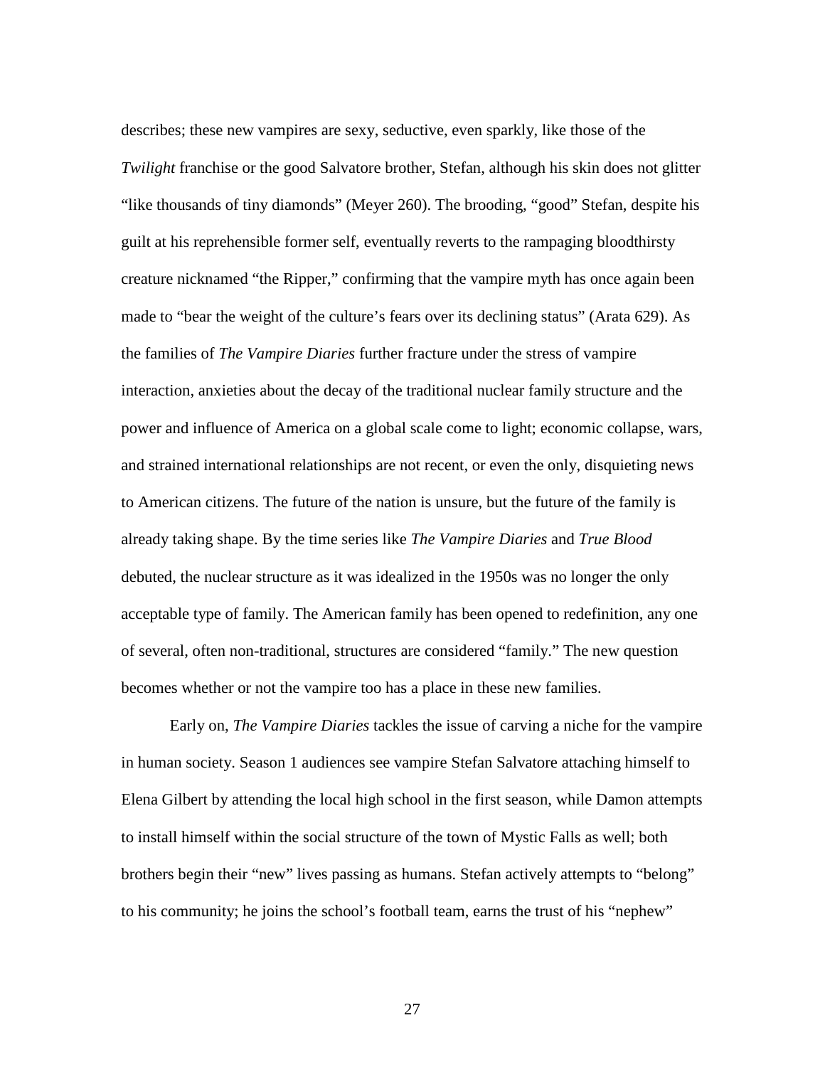describes; these new vampires are sexy, seductive, even sparkly, like those of the *Twilight* franchise or the good Salvatore brother, Stefan, although his skin does not glitter "like thousands of tiny diamonds" (Meyer 260). The brooding, "good" Stefan, despite his guilt at his reprehensible former self, eventually reverts to the rampaging bloodthirsty creature nicknamed "the Ripper," confirming that the vampire myth has once again been made to "bear the weight of the culture's fears over its declining status" (Arata 629). As the families of *The Vampire Diaries* further fracture under the stress of vampire interaction, anxieties about the decay of the traditional nuclear family structure and the power and influence of America on a global scale come to light; economic collapse, wars, and strained international relationships are not recent, or even the only, disquieting news to American citizens. The future of the nation is unsure, but the future of the family is already taking shape. By the time series like *The Vampire Diaries* and *True Blood* debuted, the nuclear structure as it was idealized in the 1950s was no longer the only acceptable type of family. The American family has been opened to redefinition, any one of several, often non-traditional, structures are considered "family." The new question becomes whether or not the vampire too has a place in these new families.

Early on, *The Vampire Diaries* tackles the issue of carving a niche for the vampire in human society. Season 1 audiences see vampire Stefan Salvatore attaching himself to Elena Gilbert by attending the local high school in the first season, while Damon attempts to install himself within the social structure of the town of Mystic Falls as well; both brothers begin their "new" lives passing as humans. Stefan actively attempts to "belong" to his community; he joins the school's football team, earns the trust of his "nephew"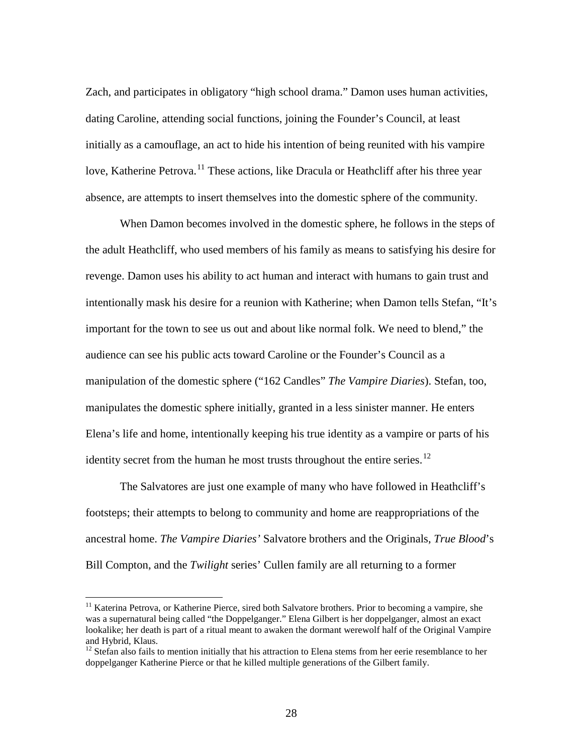Zach, and participates in obligatory "high school drama." Damon uses human activities, dating Caroline, attending social functions, joining the Founder's Council, at least initially as a camouflage, an act to hide his intention of being reunited with his vampire love, Katherine Petrova.[11] These actions, like Dracula or Heathcliff after his three year absence, are attempts to insert themselves into the domestic sphere of the community.

When Damon becomes involved in the domestic sphere, he follows in the steps of the adult Heathcliff, who used members of his family as means to satisfying his desire for revenge. Damon uses his ability to act human and interact with humans to gain trust and intentionally mask his desire for a reunion with Katherine; when Damon tells Stefan, "It's important for the town to see us out and about like normal folk. We need to blend," the audience can see his public acts toward Caroline or the Founder's Council as a manipulation of the domestic sphere ("162 Candles" *The Vampire Diaries*). Stefan, too, manipulates the domestic sphere initially, granted in a less sinister manner. He enters Elena's life and home, intentionally keeping his true identity as a vampire or parts of his identity secret from the human he most trusts throughout the entire series.[12]

The Salvatores are just one example of many who have followed in Heathcliff's footsteps; their attempts to belong to community and home are reappropriations of the ancestral home. *The Vampire Diaries'* Salvatore brothers and the Originals, *True Blood*'s Bill Compton, and the *Twilight* series' Cullen family are all returning to a former

---

[11] Katerina Petrova, or Katherine Pierce, sired both Salvatore brothers. Prior to becoming a vampire, she was a supernatural being called "the Doppelganger." Elena Gilbert is her doppelganger, almost an exact lookalike; her death is part of a ritual meant to awaken the dormant werewolf half of the Original Vampire and Hybrid, Klaus.

[12] Stefan also fails to mention initially that his attraction to Elena stems from her eerie resemblance to her doppelganger Katherine Pierce or that he killed multiple generations of the Gilbert family.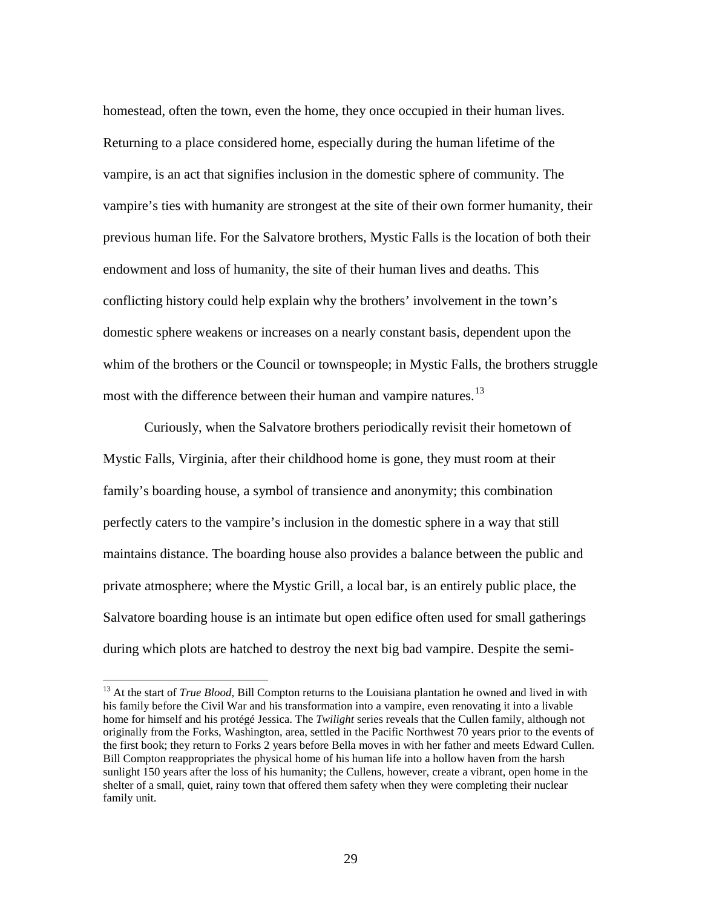homestead, often the town, even the home, they once occupied in their human lives. Returning to a place considered home, especially during the human lifetime of the vampire, is an act that signifies inclusion in the domestic sphere of community. The vampire's ties with humanity are strongest at the site of their own former humanity, their previous human life. For the Salvatore brothers, Mystic Falls is the location of both their endowment and loss of humanity, the site of their human lives and deaths. This conflicting history could help explain why the brothers' involvement in the town's domestic sphere weakens or increases on a nearly constant basis, dependent upon the whim of the brothers or the Council or townspeople; in Mystic Falls, the brothers struggle most with the difference between their human and vampire natures.[13]

Curiously, when the Salvatore brothers periodically revisit their hometown of Mystic Falls, Virginia, after their childhood home is gone, they must room at their family's boarding house, a symbol of transience and anonymity; this combination perfectly caters to the vampire's inclusion in the domestic sphere in a way that still maintains distance. The boarding house also provides a balance between the public and private atmosphere; where the Mystic Grill, a local bar, is an entirely public place, the Salvatore boarding house is an intimate but open edifice often used for small gatherings during which plots are hatched to destroy the next big bad vampire. Despite the semi-

---

[13] At the start of *True Blood*, Bill Compton returns to the Louisiana plantation he owned and lived in with his family before the Civil War and his transformation into a vampire, even renovating it into a livable home for himself and his protégé Jessica. The *Twilight* series reveals that the Cullen family, although not originally from the Forks, Washington, area, settled in the Pacific Northwest 70 years prior to the events of the first book; they return to Forks 2 years before Bella moves in with her father and meets Edward Cullen. Bill Compton reappropriates the physical home of his human life into a hollow haven from the harsh sunlight 150 years after the loss of his humanity; the Cullens, however, create a vibrant, open home in the shelter of a small, quiet, rainy town that offered them safety when they were completing their nuclear family unit.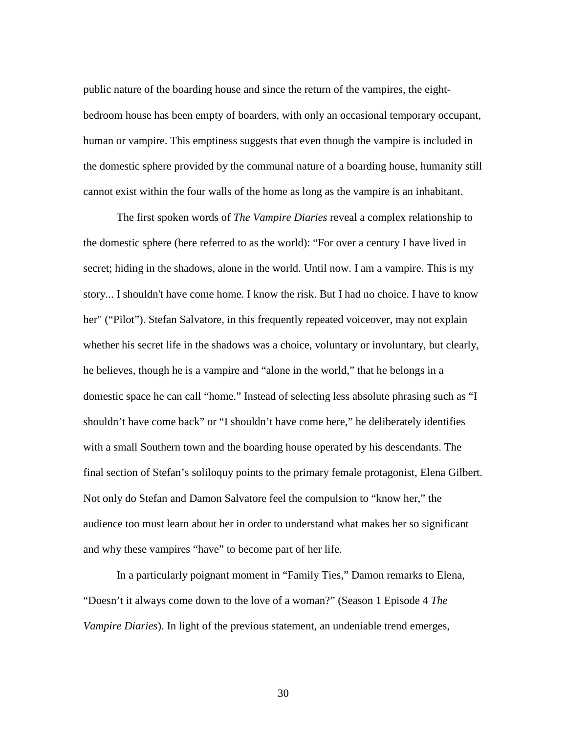public nature of the boarding house and since the return of the vampires, the eight-bedroom house has been empty of boarders, with only an occasional temporary occupant, human or vampire. This emptiness suggests that even though the vampire is included in the domestic sphere provided by the communal nature of a boarding house, humanity still cannot exist within the four walls of the home as long as the vampire is an inhabitant.

The first spoken words of *The Vampire Diaries* reveal a complex relationship to the domestic sphere (here referred to as the world): "For over a century I have lived in secret; hiding in the shadows, alone in the world. Until now. I am a vampire. This is my story... I shouldn't have come home. I know the risk. But I had no choice. I have to know her" ("Pilot"). Stefan Salvatore, in this frequently repeated voiceover, may not explain whether his secret life in the shadows was a choice, voluntary or involuntary, but clearly, he believes, though he is a vampire and "alone in the world," that he belongs in a domestic space he can call "home." Instead of selecting less absolute phrasing such as "I shouldn't have come back" or "I shouldn't have come here," he deliberately identifies with a small Southern town and the boarding house operated by his descendants. The final section of Stefan's soliloquy points to the primary female protagonist, Elena Gilbert. Not only do Stefan and Damon Salvatore feel the compulsion to "know her," the audience too must learn about her in order to understand what makes her so significant and why these vampires "have" to become part of her life.

In a particularly poignant moment in "Family Ties," Damon remarks to Elena, "Doesn't it always come down to the love of a woman?" (Season 1 Episode 4 *The Vampire Diaries*). In light of the previous statement, an undeniable trend emerges,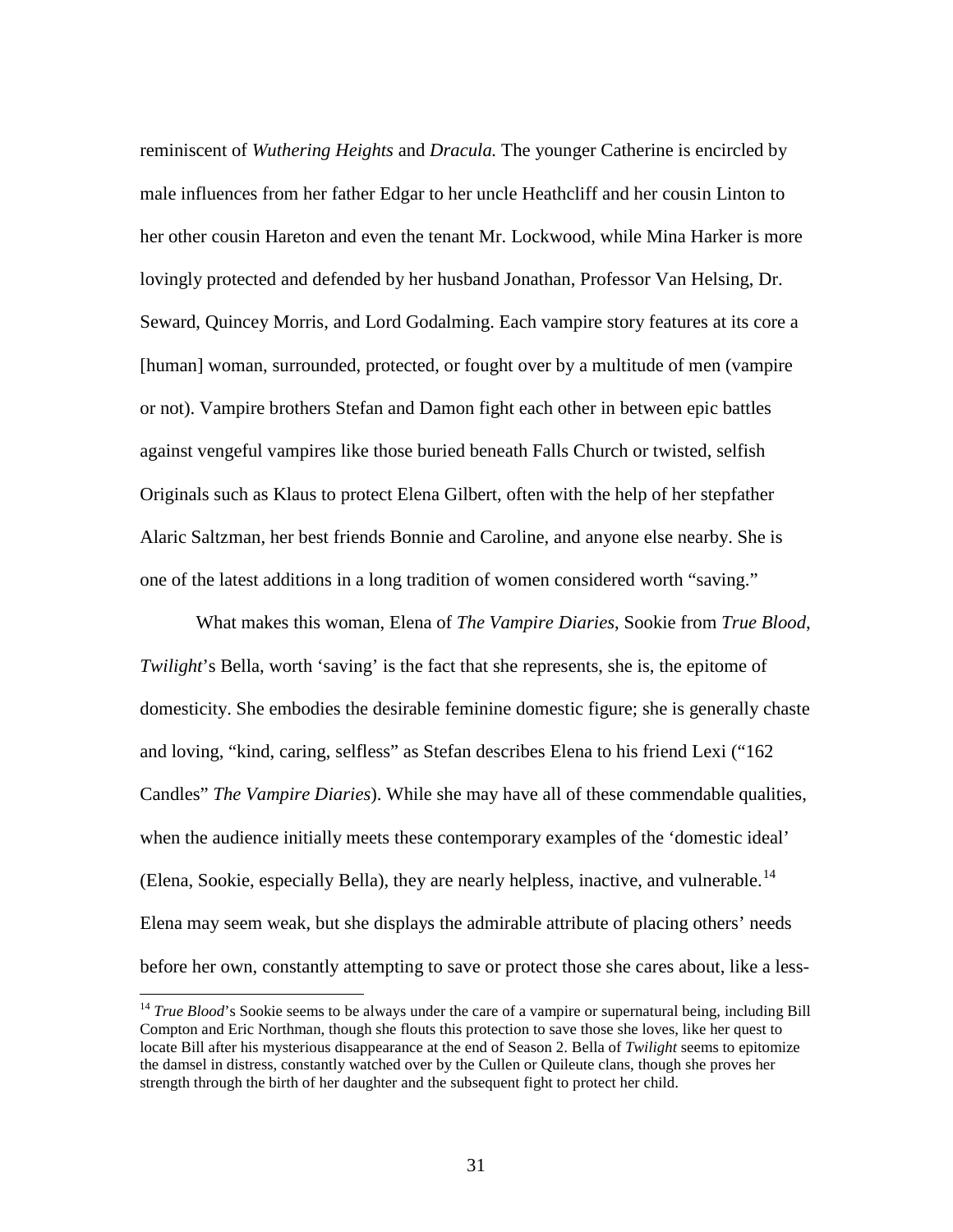reminiscent of *Wuthering Heights* and *Dracula.* The younger Catherine is encircled by male influences from her father Edgar to her uncle Heathcliff and her cousin Linton to her other cousin Hareton and even the tenant Mr. Lockwood, while Mina Harker is more lovingly protected and defended by her husband Jonathan, Professor Van Helsing, Dr. Seward, Quincey Morris, and Lord Godalming. Each vampire story features at its core a [human] woman, surrounded, protected, or fought over by a multitude of men (vampire or not). Vampire brothers Stefan and Damon fight each other in between epic battles against vengeful vampires like those buried beneath Falls Church or twisted, selfish Originals such as Klaus to protect Elena Gilbert, often with the help of her stepfather Alaric Saltzman, her best friends Bonnie and Caroline, and anyone else nearby. She is one of the latest additions in a long tradition of women considered worth "saving."

What makes this woman, Elena of *The Vampire Diaries*, Sookie from *True Blood*, *Twilight*'s Bella, worth 'saving' is the fact that she represents, she is, the epitome of domesticity. She embodies the desirable feminine domestic figure; she is generally chaste and loving, "kind, caring, selfless" as Stefan describes Elena to his friend Lexi ("162 Candles" *The Vampire Diaries*). While she may have all of these commendable qualities, when the audience initially meets these contemporary examples of the 'domestic ideal' (Elena, Sookie, especially Bella), they are nearly helpless, inactive, and vulnerable.[14] Elena may seem weak, but she displays the admirable attribute of placing others' needs before her own, constantly attempting to save or protect those she cares about, like a less-

---

[14] *True Blood*'s Sookie seems to be always under the care of a vampire or supernatural being, including Bill Compton and Eric Northman, though she flouts this protection to save those she loves, like her quest to locate Bill after his mysterious disappearance at the end of Season 2. Bella of *Twilight* seems to epitomize the damsel in distress, constantly watched over by the Cullen or Quileute clans, though she proves her strength through the birth of her daughter and the subsequent fight to protect her child.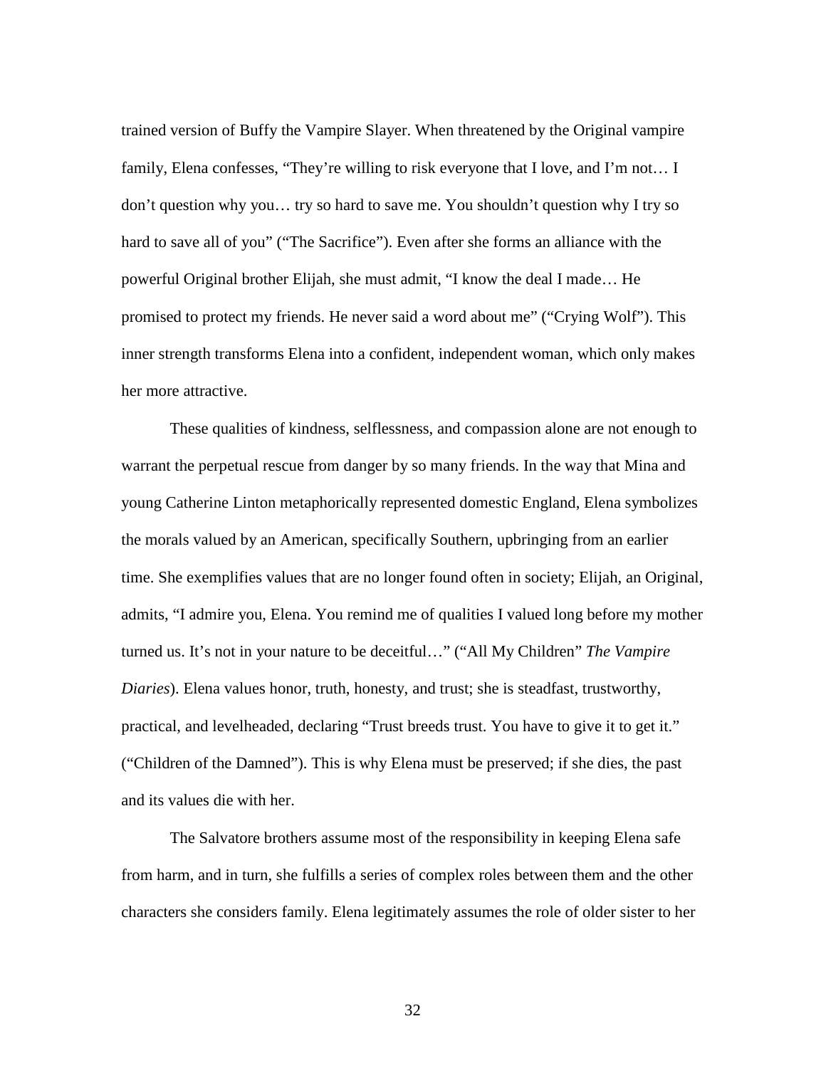trained version of Buffy the Vampire Slayer. When threatened by the Original vampire family, Elena confesses, "They're willing to risk everyone that I love, and I'm not… I don't question why you… try so hard to save me. You shouldn't question why I try so hard to save all of you" ("The Sacrifice"). Even after she forms an alliance with the powerful Original brother Elijah, she must admit, "I know the deal I made… He promised to protect my friends. He never said a word about me" ("Crying Wolf"). This inner strength transforms Elena into a confident, independent woman, which only makes her more attractive.

These qualities of kindness, selflessness, and compassion alone are not enough to warrant the perpetual rescue from danger by so many friends. In the way that Mina and young Catherine Linton metaphorically represented domestic England, Elena symbolizes the morals valued by an American, specifically Southern, upbringing from an earlier time. She exemplifies values that are no longer found often in society; Elijah, an Original, admits, "I admire you, Elena. You remind me of qualities I valued long before my mother turned us. It's not in your nature to be deceitful…" ("All My Children" *The Vampire Diaries*). Elena values honor, truth, honesty, and trust; she is steadfast, trustworthy, practical, and levelheaded, declaring "Trust breeds trust. You have to give it to get it." ("Children of the Damned"). This is why Elena must be preserved; if she dies, the past and its values die with her.

The Salvatore brothers assume most of the responsibility in keeping Elena safe from harm, and in turn, she fulfills a series of complex roles between them and the other characters she considers family. Elena legitimately assumes the role of older sister to her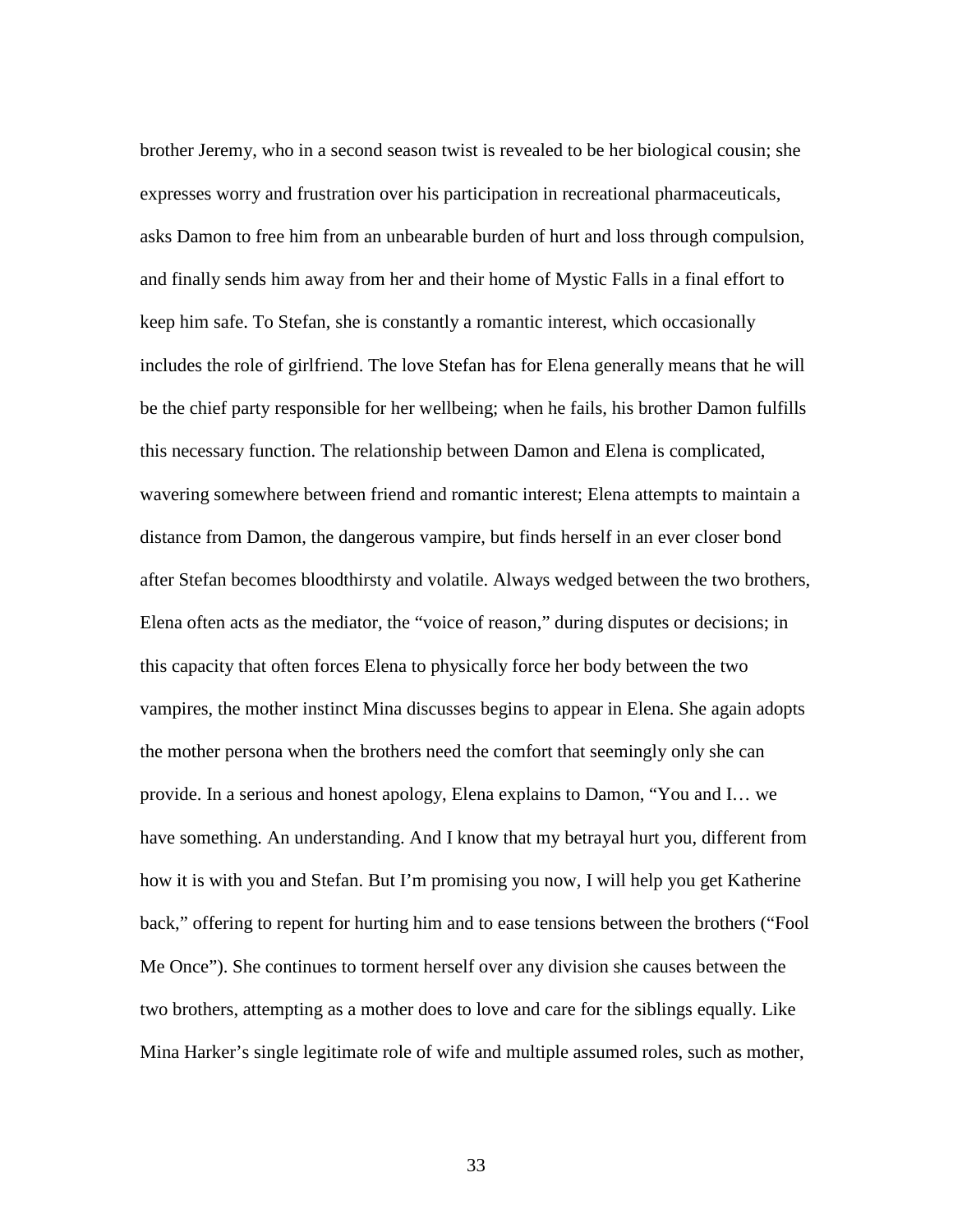brother Jeremy, who in a second season twist is revealed to be her biological cousin; she expresses worry and frustration over his participation in recreational pharmaceuticals, asks Damon to free him from an unbearable burden of hurt and loss through compulsion, and finally sends him away from her and their home of Mystic Falls in a final effort to keep him safe. To Stefan, she is constantly a romantic interest, which occasionally includes the role of girlfriend. The love Stefan has for Elena generally means that he will be the chief party responsible for her wellbeing; when he fails, his brother Damon fulfills this necessary function. The relationship between Damon and Elena is complicated, wavering somewhere between friend and romantic interest; Elena attempts to maintain a distance from Damon, the dangerous vampire, but finds herself in an ever closer bond after Stefan becomes bloodthirsty and volatile. Always wedged between the two brothers, Elena often acts as the mediator, the "voice of reason," during disputes or decisions; in this capacity that often forces Elena to physically force her body between the two vampires, the mother instinct Mina discusses begins to appear in Elena. She again adopts the mother persona when the brothers need the comfort that seemingly only she can provide. In a serious and honest apology, Elena explains to Damon, "You and I… we have something. An understanding. And I know that my betrayal hurt you, different from how it is with you and Stefan. But I'm promising you now, I will help you get Katherine back," offering to repent for hurting him and to ease tensions between the brothers ("Fool Me Once"). She continues to torment herself over any division she causes between the two brothers, attempting as a mother does to love and care for the siblings equally. Like Mina Harker's single legitimate role of wife and multiple assumed roles, such as mother,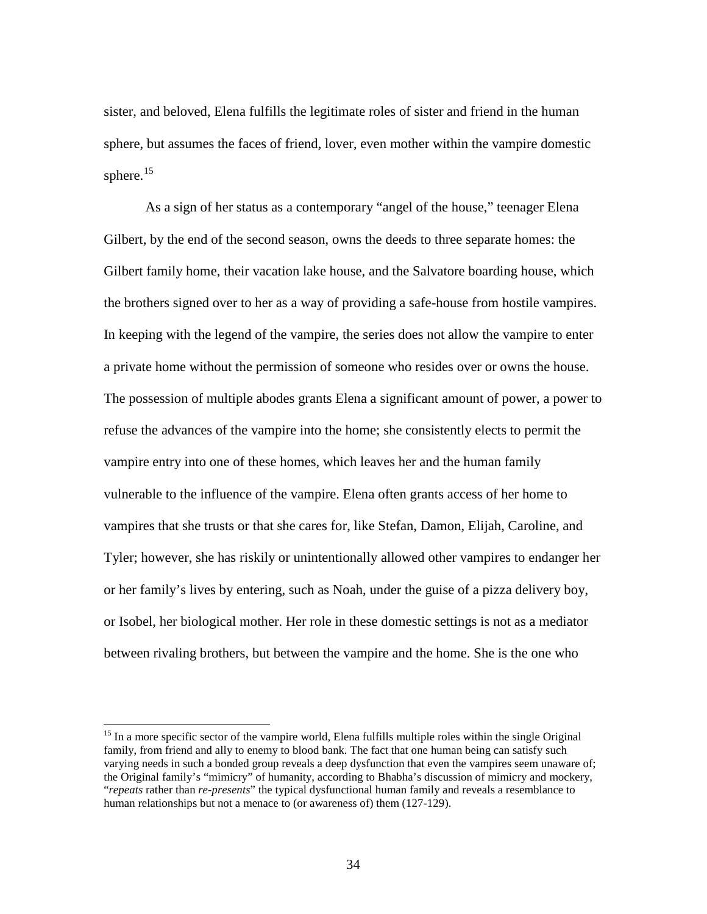sister, and beloved, Elena fulfills the legitimate roles of sister and friend in the human sphere, but assumes the faces of friend, lover, even mother within the vampire domestic sphere.[15]

As a sign of her status as a contemporary "angel of the house," teenager Elena Gilbert, by the end of the second season, owns the deeds to three separate homes: the Gilbert family home, their vacation lake house, and the Salvatore boarding house, which the brothers signed over to her as a way of providing a safe-house from hostile vampires. In keeping with the legend of the vampire, the series does not allow the vampire to enter a private home without the permission of someone who resides over or owns the house. The possession of multiple abodes grants Elena a significant amount of power, a power to refuse the advances of the vampire into the home; she consistently elects to permit the vampire entry into one of these homes, which leaves her and the human family vulnerable to the influence of the vampire. Elena often grants access of her home to vampires that she trusts or that she cares for, like Stefan, Damon, Elijah, Caroline, and Tyler; however, she has riskily or unintentionally allowed other vampires to endanger her or her family's lives by entering, such as Noah, under the guise of a pizza delivery boy, or Isobel, her biological mother. Her role in these domestic settings is not as a mediator between rivaling brothers, but between the vampire and the home. She is the one who

---

[15] In a more specific sector of the vampire world, Elena fulfills multiple roles within the single Original family, from friend and ally to enemy to blood bank. The fact that one human being can satisfy such varying needs in such a bonded group reveals a deep dysfunction that even the vampires seem unaware of; the Original family's "mimicry" of humanity, according to Bhabha's discussion of mimicry and mockery, "*repeats* rather than *re-presents*" the typical dysfunctional human family and reveals a resemblance to human relationships but not a menace to (or awareness of) them (127-129).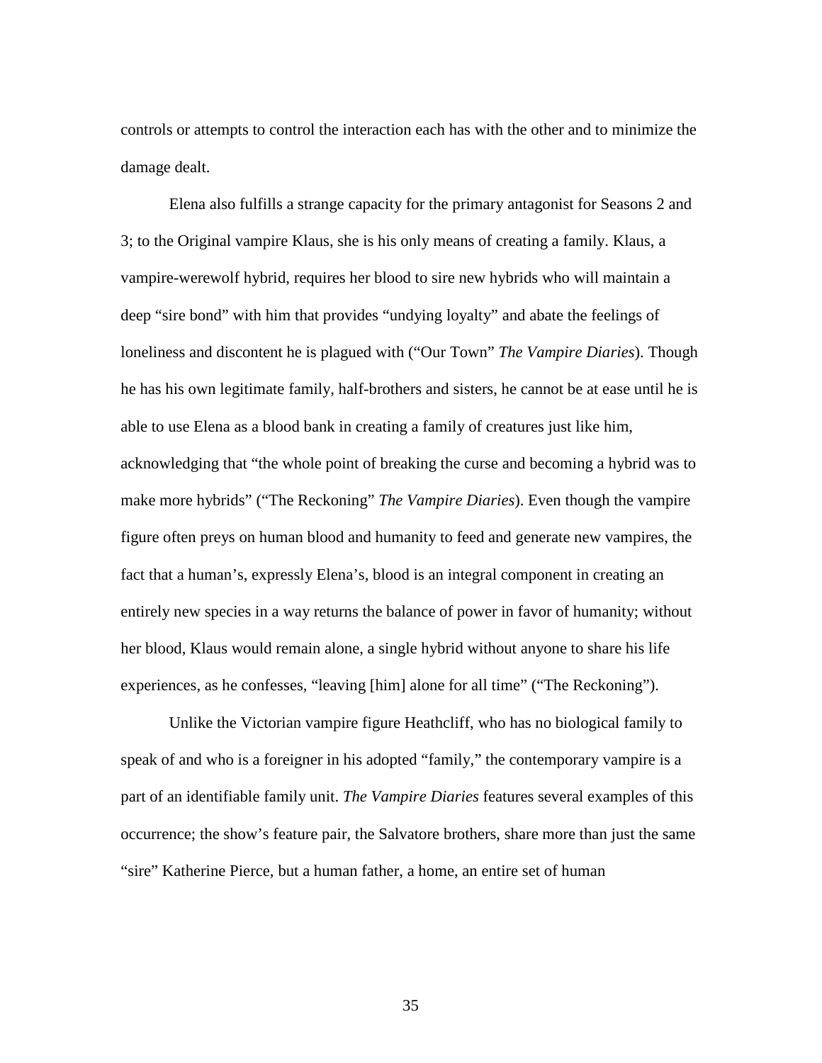controls or attempts to control the interaction each has with the other and to minimize the damage dealt.

Elena also fulfills a strange capacity for the primary antagonist for Seasons 2 and 3; to the Original vampire Klaus, she is his only means of creating a family. Klaus, a vampire-werewolf hybrid, requires her blood to sire new hybrids who will maintain a deep "sire bond" with him that provides "undying loyalty" and abate the feelings of loneliness and discontent he is plagued with ("Our Town" *The Vampire Diaries*). Though he has his own legitimate family, half-brothers and sisters, he cannot be at ease until he is able to use Elena as a blood bank in creating a family of creatures just like him, acknowledging that "the whole point of breaking the curse and becoming a hybrid was to make more hybrids" ("The Reckoning" *The Vampire Diaries*). Even though the vampire figure often preys on human blood and humanity to feed and generate new vampires, the fact that a human's, expressly Elena's, blood is an integral component in creating an entirely new species in a way returns the balance of power in favor of humanity; without her blood, Klaus would remain alone, a single hybrid without anyone to share his life experiences, as he confesses, "leaving [him] alone for all time" ("The Reckoning").

Unlike the Victorian vampire figure Heathcliff, who has no biological family to speak of and who is a foreigner in his adopted "family," the contemporary vampire is a part of an identifiable family unit. *The Vampire Diaries* features several examples of this occurrence; the show's feature pair, the Salvatore brothers, share more than just the same "sire" Katherine Pierce, but a human father, a home, an entire set of human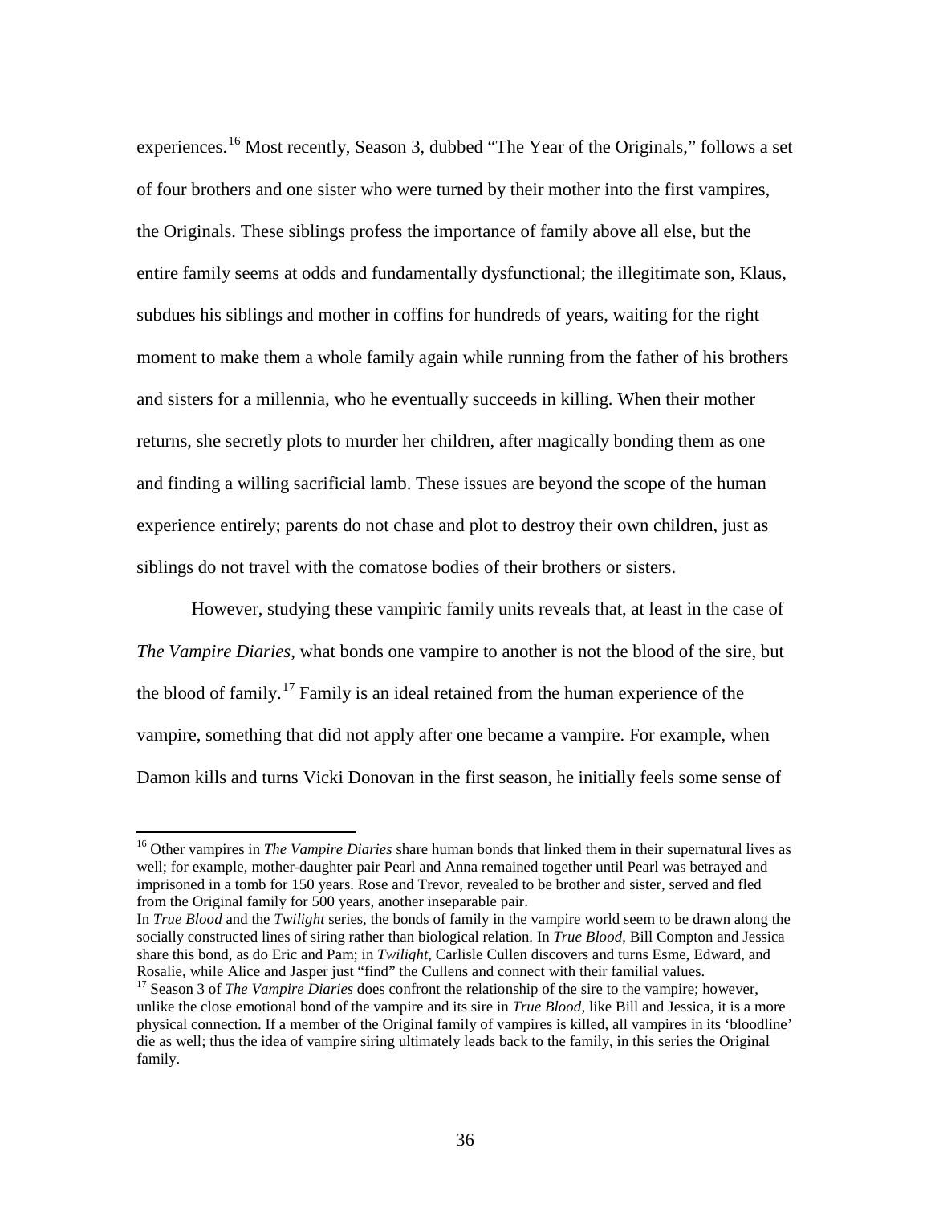experiences.[16] Most recently, Season 3, dubbed "The Year of the Originals," follows a set of four brothers and one sister who were turned by their mother into the first vampires, the Originals. These siblings profess the importance of family above all else, but the entire family seems at odds and fundamentally dysfunctional; the illegitimate son, Klaus, subdues his siblings and mother in coffins for hundreds of years, waiting for the right moment to make them a whole family again while running from the father of his brothers and sisters for a millennia, who he eventually succeeds in killing. When their mother returns, she secretly plots to murder her children, after magically bonding them as one and finding a willing sacrificial lamb. These issues are beyond the scope of the human experience entirely; parents do not chase and plot to destroy their own children, just as siblings do not travel with the comatose bodies of their brothers or sisters.

However, studying these vampiric family units reveals that, at least in the case of *The Vampire Diaries*, what bonds one vampire to another is not the blood of the sire, but the blood of family.[17] Family is an ideal retained from the human experience of the vampire, something that did not apply after one became a vampire. For example, when Damon kills and turns Vicki Donovan in the first season, he initially feels some sense of

---

[16] Other vampires in *The Vampire Diaries* share human bonds that linked them in their supernatural lives as well; for example, mother-daughter pair Pearl and Anna remained together until Pearl was betrayed and imprisoned in a tomb for 150 years. Rose and Trevor, revealed to be brother and sister, served and fled from the Original family for 500 years, another inseparable pair.
In *True Blood* and the *Twilight* series, the bonds of family in the vampire world seem to be drawn along the socially constructed lines of siring rather than biological relation. In *True Blood*, Bill Compton and Jessica share this bond, as do Eric and Pam; in *Twilight*, Carlisle Cullen discovers and turns Esme, Edward, and Rosalie, while Alice and Jasper just "find" the Cullens and connect with their familial values.

[17] Season 3 of *The Vampire Diaries* does confront the relationship of the sire to the vampire; however, unlike the close emotional bond of the vampire and its sire in *True Blood*, like Bill and Jessica, it is a more physical connection. If a member of the Original family of vampires is killed, all vampires in its 'bloodline' die as well; thus the idea of vampire siring ultimately leads back to the family, in this series the Original family.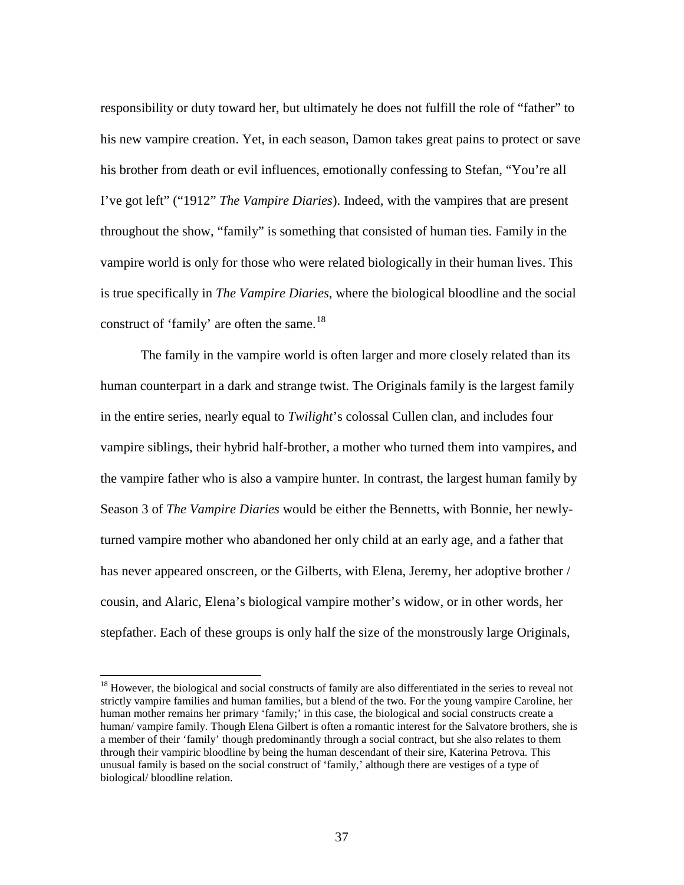responsibility or duty toward her, but ultimately he does not fulfill the role of "father" to his new vampire creation. Yet, in each season, Damon takes great pains to protect or save his brother from death or evil influences, emotionally confessing to Stefan, "You're all I've got left" ("1912" *The Vampire Diaries*). Indeed, with the vampires that are present throughout the show, "family" is something that consisted of human ties. Family in the vampire world is only for those who were related biologically in their human lives. This is true specifically in *The Vampire Diaries*, where the biological bloodline and the social construct of 'family' are often the same.[18]

The family in the vampire world is often larger and more closely related than its human counterpart in a dark and strange twist. The Originals family is the largest family in the entire series, nearly equal to *Twilight*'s colossal Cullen clan, and includes four vampire siblings, their hybrid half-brother, a mother who turned them into vampires, and the vampire father who is also a vampire hunter. In contrast, the largest human family by Season 3 of *The Vampire Diaries* would be either the Bennetts, with Bonnie, her newly-turned vampire mother who abandoned her only child at an early age, and a father that has never appeared onscreen, or the Gilberts, with Elena, Jeremy, her adoptive brother / cousin, and Alaric, Elena's biological vampire mother's widow, or in other words, her stepfather. Each of these groups is only half the size of the monstrously large Originals,

---

[18] However, the biological and social constructs of family are also differentiated in the series to reveal not strictly vampire families and human families, but a blend of the two. For the young vampire Caroline, her human mother remains her primary 'family;' in this case, the biological and social constructs create a human/ vampire family. Though Elena Gilbert is often a romantic interest for the Salvatore brothers, she is a member of their 'family' though predominantly through a social contract, but she also relates to them through their vampiric bloodline by being the human descendant of their sire, Katerina Petrova. This unusual family is based on the social construct of 'family,' although there are vestiges of a type of biological/ bloodline relation.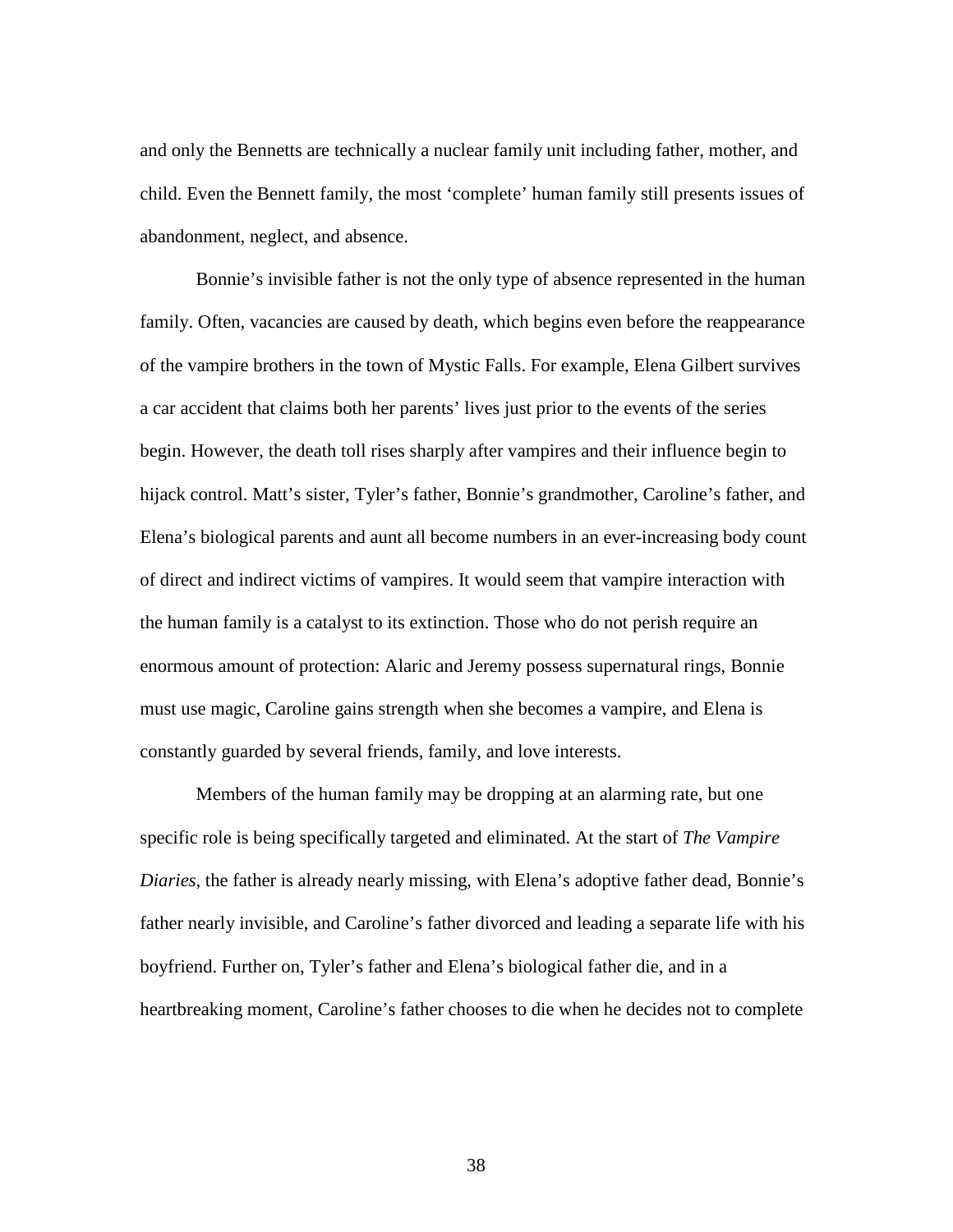and only the Bennetts are technically a nuclear family unit including father, mother, and child. Even the Bennett family, the most 'complete' human family still presents issues of abandonment, neglect, and absence.

Bonnie's invisible father is not the only type of absence represented in the human family. Often, vacancies are caused by death, which begins even before the reappearance of the vampire brothers in the town of Mystic Falls. For example, Elena Gilbert survives a car accident that claims both her parents' lives just prior to the events of the series begin. However, the death toll rises sharply after vampires and their influence begin to hijack control. Matt's sister, Tyler's father, Bonnie's grandmother, Caroline's father, and Elena's biological parents and aunt all become numbers in an ever-increasing body count of direct and indirect victims of vampires. It would seem that vampire interaction with the human family is a catalyst to its extinction. Those who do not perish require an enormous amount of protection: Alaric and Jeremy possess supernatural rings, Bonnie must use magic, Caroline gains strength when she becomes a vampire, and Elena is constantly guarded by several friends, family, and love interests.

Members of the human family may be dropping at an alarming rate, but one specific role is being specifically targeted and eliminated. At the start of *The Vampire Diaries*, the father is already nearly missing, with Elena's adoptive father dead, Bonnie's father nearly invisible, and Caroline's father divorced and leading a separate life with his boyfriend. Further on, Tyler's father and Elena's biological father die, and in a heartbreaking moment, Caroline's father chooses to die when he decides not to complete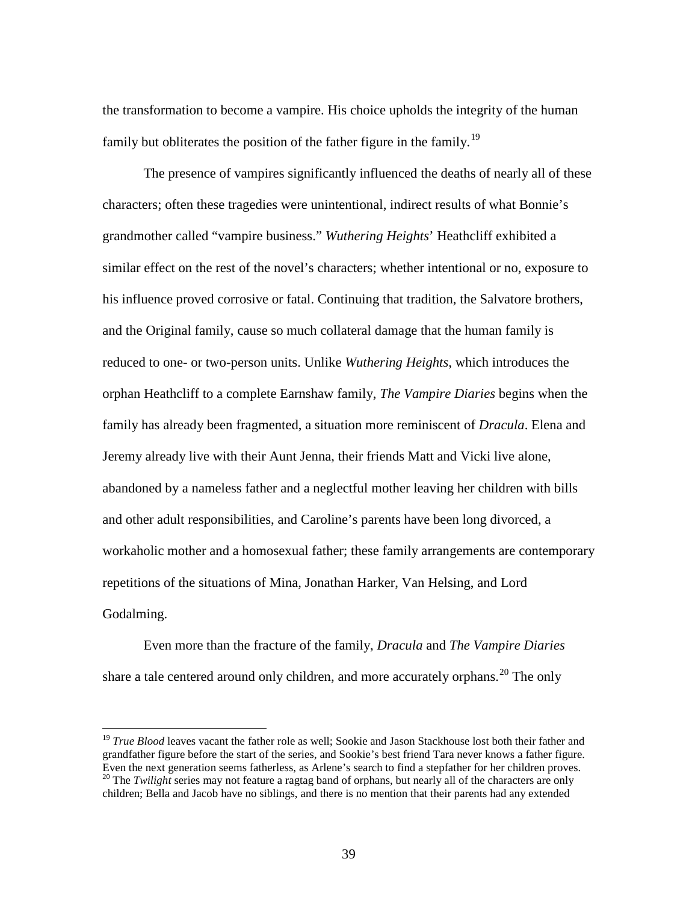the transformation to become a vampire. His choice upholds the integrity of the human family but obliterates the position of the father figure in the family.[19]

The presence of vampires significantly influenced the deaths of nearly all of these characters; often these tragedies were unintentional, indirect results of what Bonnie's grandmother called "vampire business." *Wuthering Heights*' Heathcliff exhibited a similar effect on the rest of the novel's characters; whether intentional or no, exposure to his influence proved corrosive or fatal. Continuing that tradition, the Salvatore brothers, and the Original family, cause so much collateral damage that the human family is reduced to one- or two-person units. Unlike *Wuthering Heights*, which introduces the orphan Heathcliff to a complete Earnshaw family, *The Vampire Diaries* begins when the family has already been fragmented, a situation more reminiscent of *Dracula*. Elena and Jeremy already live with their Aunt Jenna, their friends Matt and Vicki live alone, abandoned by a nameless father and a neglectful mother leaving her children with bills and other adult responsibilities, and Caroline's parents have been long divorced, a workaholic mother and a homosexual father; these family arrangements are contemporary repetitions of the situations of Mina, Jonathan Harker, Van Helsing, and Lord Godalming.

Even more than the fracture of the family, *Dracula* and *The Vampire Diaries* share a tale centered around only children, and more accurately orphans.[20] The only

---

[19] *True Blood* leaves vacant the father role as well; Sookie and Jason Stackhouse lost both their father and grandfather figure before the start of the series, and Sookie's best friend Tara never knows a father figure. Even the next generation seems fatherless, as Arlene's search to find a stepfather for her children proves.

[20] The *Twilight* series may not feature a ragtag band of orphans, but nearly all of the characters are only children; Bella and Jacob have no siblings, and there is no mention that their parents had any extended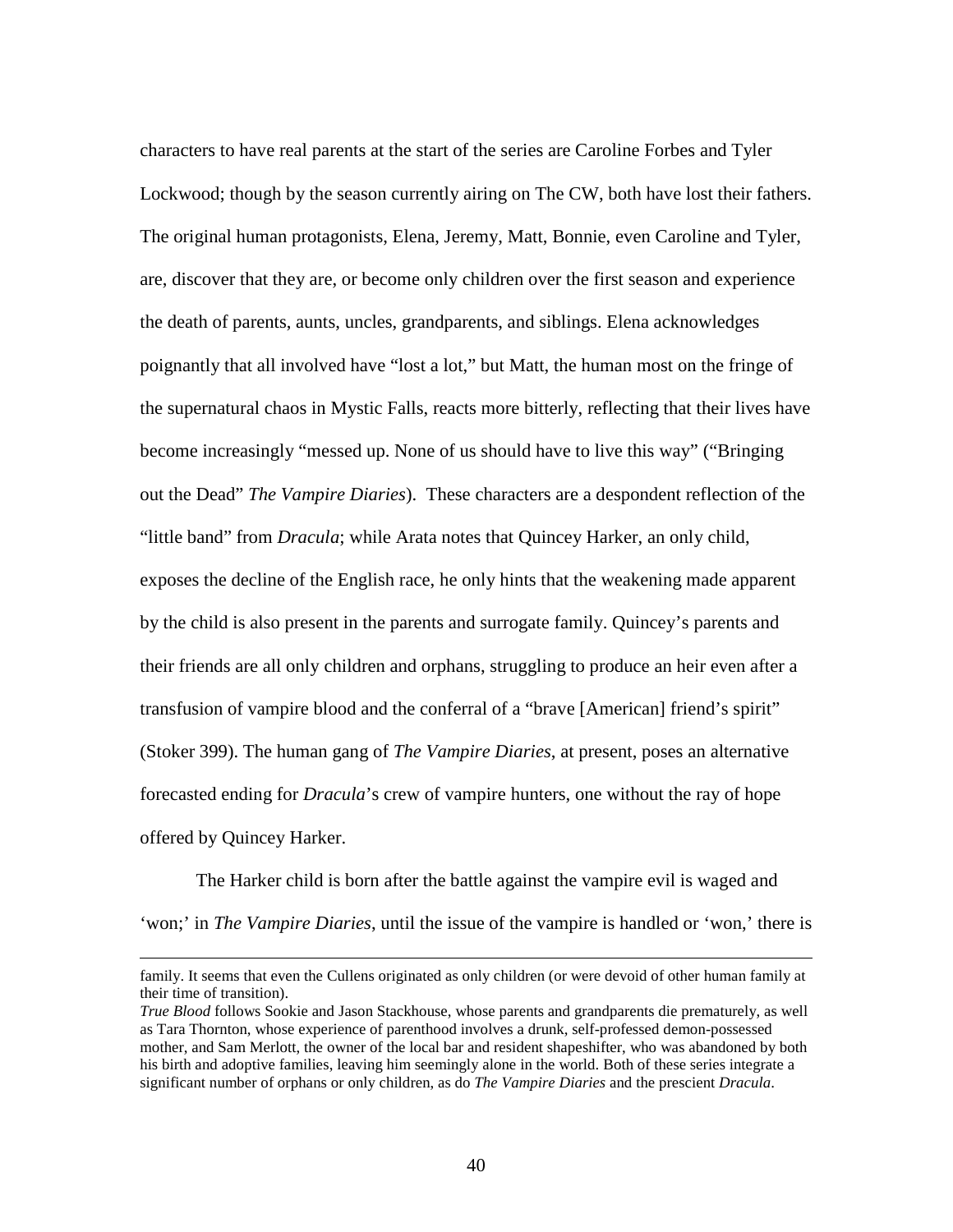characters to have real parents at the start of the series are Caroline Forbes and Tyler Lockwood; though by the season currently airing on The CW, both have lost their fathers. The original human protagonists, Elena, Jeremy, Matt, Bonnie, even Caroline and Tyler, are, discover that they are, or become only children over the first season and experience the death of parents, aunts, uncles, grandparents, and siblings. Elena acknowledges poignantly that all involved have "lost a lot," but Matt, the human most on the fringe of the supernatural chaos in Mystic Falls, reacts more bitterly, reflecting that their lives have become increasingly "messed up. None of us should have to live this way" ("Bringing out the Dead" *The Vampire Diaries*). These characters are a despondent reflection of the "little band" from *Dracula*; while Arata notes that Quincey Harker, an only child, exposes the decline of the English race, he only hints that the weakening made apparent by the child is also present in the parents and surrogate family. Quincey's parents and their friends are all only children and orphans, struggling to produce an heir even after a transfusion of vampire blood and the conferral of a "brave [American] friend's spirit" (Stoker 399). The human gang of *The Vampire Diaries*, at present, poses an alternative forecasted ending for *Dracula*'s crew of vampire hunters, one without the ray of hope offered by Quincey Harker.

The Harker child is born after the battle against the vampire evil is waged and 'won;' in *The Vampire Diaries*, until the issue of the vampire is handled or 'won,' there is

---

family. It seems that even the Cullens originated as only children (or were devoid of other human family at their time of transition).

*True Blood* follows Sookie and Jason Stackhouse, whose parents and grandparents die prematurely, as well as Tara Thornton, whose experience of parenthood involves a drunk, self-professed demon-possessed mother, and Sam Merlott, the owner of the local bar and resident shapeshifter, who was abandoned by both his birth and adoptive families, leaving him seemingly alone in the world. Both of these series integrate a significant number of orphans or only children, as do *The Vampire Diaries* and the prescient *Dracula*.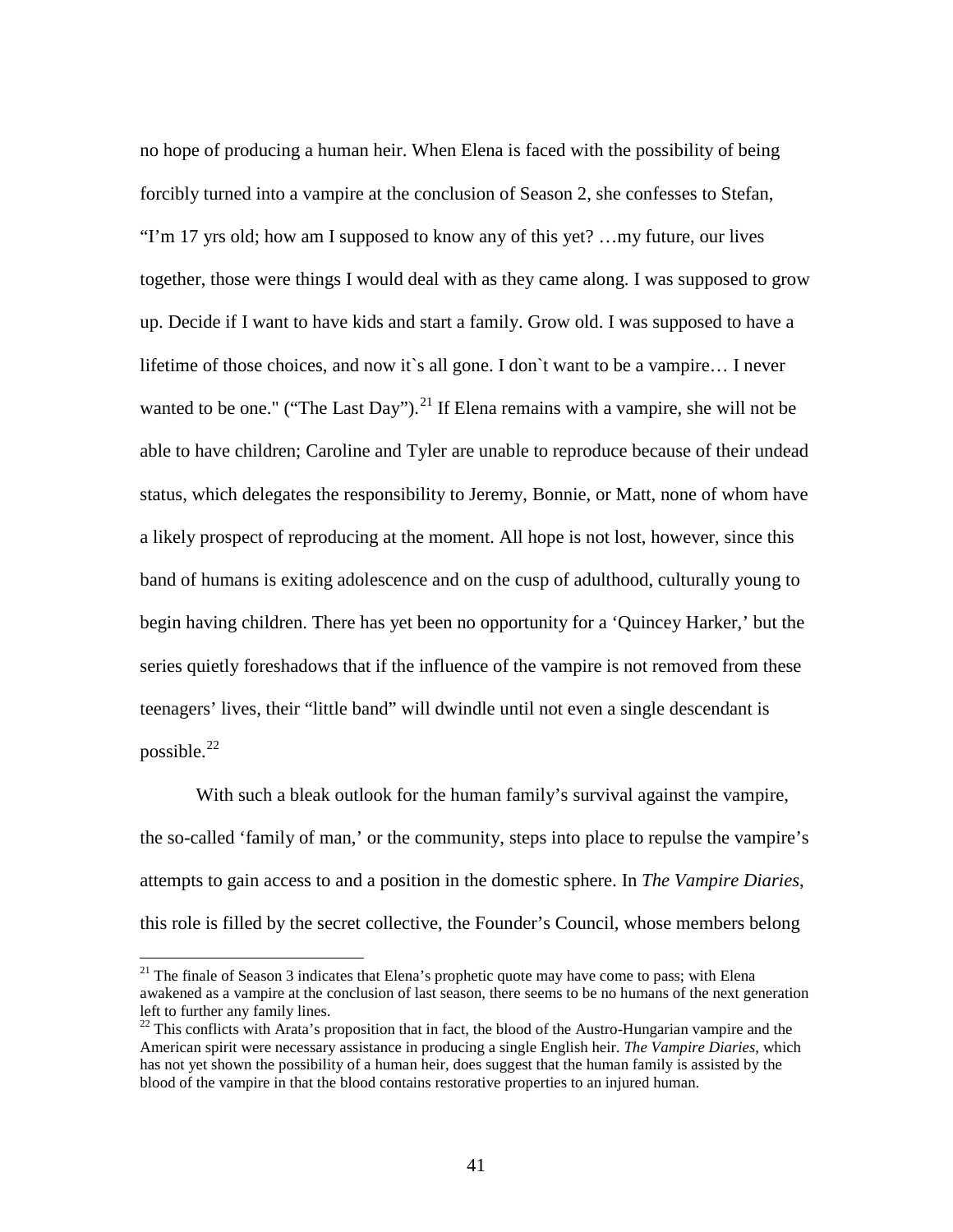no hope of producing a human heir. When Elena is faced with the possibility of being forcibly turned into a vampire at the conclusion of Season 2, she confesses to Stefan, "I'm 17 yrs old; how am I supposed to know any of this yet? …my future, our lives together, those were things I would deal with as they came along. I was supposed to grow up. Decide if I want to have kids and start a family. Grow old. I was supposed to have a lifetime of those choices, and now it`s all gone. I don`t want to be a vampire… I never wanted to be one." ("The Last Day").[21] If Elena remains with a vampire, she will not be able to have children; Caroline and Tyler are unable to reproduce because of their undead status, which delegates the responsibility to Jeremy, Bonnie, or Matt, none of whom have a likely prospect of reproducing at the moment. All hope is not lost, however, since this band of humans is exiting adolescence and on the cusp of adulthood, culturally young to begin having children. There has yet been no opportunity for a 'Quincey Harker,' but the series quietly foreshadows that if the influence of the vampire is not removed from these teenagers' lives, their "little band" will dwindle until not even a single descendant is possible.[22]

With such a bleak outlook for the human family's survival against the vampire, the so-called 'family of man,' or the community, steps into place to repulse the vampire's attempts to gain access to and a position in the domestic sphere. In *The Vampire Diaries*, this role is filled by the secret collective, the Founder's Council, whose members belong

---

[21] The finale of Season 3 indicates that Elena's prophetic quote may have come to pass; with Elena awakened as a vampire at the conclusion of last season, there seems to be no humans of the next generation left to further any family lines.

[22] This conflicts with Arata's proposition that in fact, the blood of the Austro-Hungarian vampire and the American spirit were necessary assistance in producing a single English heir. *The Vampire Diaries*, which has not yet shown the possibility of a human heir, does suggest that the human family is assisted by the blood of the vampire in that the blood contains restorative properties to an injured human.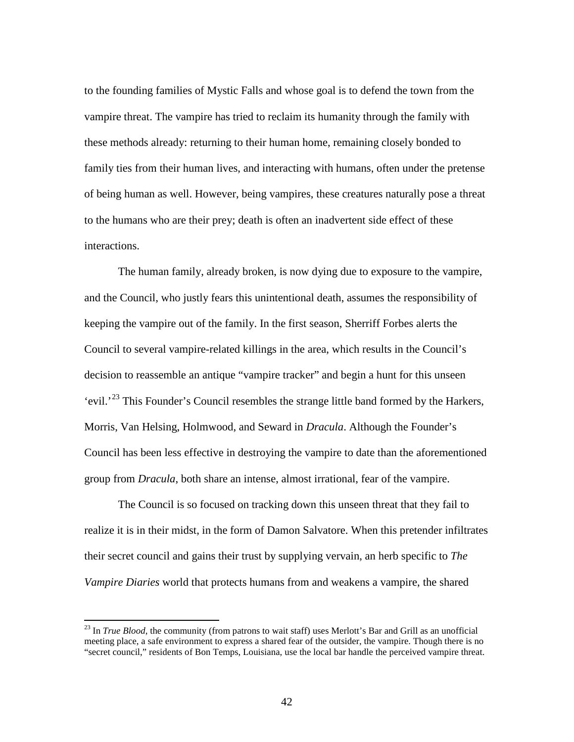to the founding families of Mystic Falls and whose goal is to defend the town from the vampire threat. The vampire has tried to reclaim its humanity through the family with these methods already: returning to their human home, remaining closely bonded to family ties from their human lives, and interacting with humans, often under the pretense of being human as well. However, being vampires, these creatures naturally pose a threat to the humans who are their prey; death is often an inadvertent side effect of these interactions.

The human family, already broken, is now dying due to exposure to the vampire, and the Council, who justly fears this unintentional death, assumes the responsibility of keeping the vampire out of the family. In the first season, Sherriff Forbes alerts the Council to several vampire-related killings in the area, which results in the Council's decision to reassemble an antique "vampire tracker" and begin a hunt for this unseen 'evil.'[23] This Founder's Council resembles the strange little band formed by the Harkers, Morris, Van Helsing, Holmwood, and Seward in *Dracula*. Although the Founder's Council has been less effective in destroying the vampire to date than the aforementioned group from *Dracula*, both share an intense, almost irrational, fear of the vampire.

The Council is so focused on tracking down this unseen threat that they fail to realize it is in their midst, in the form of Damon Salvatore. When this pretender infiltrates their secret council and gains their trust by supplying vervain, an herb specific to *The Vampire Diaries* world that protects humans from and weakens a vampire, the shared

---

[23] In *True Blood*, the community (from patrons to wait staff) uses Merlott's Bar and Grill as an unofficial meeting place, a safe environment to express a shared fear of the outsider, the vampire. Though there is no "secret council," residents of Bon Temps, Louisiana, use the local bar handle the perceived vampire threat.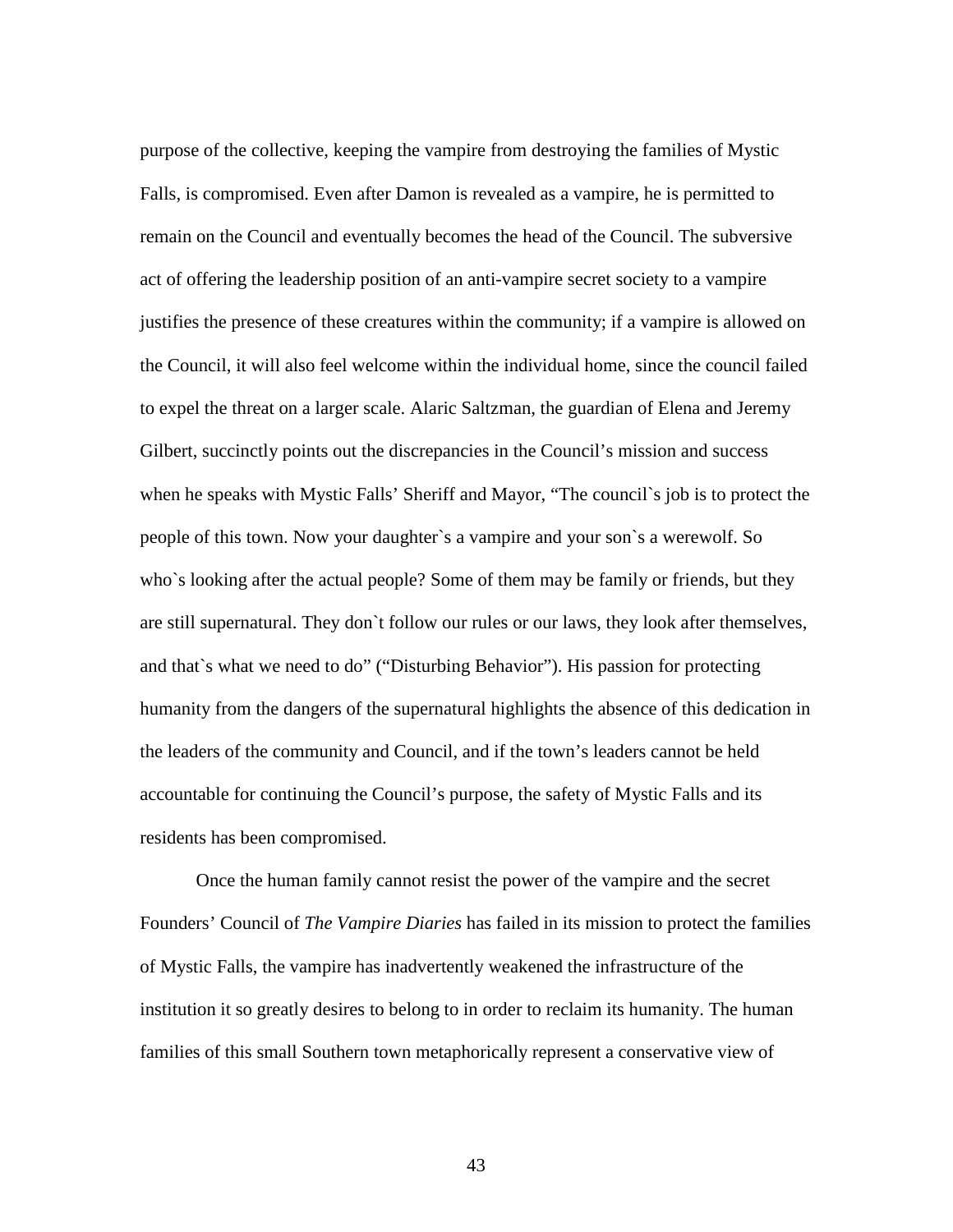purpose of the collective, keeping the vampire from destroying the families of Mystic Falls, is compromised. Even after Damon is revealed as a vampire, he is permitted to remain on the Council and eventually becomes the head of the Council. The subversive act of offering the leadership position of an anti-vampire secret society to a vampire justifies the presence of these creatures within the community; if a vampire is allowed on the Council, it will also feel welcome within the individual home, since the council failed to expel the threat on a larger scale. Alaric Saltzman, the guardian of Elena and Jeremy Gilbert, succinctly points out the discrepancies in the Council's mission and success when he speaks with Mystic Falls' Sheriff and Mayor, "The council`s job is to protect the people of this town. Now your daughter`s a vampire and your son`s a werewolf. So who`s looking after the actual people? Some of them may be family or friends, but they are still supernatural. They don`t follow our rules or our laws, they look after themselves, and that`s what we need to do" ("Disturbing Behavior"). His passion for protecting humanity from the dangers of the supernatural highlights the absence of this dedication in the leaders of the community and Council, and if the town's leaders cannot be held accountable for continuing the Council's purpose, the safety of Mystic Falls and its residents has been compromised.

Once the human family cannot resist the power of the vampire and the secret Founders' Council of *The Vampire Diaries* has failed in its mission to protect the families of Mystic Falls, the vampire has inadvertently weakened the infrastructure of the institution it so greatly desires to belong to in order to reclaim its humanity. The human families of this small Southern town metaphorically represent a conservative view of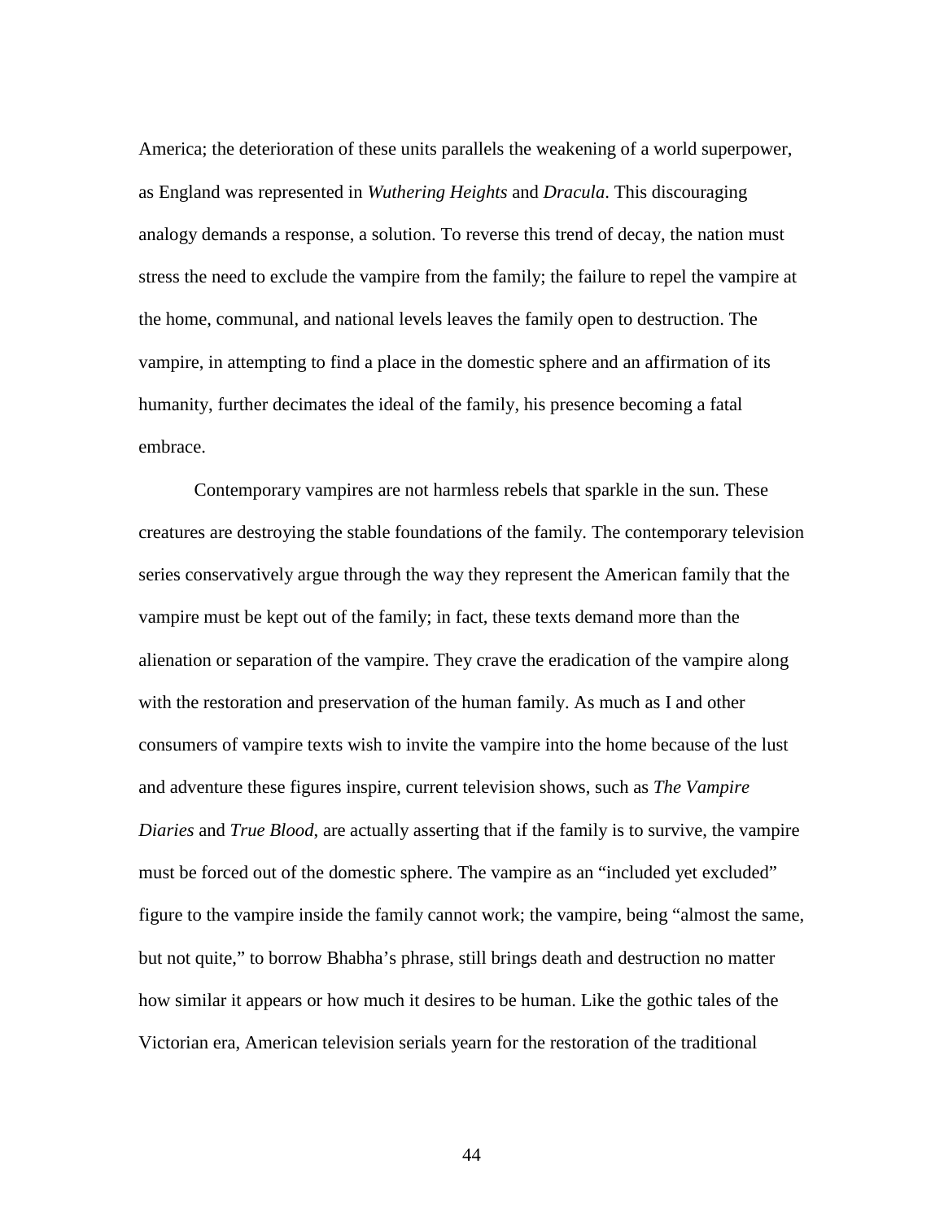America; the deterioration of these units parallels the weakening of a world superpower, as England was represented in *Wuthering Heights* and *Dracula*. This discouraging analogy demands a response, a solution. To reverse this trend of decay, the nation must stress the need to exclude the vampire from the family; the failure to repel the vampire at the home, communal, and national levels leaves the family open to destruction. The vampire, in attempting to find a place in the domestic sphere and an affirmation of its humanity, further decimates the ideal of the family, his presence becoming a fatal embrace.

Contemporary vampires are not harmless rebels that sparkle in the sun. These creatures are destroying the stable foundations of the family. The contemporary television series conservatively argue through the way they represent the American family that the vampire must be kept out of the family; in fact, these texts demand more than the alienation or separation of the vampire. They crave the eradication of the vampire along with the restoration and preservation of the human family. As much as I and other consumers of vampire texts wish to invite the vampire into the home because of the lust and adventure these figures inspire, current television shows, such as *The Vampire Diaries* and *True Blood*, are actually asserting that if the family is to survive, the vampire must be forced out of the domestic sphere. The vampire as an "included yet excluded" figure to the vampire inside the family cannot work; the vampire, being "almost the same, but not quite," to borrow Bhabha's phrase, still brings death and destruction no matter how similar it appears or how much it desires to be human. Like the gothic tales of the Victorian era, American television serials yearn for the restoration of the traditional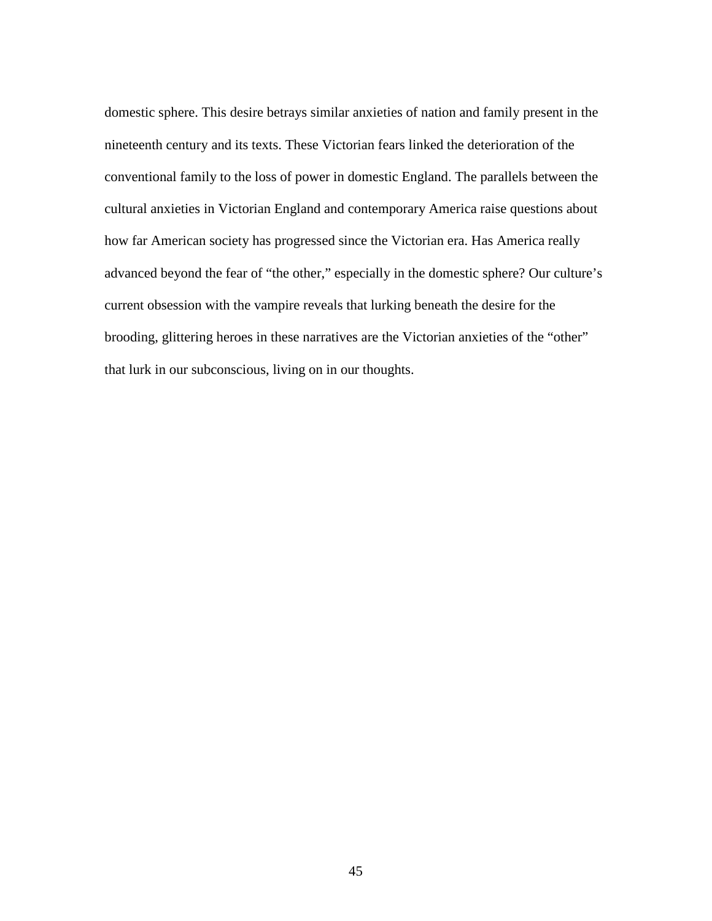domestic sphere. This desire betrays similar anxieties of nation and family present in the nineteenth century and its texts. These Victorian fears linked the deterioration of the conventional family to the loss of power in domestic England. The parallels between the cultural anxieties in Victorian England and contemporary America raise questions about how far American society has progressed since the Victorian era. Has America really advanced beyond the fear of "the other," especially in the domestic sphere? Our culture's current obsession with the vampire reveals that lurking beneath the desire for the brooding, glittering heroes in these narratives are the Victorian anxieties of the "other" that lurk in our subconscious, living on in our thoughts.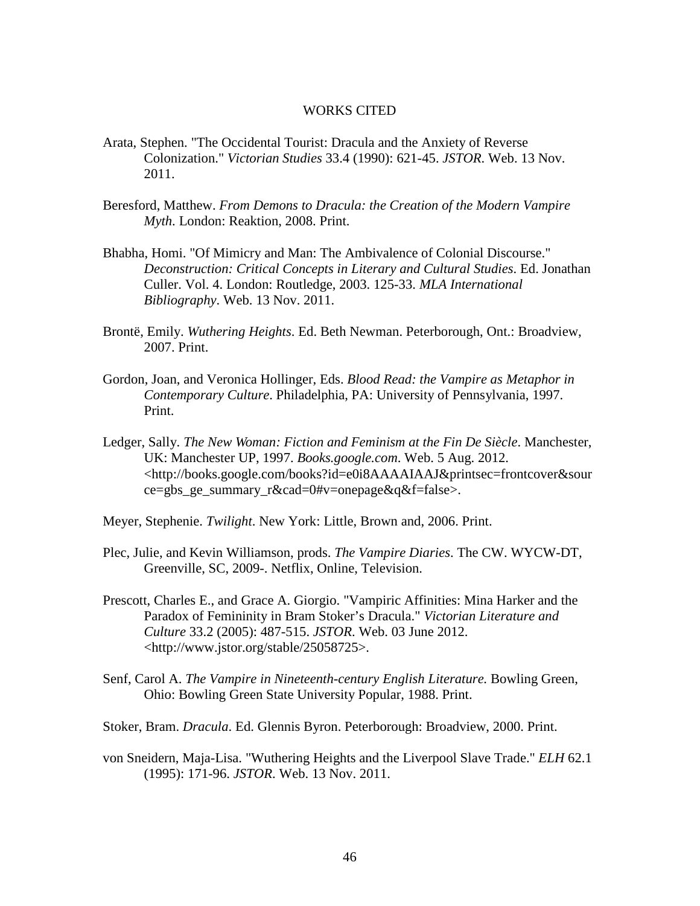# WORKS CITED

Arata, Stephen. "The Occidental Tourist: Dracula and the Anxiety of Reverse Colonization." *Victorian Studies* 33.4 (1990): 621-45. *JSTOR*. Web. 13 Nov. 2011.

Beresford, Matthew. *From Demons to Dracula: the Creation of the Modern Vampire Myth*. London: Reaktion, 2008. Print.

Bhabha, Homi. "Of Mimicry and Man: The Ambivalence of Colonial Discourse." *Deconstruction: Critical Concepts in Literary and Cultural Studies*. Ed. Jonathan Culler. Vol. 4. London: Routledge, 2003. 125-33. *MLA International Bibliography*. Web. 13 Nov. 2011.

Brontë, Emily. *Wuthering Heights*. Ed. Beth Newman. Peterborough, Ont.: Broadview, 2007. Print.

Gordon, Joan, and Veronica Hollinger, Eds. *Blood Read: the Vampire as Metaphor in Contemporary Culture*. Philadelphia, PA: University of Pennsylvania, 1997. Print.

Ledger, Sally. *The New Woman: Fiction and Feminism at the Fin De Siècle*. Manchester, UK: Manchester UP, 1997. *Books.google.com*. Web. 5 Aug. 2012. <http://books.google.com/books?id=e0i8AAAAIAAJ&printsec=frontcover&source=gbs_ge_summary_r&cad=0#v=onepage&q&f=false>.

Meyer, Stephenie. *Twilight*. New York: Little, Brown and, 2006. Print.

Plec, Julie, and Kevin Williamson, prods. *The Vampire Diaries*. The CW. WYCW-DT, Greenville, SC, 2009-. Netflix, Online, Television.

Prescott, Charles E., and Grace A. Giorgio. "Vampiric Affinities: Mina Harker and the Paradox of Femininity in Bram Stoker's Dracula." *Victorian Literature and Culture* 33.2 (2005): 487-515. *JSTOR*. Web. 03 June 2012. <http://www.jstor.org/stable/25058725>.

Senf, Carol A. *The Vampire in Nineteenth-century English Literature.* Bowling Green, Ohio: Bowling Green State University Popular, 1988. Print.

Stoker, Bram. *Dracula*. Ed. Glennis Byron. Peterborough: Broadview, 2000. Print.

von Sneidern, Maja-Lisa. "Wuthering Heights and the Liverpool Slave Trade." *ELH* 62.1 (1995): 171-96. *JSTOR*. Web. 13 Nov. 2011.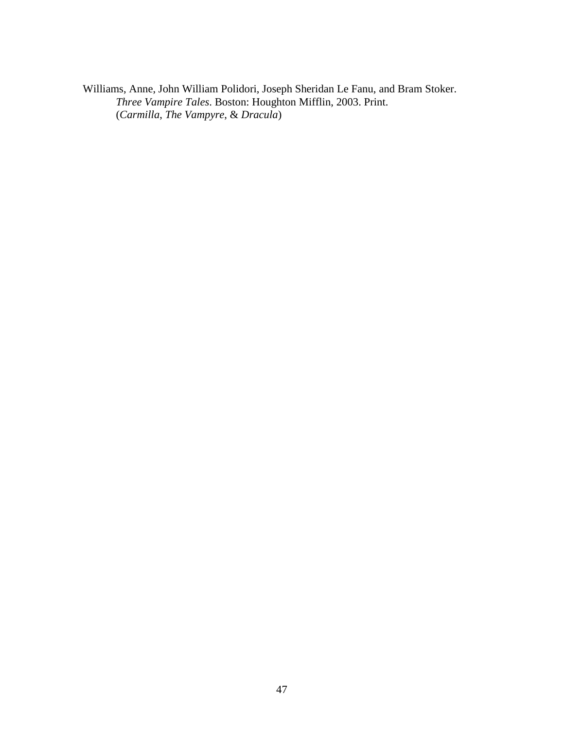Williams, Anne, John William Polidori, Joseph Sheridan Le Fanu, and Bram Stoker. *Three Vampire Tales*. Boston: Houghton Mifflin, 2003. Print. (*Carmilla*, *The Vampyre*, & *Dracula*)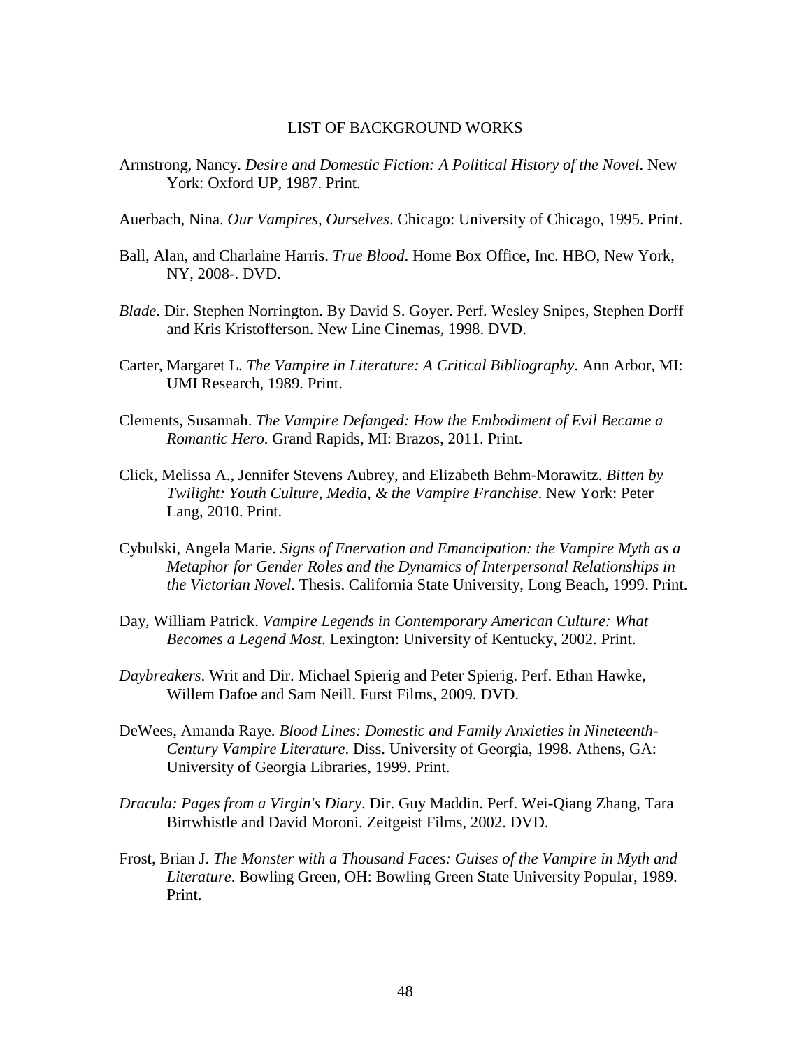## LIST OF BACKGROUND WORKS

Armstrong, Nancy. *Desire and Domestic Fiction: A Political History of the Novel*. New York: Oxford UP, 1987. Print.

Auerbach, Nina. *Our Vampires, Ourselves*. Chicago: University of Chicago, 1995. Print.

Ball, Alan, and Charlaine Harris. *True Blood*. Home Box Office, Inc. HBO, New York, NY, 2008-. DVD.

*Blade*. Dir. Stephen Norrington. By David S. Goyer. Perf. Wesley Snipes, Stephen Dorff and Kris Kristofferson. New Line Cinemas, 1998. DVD.

Carter, Margaret L. *The Vampire in Literature: A Critical Bibliography*. Ann Arbor, MI: UMI Research, 1989. Print.

Clements, Susannah. *The Vampire Defanged: How the Embodiment of Evil Became a Romantic Hero*. Grand Rapids, MI: Brazos, 2011. Print.

Click, Melissa A., Jennifer Stevens Aubrey, and Elizabeth Behm-Morawitz. *Bitten by Twilight: Youth Culture, Media, & the Vampire Franchise*. New York: Peter Lang, 2010. Print.

Cybulski, Angela Marie. *Signs of Enervation and Emancipation: the Vampire Myth as a Metaphor for Gender Roles and the Dynamics of Interpersonal Relationships in the Victorian Novel.* Thesis. California State University, Long Beach, 1999. Print.

Day, William Patrick. *Vampire Legends in Contemporary American Culture: What Becomes a Legend Most*. Lexington: University of Kentucky, 2002. Print.

*Daybreakers*. Writ and Dir. Michael Spierig and Peter Spierig. Perf. Ethan Hawke, Willem Dafoe and Sam Neill. Furst Films, 2009. DVD.

DeWees, Amanda Raye. *Blood Lines: Domestic and Family Anxieties in Nineteenth-Century Vampire Literature*. Diss. University of Georgia, 1998. Athens, GA: University of Georgia Libraries, 1999. Print.

*Dracula: Pages from a Virgin's Diary*. Dir. Guy Maddin. Perf. Wei-Qiang Zhang, Tara Birtwhistle and David Moroni. Zeitgeist Films, 2002. DVD.

Frost, Brian J. *The Monster with a Thousand Faces: Guises of the Vampire in Myth and Literature*. Bowling Green, OH: Bowling Green State University Popular, 1989. Print.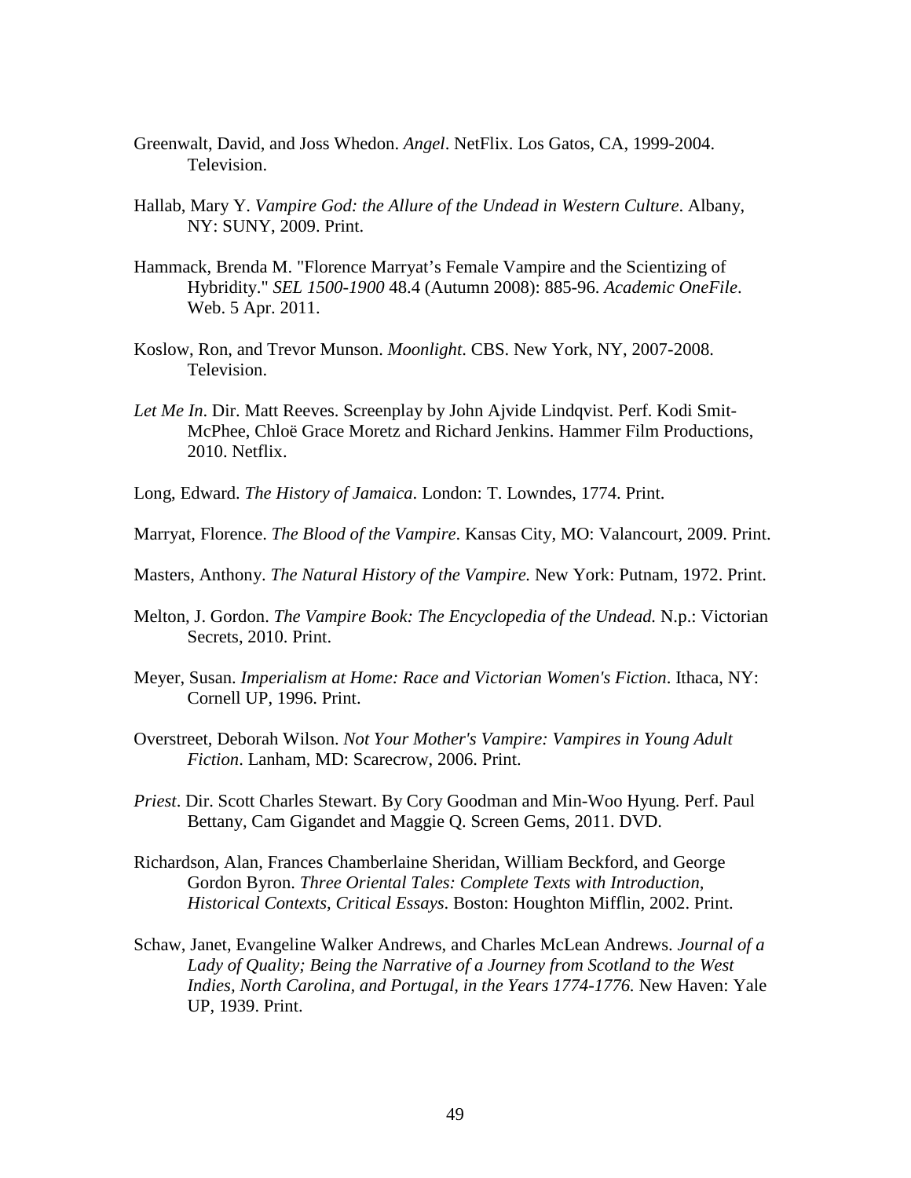Greenwalt, David, and Joss Whedon. *Angel*. NetFlix. Los Gatos, CA, 1999-2004. Television.

Hallab, Mary Y. *Vampire God: the Allure of the Undead in Western Culture*. Albany, NY: SUNY, 2009. Print.

Hammack, Brenda M. "Florence Marryat's Female Vampire and the Scientizing of Hybridity." *SEL 1500-1900* 48.4 (Autumn 2008): 885-96. *Academic OneFile*. Web. 5 Apr. 2011.

Koslow, Ron, and Trevor Munson. *Moonlight*. CBS. New York, NY, 2007-2008. Television.

*Let Me In*. Dir. Matt Reeves. Screenplay by John Ajvide Lindqvist. Perf. Kodi Smit-McPhee, Chloë Grace Moretz and Richard Jenkins. Hammer Film Productions, 2010. Netflix.

Long, Edward. *The History of Jamaica*. London: T. Lowndes, 1774. Print.

Marryat, Florence. *The Blood of the Vampire*. Kansas City, MO: Valancourt, 2009. Print.

Masters, Anthony. *The Natural History of the Vampire.* New York: Putnam, 1972. Print.

Melton, J. Gordon. *The Vampire Book: The Encyclopedia of the Undead.* N.p.: Victorian Secrets, 2010. Print.

Meyer, Susan. *Imperialism at Home: Race and Victorian Women's Fiction*. Ithaca, NY: Cornell UP, 1996. Print.

Overstreet, Deborah Wilson. *Not Your Mother's Vampire: Vampires in Young Adult Fiction*. Lanham, MD: Scarecrow, 2006. Print.

*Priest*. Dir. Scott Charles Stewart. By Cory Goodman and Min-Woo Hyung. Perf. Paul Bettany, Cam Gigandet and Maggie Q. Screen Gems, 2011. DVD.

Richardson, Alan, Frances Chamberlaine Sheridan, William Beckford, and George Gordon Byron. *Three Oriental Tales: Complete Texts with Introduction, Historical Contexts, Critical Essays*. Boston: Houghton Mifflin, 2002. Print.

Schaw, Janet, Evangeline Walker Andrews, and Charles McLean Andrews. *Journal of a Lady of Quality; Being the Narrative of a Journey from Scotland to the West Indies, North Carolina, and Portugal, in the Years 1774-1776.* New Haven: Yale UP, 1939. Print.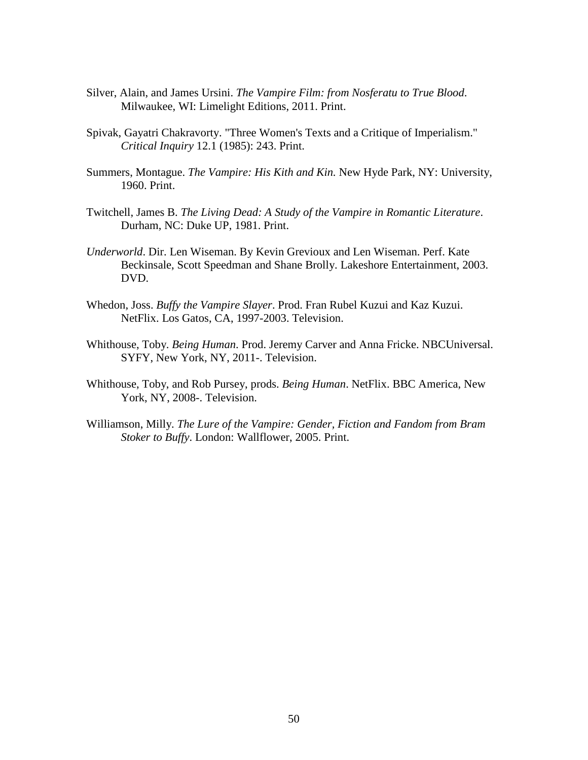Silver, Alain, and James Ursini. *The Vampire Film: from Nosferatu to True Blood*. Milwaukee, WI: Limelight Editions, 2011. Print.

Spivak, Gayatri Chakravorty. "Three Women's Texts and a Critique of Imperialism." *Critical Inquiry* 12.1 (1985): 243. Print.

Summers, Montague. *The Vampire: His Kith and Kin.* New Hyde Park, NY: University, 1960. Print.

Twitchell, James B. *The Living Dead: A Study of the Vampire in Romantic Literature*. Durham, NC: Duke UP, 1981. Print.

*Underworld*. Dir. Len Wiseman. By Kevin Grevioux and Len Wiseman. Perf. Kate Beckinsale, Scott Speedman and Shane Brolly. Lakeshore Entertainment, 2003. DVD.

Whedon, Joss. *Buffy the Vampire Slayer*. Prod. Fran Rubel Kuzui and Kaz Kuzui. NetFlix. Los Gatos, CA, 1997-2003. Television.

Whithouse, Toby. *Being Human*. Prod. Jeremy Carver and Anna Fricke. NBCUniversal. SYFY, New York, NY, 2011-. Television.

Whithouse, Toby, and Rob Pursey, prods. *Being Human*. NetFlix. BBC America, New York, NY, 2008-. Television.

Williamson, Milly. *The Lure of the Vampire: Gender, Fiction and Fandom from Bram Stoker to Buffy*. London: Wallflower, 2005. Print.